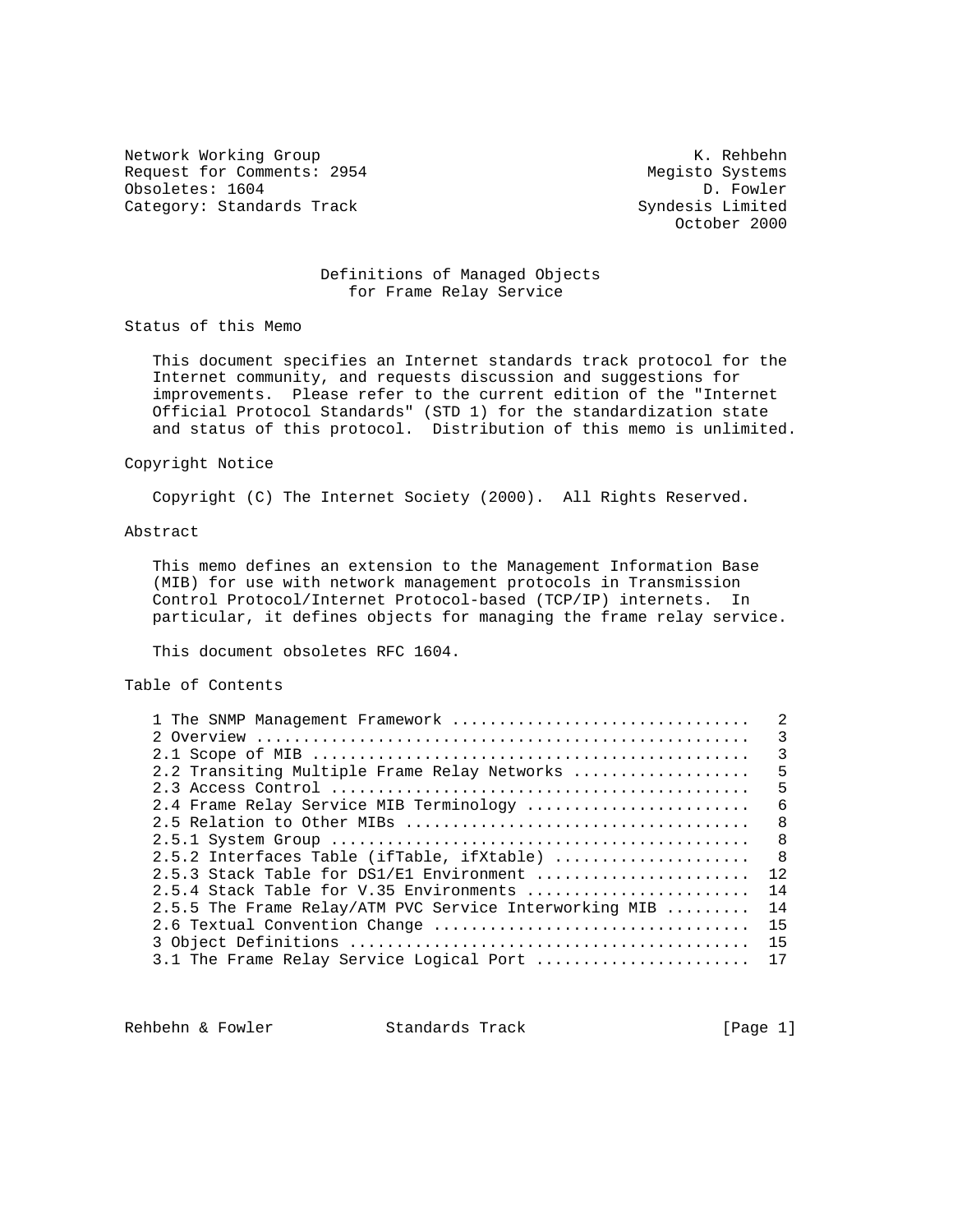Network Working Group K. Rehbehn
Request for Comments: 2954 Megisto Systems
Obsoletes: 1604 D. Fowler
Category: Standards Track Syndesis Limited
October 2000

# Definitions of Managed Objects for Frame Relay Service

## Status of this Memo

This document specifies an Internet standards track protocol for the Internet community, and requests discussion and suggestions for improvements. Please refer to the current edition of the "Internet Official Protocol Standards" (STD 1) for the standardization state and status of this protocol. Distribution of this memo is unlimited.

## Copyright Notice

Copyright (C) The Internet Society (2000). All Rights Reserved.

## Abstract

This memo defines an extension to the Management Information Base (MIB) for use with network management protocols in Transmission Control Protocol/Internet Protocol-based (TCP/IP) internets. In particular, it defines objects for managing the frame relay service.

This document obsoletes RFC 1604.

## Table of Contents

```
1 The SNMP Management Framework ...............................   2
2 Overview ....................................................   3
2.1 Scope of MIB ..............................................   3
2.2 Transiting Multiple Frame Relay Networks ..................   5
2.3 Access Control ............................................   5
2.4 Frame Relay Service MIB Terminology .......................   6
2.5 Relation to Other MIBs ....................................   8
2.5.1 System Group ............................................   8
2.5.2 Interfaces Table (ifTable, ifXtable) ....................   8
2.5.3 Stack Table for DS1/E1 Environment ......................  12
2.5.4 Stack Table for V.35 Environments .......................  14
2.5.5 The Frame Relay/ATM PVC Service Interworking MIB ........  14
2.6 Textual Convention Change .................................  15
3 Object Definitions ..........................................  15
3.1 The Frame Relay Service Logical Port ......................  17
```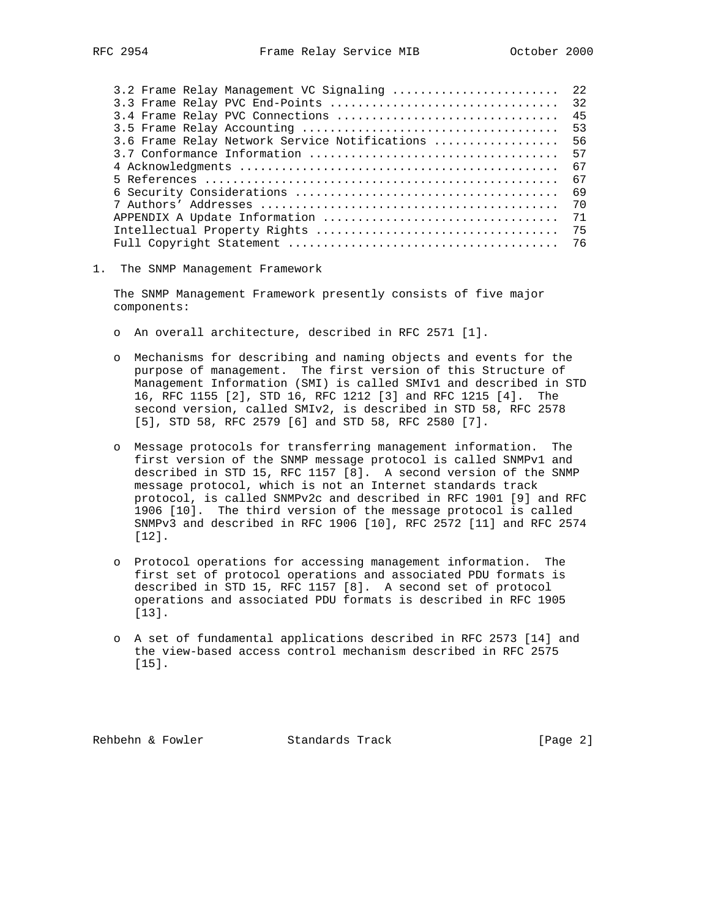3.2 Frame Relay Management VC Signaling ........................ 22
3.3 Frame Relay PVC End-Points ................................. 32
3.4 Frame Relay PVC Connections ................................ 45
3.5 Frame Relay Accounting ..................................... 53
3.6 Frame Relay Network Service Notifications .................. 56
3.7 Conformance Information ..................................... 57
4 Acknowledgments .............................................. 67
5 References ................................................... 67
6 Security Considerations ...................................... 69
7 Authors' Addresses ........................................... 70
APPENDIX A Update Information .................................. 71
Intellectual Property Rights ................................... 75
Full Copyright Statement ....................................... 76

# 1. The SNMP Management Framework

The SNMP Management Framework presently consists of five major components:

- An overall architecture, described in RFC 2571 [1].
- Mechanisms for describing and naming objects and events for the purpose of management. The first version of this Structure of Management Information (SMI) is called SMIv1 and described in STD 16, RFC 1155 [2], STD 16, RFC 1212 [3] and RFC 1215 [4]. The second version, called SMIv2, is described in STD 58, RFC 2578 [5], STD 58, RFC 2579 [6] and STD 58, RFC 2580 [7].
- Message protocols for transferring management information. The first version of the SNMP message protocol is called SNMPv1 and described in STD 15, RFC 1157 [8]. A second version of the SNMP message protocol, which is not an Internet standards track protocol, is called SNMPv2c and described in RFC 1901 [9] and RFC 1906 [10]. The third version of the message protocol is called SNMPv3 and described in RFC 1906 [10], RFC 2572 [11] and RFC 2574 [12].
- Protocol operations for accessing management information. The first set of protocol operations and associated PDU formats is described in STD 15, RFC 1157 [8]. A second set of protocol operations and associated PDU formats is described in RFC 1905 [13].
- A set of fundamental applications described in RFC 2573 [14] and the view-based access control mechanism described in RFC 2575 [15].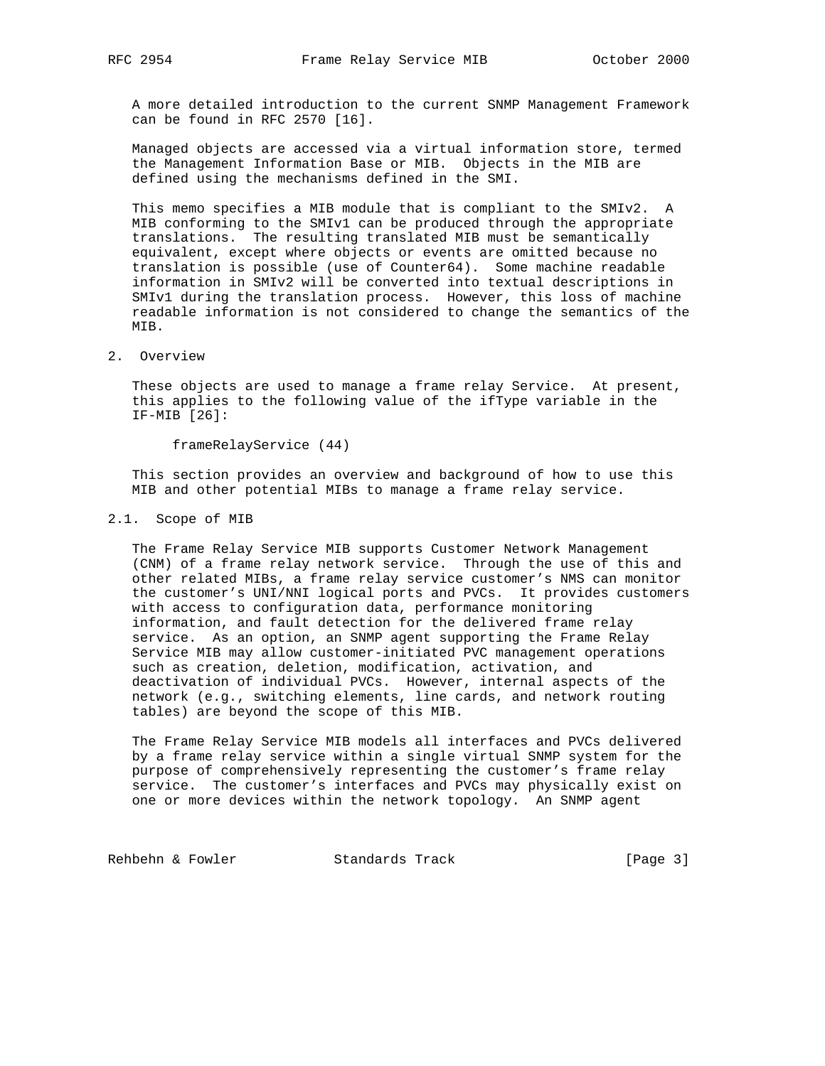A more detailed introduction to the current SNMP Management Framework can be found in RFC 2570 [16].

Managed objects are accessed via a virtual information store, termed the Management Information Base or MIB. Objects in the MIB are defined using the mechanisms defined in the SMI.

This memo specifies a MIB module that is compliant to the SMIv2. A MIB conforming to the SMIv1 can be produced through the appropriate translations. The resulting translated MIB must be semantically equivalent, except where objects or events are omitted because no translation is possible (use of Counter64). Some machine readable information in SMIv2 will be converted into textual descriptions in SMIv1 during the translation process. However, this loss of machine readable information is not considered to change the semantics of the MIB.

## 2. Overview

These objects are used to manage a frame relay Service. At present, this applies to the following value of the ifType variable in the IF-MIB [26]:

```
frameRelayService (44)
```

This section provides an overview and background of how to use this MIB and other potential MIBs to manage a frame relay service.

### 2.1. Scope of MIB

The Frame Relay Service MIB supports Customer Network Management (CNM) of a frame relay network service. Through the use of this and other related MIBs, a frame relay service customer's NMS can monitor the customer's UNI/NNI logical ports and PVCs. It provides customers with access to configuration data, performance monitoring information, and fault detection for the delivered frame relay service. As an option, an SNMP agent supporting the Frame Relay Service MIB may allow customer-initiated PVC management operations such as creation, deletion, modification, activation, and deactivation of individual PVCs. However, internal aspects of the network (e.g., switching elements, line cards, and network routing tables) are beyond the scope of this MIB.

The Frame Relay Service MIB models all interfaces and PVCs delivered by a frame relay service within a single virtual SNMP system for the purpose of comprehensively representing the customer's frame relay service. The customer's interfaces and PVCs may physically exist on one or more devices within the network topology. An SNMP agent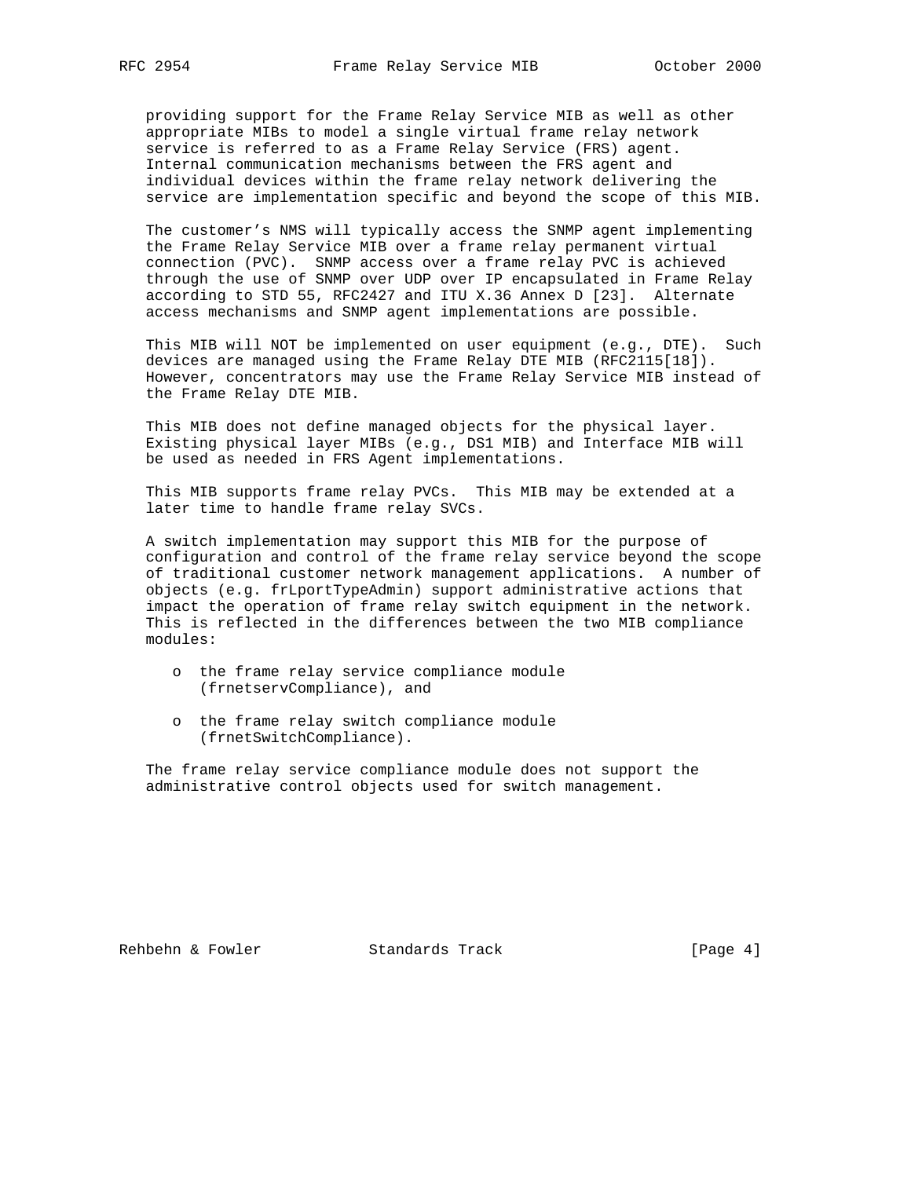providing support for the Frame Relay Service MIB as well as other appropriate MIBs to model a single virtual frame relay network service is referred to as a Frame Relay Service (FRS) agent. Internal communication mechanisms between the FRS agent and individual devices within the frame relay network delivering the service are implementation specific and beyond the scope of this MIB.

The customer's NMS will typically access the SNMP agent implementing the Frame Relay Service MIB over a frame relay permanent virtual connection (PVC). SNMP access over a frame relay PVC is achieved through the use of SNMP over UDP over IP encapsulated in Frame Relay according to STD 55, RFC2427 and ITU X.36 Annex D [23]. Alternate access mechanisms and SNMP agent implementations are possible.

This MIB will NOT be implemented on user equipment (e.g., DTE). Such devices are managed using the Frame Relay DTE MIB (RFC2115[18]). However, concentrators may use the Frame Relay Service MIB instead of the Frame Relay DTE MIB.

This MIB does not define managed objects for the physical layer. Existing physical layer MIBs (e.g., DS1 MIB) and Interface MIB will be used as needed in FRS Agent implementations.

This MIB supports frame relay PVCs. This MIB may be extended at a later time to handle frame relay SVCs.

A switch implementation may support this MIB for the purpose of configuration and control of the frame relay service beyond the scope of traditional customer network management applications. A number of objects (e.g. frLportTypeAdmin) support administrative actions that impact the operation of frame relay switch equipment in the network. This is reflected in the differences between the two MIB compliance modules:

- the frame relay service compliance module (frnetservCompliance), and
- the frame relay switch compliance module (frnetSwitchCompliance).

The frame relay service compliance module does not support the administrative control objects used for switch management.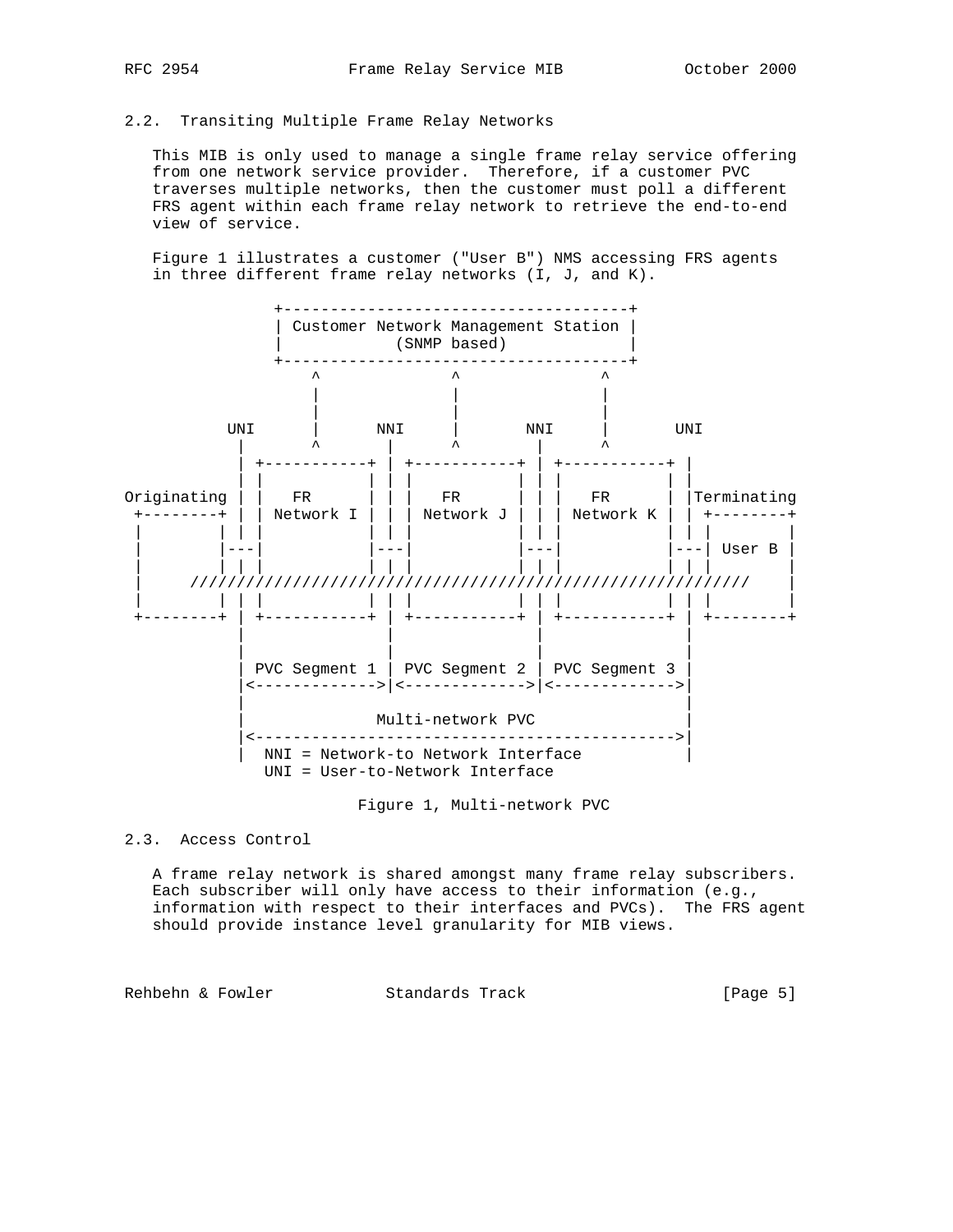### 2.2. Transiting Multiple Frame Relay Networks

This MIB is only used to manage a single frame relay service offering from one network service provider. Therefore, if a customer PVC traverses multiple networks, then the customer must poll a different FRS agent within each frame relay network to retrieve the end-to-end view of service.

Figure 1 illustrates a customer ("User B") NMS accessing FRS agents in three different frame relay networks (I, J, and K).

```
                 +-------------------------------------+
                 | Customer Network Management Station |
                 |            (SNMP based)             |
                 +-------------------------------------+
                     ^              ^               ^
                     |              |               |
                     |              |               |
            UNI      |      NNI     |       NNI     |       UNI
             |       ^       |      ^        |      ^        |
             | +-----------+ | +-----------+ | +-----------+ |
             | |           | | |           | | |           | |
Originating  | |    FR     | | |    FR     | | |    FR     | |Terminating
 +--------+  | | Network I | | | Network J | | | Network K | | +--------+
 |        |  | |           | | |           | | |           | | |        |
 |        |---|           |---|           |---|           |---| User B |
 |        |  | |           | | |           | | |           | | |        |
 |     ////////////////////////////////////////////////////////////    |
 |        |  | |           | | |           | | |           | | |        |
 +--------+  | +-----------+ | +-----------+ | +-----------+ | +--------+
             |               |               |               |
             |               |               |               |
             | PVC Segment 1 | PVC Segment 2 | PVC Segment 3 |
             |<------------->|<------------->|<------------->|
             |                                               |
             |               Multi-network PVC               |
             |<--------------------------------------------->|
             |  NNI = Network-to Network Interface           |
                UNI = User-to-Network Interface
```

Figure 1, Multi-network PVC

### 2.3. Access Control

A frame relay network is shared amongst many frame relay subscribers. Each subscriber will only have access to their information (e.g., information with respect to their interfaces and PVCs). The FRS agent should provide instance level granularity for MIB views.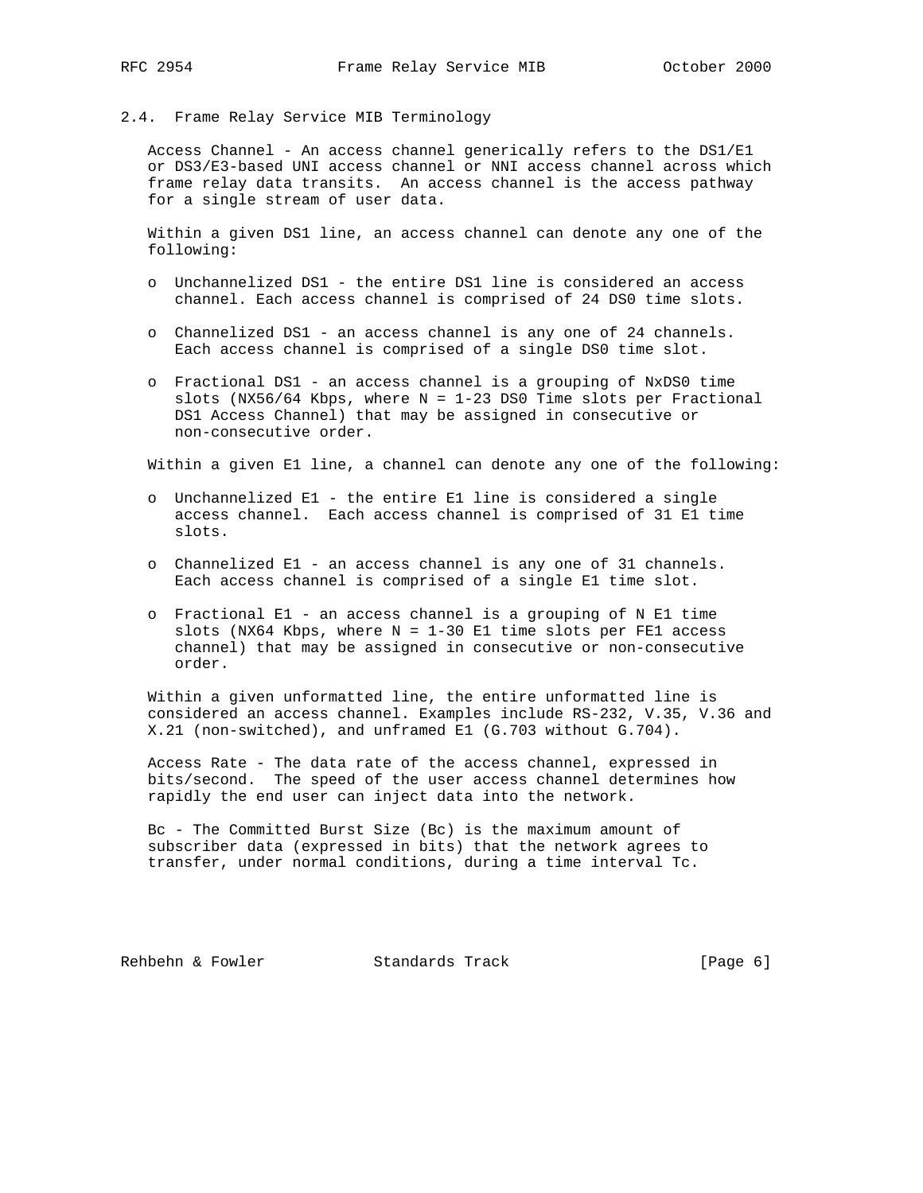## 2.4. Frame Relay Service MIB Terminology

Access Channel - An access channel generically refers to the DS1/E1 or DS3/E3-based UNI access channel or NNI access channel across which frame relay data transits. An access channel is the access pathway for a single stream of user data.

Within a given DS1 line, an access channel can denote any one of the following:

- Unchannelized DS1 - the entire DS1 line is considered an access channel. Each access channel is comprised of 24 DS0 time slots.
- Channelized DS1 - an access channel is any one of 24 channels. Each access channel is comprised of a single DS0 time slot.
- Fractional DS1 - an access channel is a grouping of NxDS0 time slots (NX56/64 Kbps, where N = 1-23 DS0 Time slots per Fractional DS1 Access Channel) that may be assigned in consecutive or non-consecutive order.

Within a given E1 line, a channel can denote any one of the following:

- Unchannelized E1 - the entire E1 line is considered a single access channel. Each access channel is comprised of 31 E1 time slots.
- Channelized E1 - an access channel is any one of 31 channels. Each access channel is comprised of a single E1 time slot.
- Fractional E1 - an access channel is a grouping of N E1 time slots (NX64 Kbps, where N = 1-30 E1 time slots per FE1 access channel) that may be assigned in consecutive or non-consecutive order.

Within a given unformatted line, the entire unformatted line is considered an access channel. Examples include RS-232, V.35, V.36 and X.21 (non-switched), and unframed E1 (G.703 without G.704).

Access Rate - The data rate of the access channel, expressed in bits/second. The speed of the user access channel determines how rapidly the end user can inject data into the network.

Bc - The Committed Burst Size (Bc) is the maximum amount of subscriber data (expressed in bits) that the network agrees to transfer, under normal conditions, during a time interval Tc.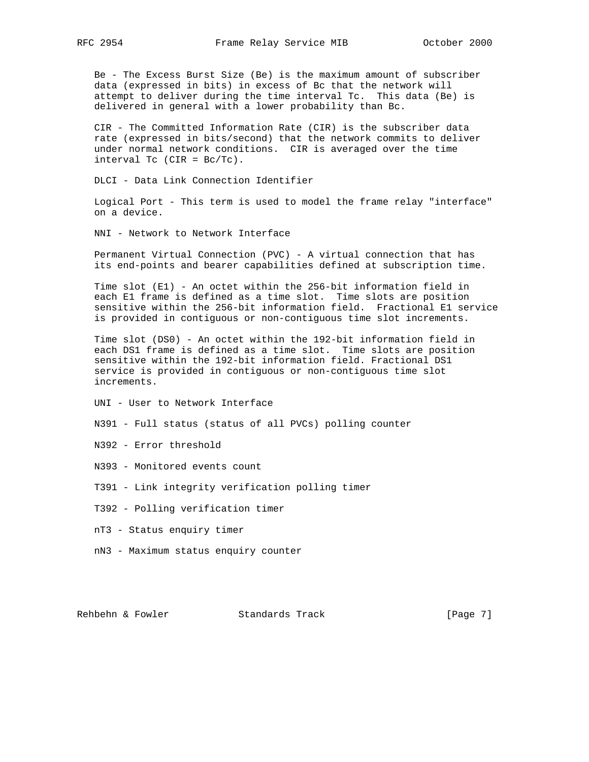Be - The Excess Burst Size (Be) is the maximum amount of subscriber data (expressed in bits) in excess of Bc that the network will attempt to deliver during the time interval Tc. This data (Be) is delivered in general with a lower probability than Bc.

CIR - The Committed Information Rate (CIR) is the subscriber data rate (expressed in bits/second) that the network commits to deliver under normal network conditions. CIR is averaged over the time interval Tc (CIR = Bc/Tc).

DLCI - Data Link Connection Identifier

Logical Port - This term is used to model the frame relay "interface" on a device.

NNI - Network to Network Interface

Permanent Virtual Connection (PVC) - A virtual connection that has its end-points and bearer capabilities defined at subscription time.

Time slot (E1) - An octet within the 256-bit information field in each E1 frame is defined as a time slot. Time slots are position sensitive within the 256-bit information field. Fractional E1 service is provided in contiguous or non-contiguous time slot increments.

Time slot (DS0) - An octet within the 192-bit information field in each DS1 frame is defined as a time slot. Time slots are position sensitive within the 192-bit information field. Fractional DS1 service is provided in contiguous or non-contiguous time slot increments.

UNI - User to Network Interface

N391 - Full status (status of all PVCs) polling counter

N392 - Error threshold

N393 - Monitored events count

T391 - Link integrity verification polling timer

T392 - Polling verification timer

nT3 - Status enquiry timer

nN3 - Maximum status enquiry counter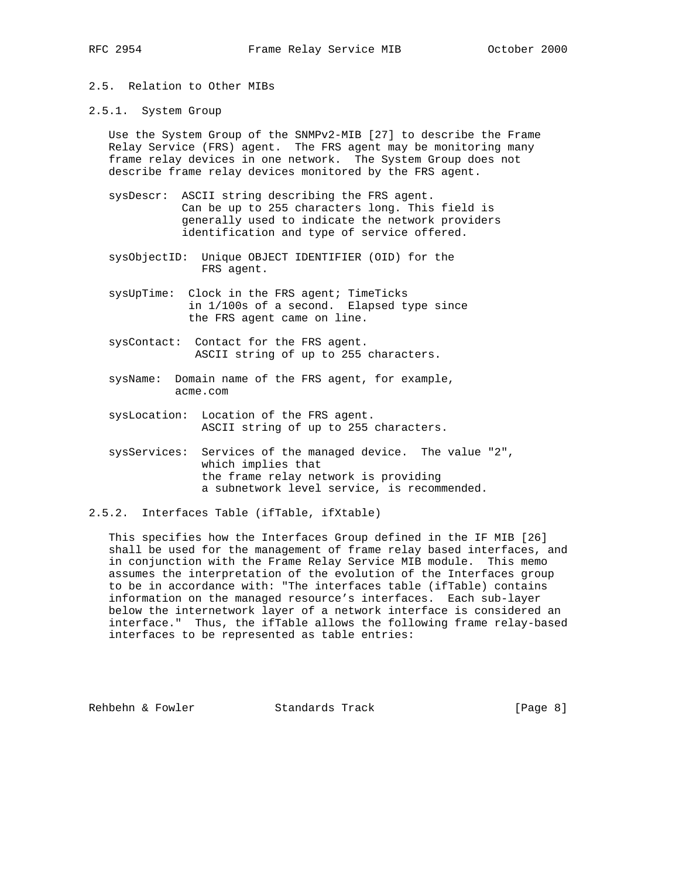### 2.5. Relation to Other MIBs

#### 2.5.1. System Group

Use the System Group of the SNMPv2-MIB [27] to describe the Frame Relay Service (FRS) agent. The FRS agent may be monitoring many frame relay devices in one network. The System Group does not describe frame relay devices monitored by the FRS agent.

- sysDescr: ASCII string describing the FRS agent. Can be up to 255 characters long. This field is generally used to indicate the network providers identification and type of service offered.

- sysObjectID: Unique OBJECT IDENTIFIER (OID) for the FRS agent.

- sysUpTime: Clock in the FRS agent; TimeTicks in 1/100s of a second. Elapsed type since the FRS agent came on line.

- sysContact: Contact for the FRS agent. ASCII string of up to 255 characters.

- sysName: Domain name of the FRS agent, for example, acme.com

- sysLocation: Location of the FRS agent. ASCII string of up to 255 characters.

- sysServices: Services of the managed device. The value "2", which implies that the frame relay network is providing a subnetwork level service, is recommended.

#### 2.5.2. Interfaces Table (ifTable, ifXtable)

This specifies how the Interfaces Group defined in the IF MIB [26] shall be used for the management of frame relay based interfaces, and in conjunction with the Frame Relay Service MIB module. This memo assumes the interpretation of the evolution of the Interfaces group to be in accordance with: "The interfaces table (ifTable) contains information on the managed resource's interfaces. Each sub-layer below the internetwork layer of a network interface is considered an interface." Thus, the ifTable allows the following frame relay-based interfaces to be represented as table entries: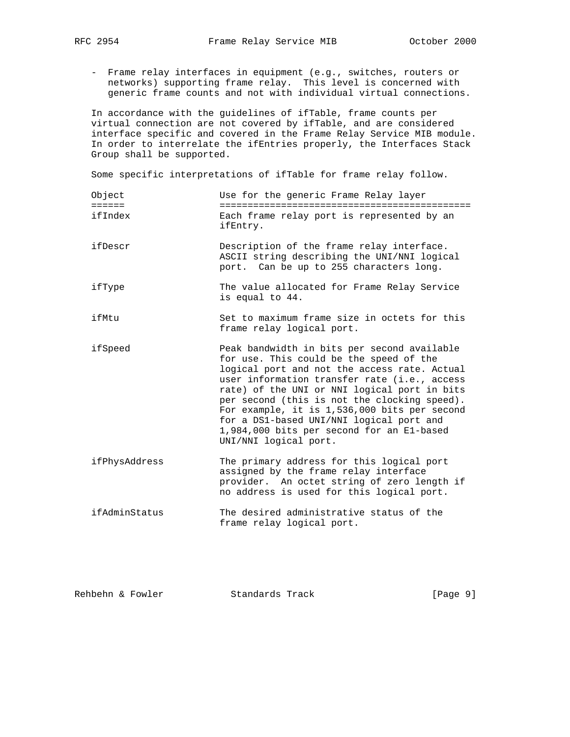- Frame relay interfaces in equipment (e.g., switches, routers or networks) supporting frame relay. This level is concerned with generic frame counts and not with individual virtual connections.

In accordance with the guidelines of ifTable, frame counts per virtual connection are not covered by ifTable, and are considered interface specific and covered in the Frame Relay Service MIB module. In order to interrelate the ifEntries properly, the Interfaces Stack Group shall be supported.

Some specific interpretations of ifTable for frame relay follow.

| Object | Use for the generic Frame Relay layer |
| --- | --- |
| ifIndex | Each frame relay port is represented by an ifEntry. |
| ifDescr | Description of the frame relay interface. ASCII string describing the UNI/NNI logical port. Can be up to 255 characters long. |
| ifType | The value allocated for Frame Relay Service is equal to 44. |
| ifMtu | Set to maximum frame size in octets for this frame relay logical port. |
| ifSpeed | Peak bandwidth in bits per second available for use. This could be the speed of the logical port and not the access rate. Actual user information transfer rate (i.e., access rate) of the UNI or NNI logical port in bits per second (this is not the clocking speed). For example, it is 1,536,000 bits per second for a DS1-based UNI/NNI logical port and 1,984,000 bits per second for an E1-based UNI/NNI logical port. |
| ifPhysAddress | The primary address for this logical port assigned by the frame relay interface provider. An octet string of zero length if no address is used for this logical port. |
| ifAdminStatus | The desired administrative status of the frame relay logical port. |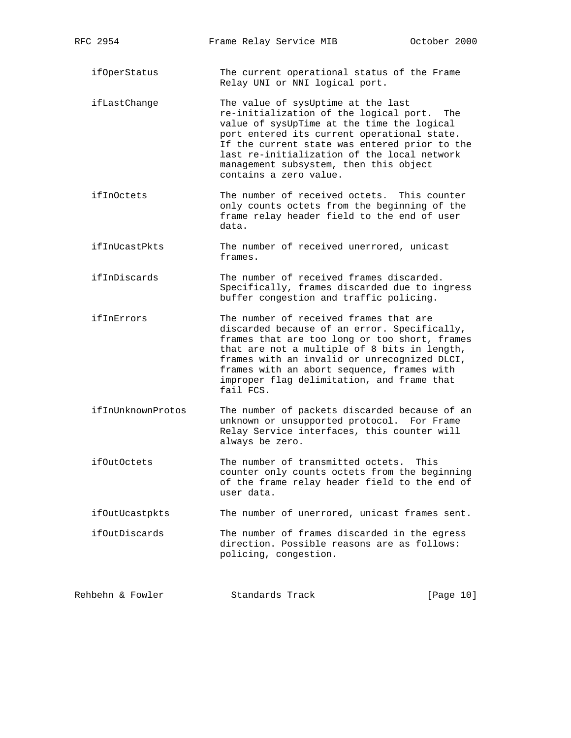```
   ifOperStatus          The current operational status of the Frame
                         Relay UNI or NNI logical port.

   ifLastChange          The value of sysUptime at the last
                         re-initialization of the logical port.  The
                         value of sysUpTime at the time the logical
                         port entered its current operational state.
                         If the current state was entered prior to the
                         last re-initialization of the local network
                         management subsystem, then this object
                         contains a zero value.

   ifInOctets            The number of received octets.  This counter
                         only counts octets from the beginning of the
                         frame relay header field to the end of user
                         data.

   ifInUcastPkts         The number of received unerrored, unicast
                         frames.

   ifInDiscards          The number of received frames discarded.
                         Specifically, frames discarded due to ingress
                         buffer congestion and traffic policing.

   ifInErrors            The number of received frames that are
                         discarded because of an error. Specifically,
                         frames that are too long or too short, frames
                         that are not a multiple of 8 bits in length,
                         frames with an invalid or unrecognized DLCI,
                         frames with an abort sequence, frames with
                         improper flag delimitation, and frame that
                         fail FCS.

   ifInUnknownProtos     The number of packets discarded because of an
                         unknown or unsupported protocol.  For Frame
                         Relay Service interfaces, this counter will
                         always be zero.

   ifOutOctets           The number of transmitted octets.  This
                         counter only counts octets from the beginning
                         of the frame relay header field to the end of
                         user data.

   ifOutUcastpkts        The number of unerrored, unicast frames sent.

   ifOutDiscards         The number of frames discarded in the egress
                         direction. Possible reasons are as follows:
                         policing, congestion.
```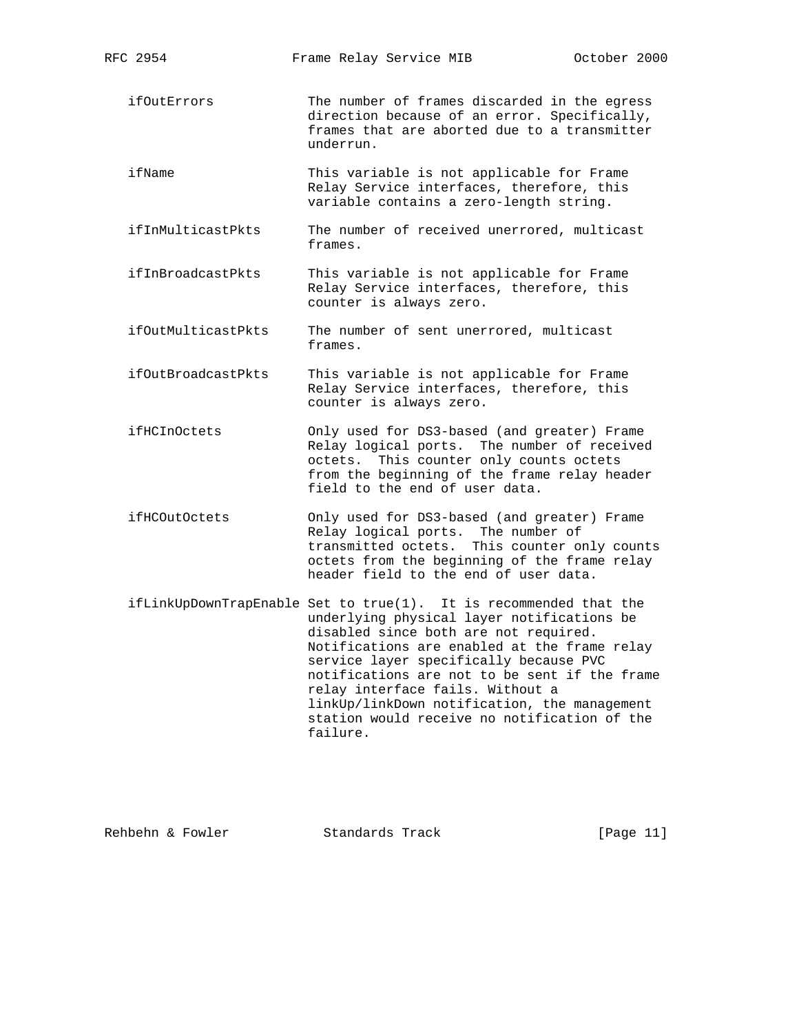ifOutErrors — The number of frames discarded in the egress direction because of an error. Specifically, frames that are aborted due to a transmitter underrun.

ifName — This variable is not applicable for Frame Relay Service interfaces, therefore, this variable contains a zero-length string.

ifInMulticastPkts — The number of received unerrored, multicast frames.

ifInBroadcastPkts — This variable is not applicable for Frame Relay Service interfaces, therefore, this counter is always zero.

ifOutMulticastPkts — The number of sent unerrored, multicast frames.

ifOutBroadcastPkts — This variable is not applicable for Frame Relay Service interfaces, therefore, this counter is always zero.

ifHCInOctets — Only used for DS3-based (and greater) Frame Relay logical ports. The number of received octets. This counter only counts octets from the beginning of the frame relay header field to the end of user data.

ifHCOutOctets — Only used for DS3-based (and greater) Frame Relay logical ports. The number of transmitted octets. This counter only counts octets from the beginning of the frame relay header field to the end of user data.

ifLinkUpDownTrapEnable — Set to true(1). It is recommended that the underlying physical layer notifications be disabled since both are not required. Notifications are enabled at the frame relay service layer specifically because PVC notifications are not to be sent if the frame relay interface fails. Without a linkUp/linkDown notification, the management station would receive no notification of the failure.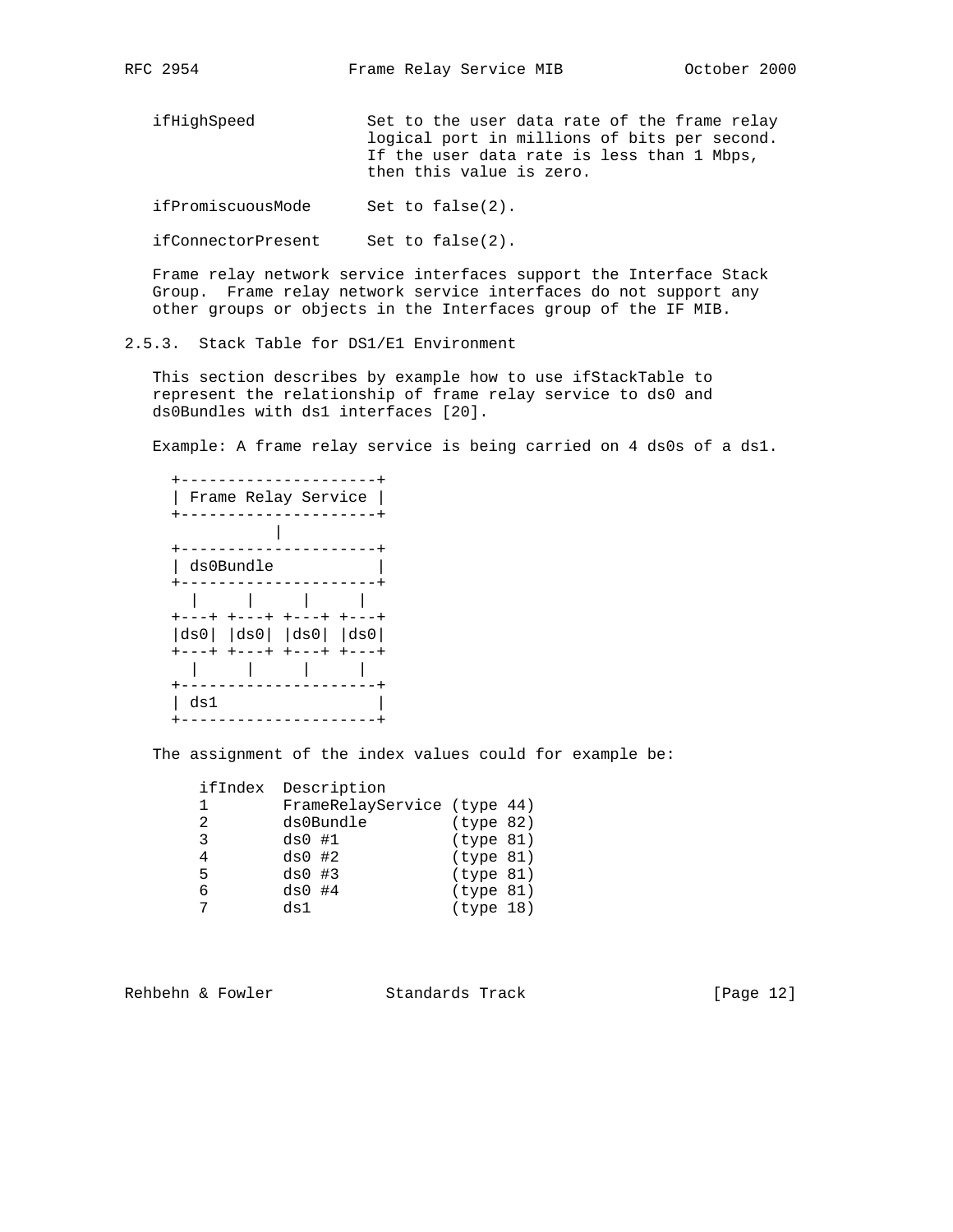ifHighSpeed            Set to the user data rate of the frame relay logical port in millions of bits per second. If the user data rate is less than 1 Mbps, then this value is zero.

ifPromiscuousMode      Set to false(2).

ifConnectorPresent     Set to false(2).

Frame relay network service interfaces support the Interface Stack Group. Frame relay network service interfaces do not support any other groups or objects in the Interfaces group of the IF MIB.

### 2.5.3. Stack Table for DS1/E1 Environment

This section describes by example how to use ifStackTable to represent the relationship of frame relay service to ds0 and ds0Bundles with ds1 interfaces [20].

Example: A frame relay service is being carried on 4 ds0s of a ds1.

```
+---------------------+
| Frame Relay Service |
+---------------------+
           |
+---------------------+
| ds0Bundle           |
+---------------------+
  |     |     |     |
+---+ +---+ +---+ +---+
|ds0| |ds0| |ds0| |ds0|
+---+ +---+ +---+ +---+
  |     |     |     |
+---------------------+
| ds1                 |
+---------------------+
```

The assignment of the index values could for example be:

```
ifIndex  Description
1        FrameRelayService (type 44)
2        ds0Bundle         (type 82)
3        ds0 #1            (type 81)
4        ds0 #2            (type 81)
5        ds0 #3            (type 81)
6        ds0 #4            (type 81)
7        ds1               (type 18)
```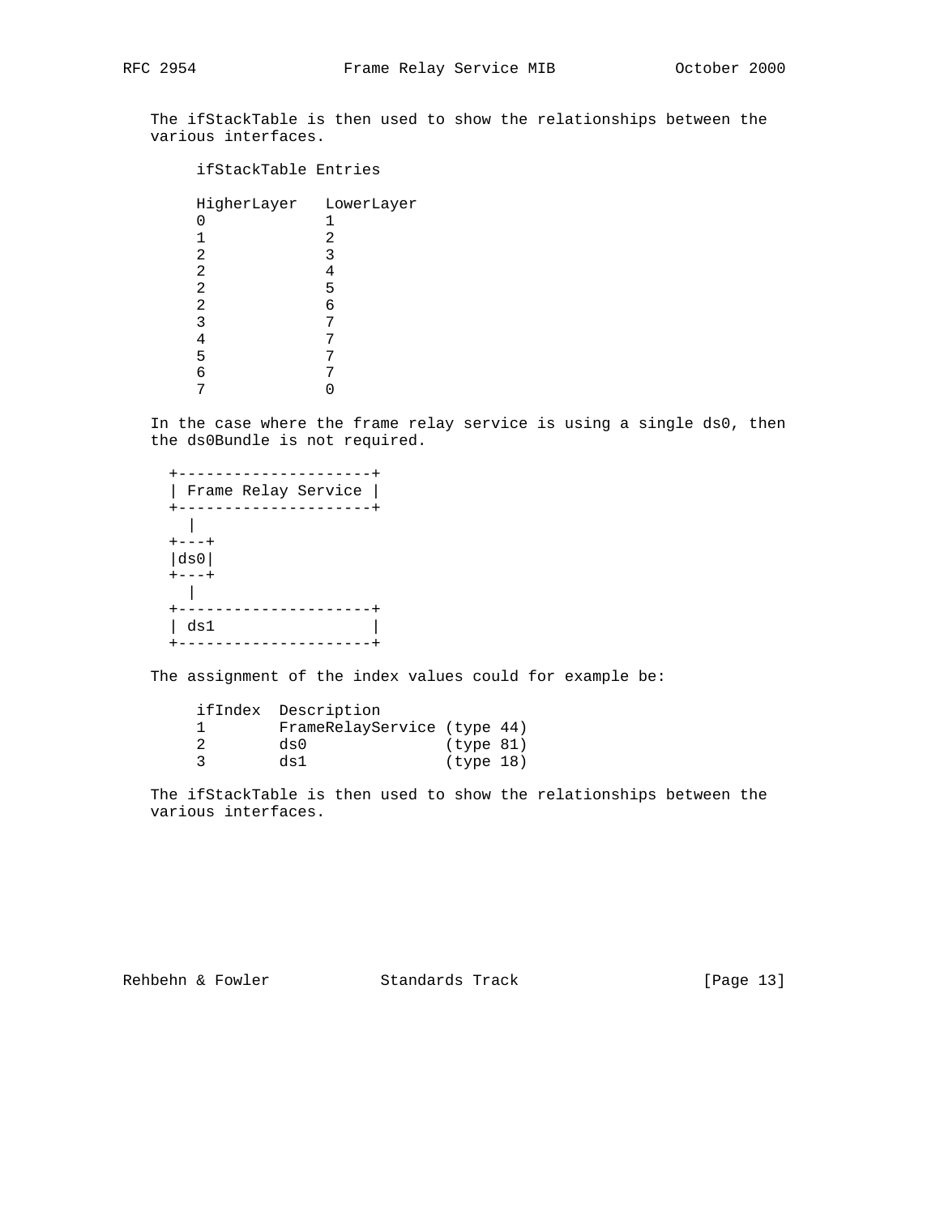The ifStackTable is then used to show the relationships between the various interfaces.

```
     ifStackTable Entries

     HigherLayer   LowerLayer
     0             1
     1             2
     2             3
     2             4
     2             5
     2             6
     3             7
     4             7
     5             7
     6             7
     7             0
```

In the case where the frame relay service is using a single ds0, then the ds0Bundle is not required.

```
  +---------------------+
  | Frame Relay Service |
  +---------------------+
    |
  +---+
  |ds0|
  +---+
    |
  +---------------------+
  | ds1                 |
  +---------------------+
```

The assignment of the index values could for example be:

```
     ifIndex  Description
     1        FrameRelayService (type 44)
     2        ds0               (type 81)
     3        ds1               (type 18)
```

The ifStackTable is then used to show the relationships between the various interfaces.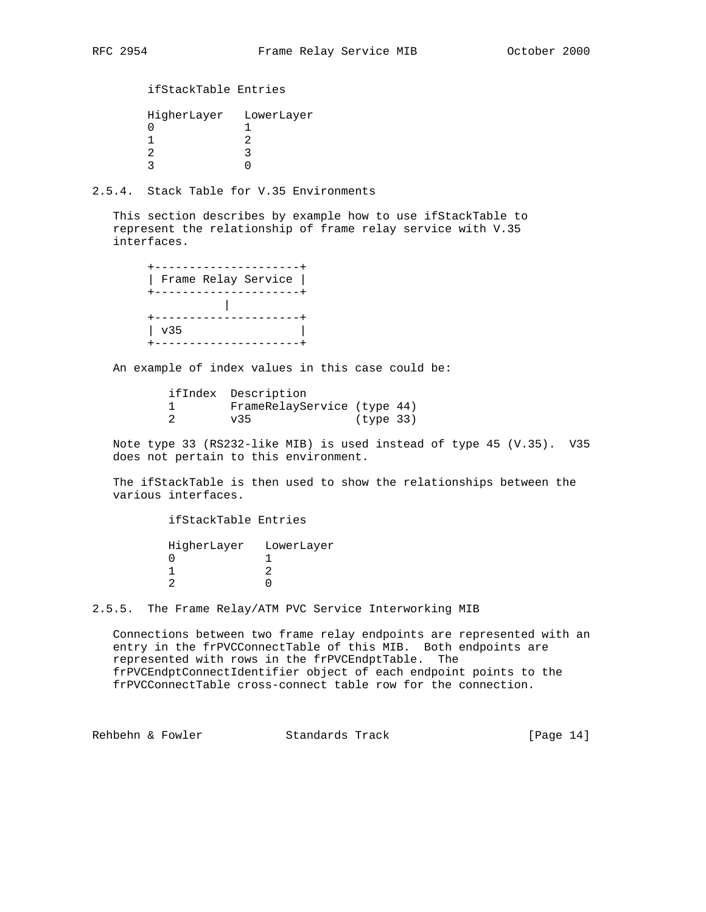ifStackTable Entries

| HigherLayer | LowerLayer |
|---|---|
| 0 | 1 |
| 1 | 2 |
| 2 | 3 |
| 3 | 0 |

### 2.5.4. Stack Table for V.35 Environments

This section describes by example how to use ifStackTable to represent the relationship of frame relay service with V.35 interfaces.

```
+---------------------+
| Frame Relay Service |
+---------------------+
           |
+---------------------+
| v35                 |
+---------------------+
```

An example of index values in this case could be:

| ifIndex | Description |
|---|---|
| 1 | FrameRelayService (type 44) |
| 2 | v35 (type 33) |

Note type 33 (RS232-like MIB) is used instead of type 45 (V.35). V35 does not pertain to this environment.

The ifStackTable is then used to show the relationships between the various interfaces.

ifStackTable Entries

| HigherLayer | LowerLayer |
|---|---|
| 0 | 1 |
| 1 | 2 |
| 2 | 0 |

### 2.5.5. The Frame Relay/ATM PVC Service Interworking MIB

Connections between two frame relay endpoints are represented with an entry in the frPVCConnectTable of this MIB. Both endpoints are represented with rows in the frPVCEndptTable. The frPVCEndptConnectIdentifier object of each endpoint points to the frPVCConnectTable cross-connect table row for the connection.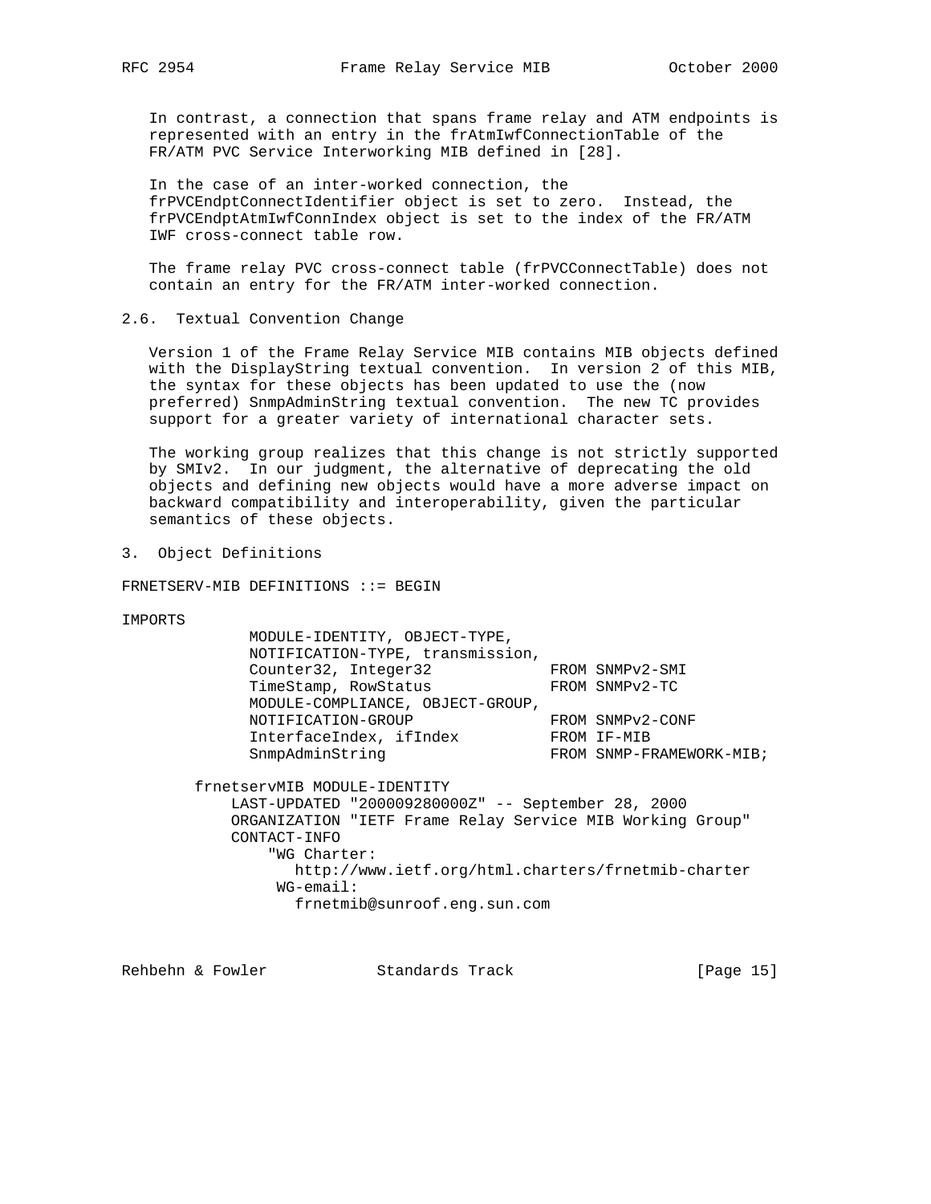In contrast, a connection that spans frame relay and ATM endpoints is represented with an entry in the frAtmIwfConnectionTable of the FR/ATM PVC Service Interworking MIB defined in [28].

In the case of an inter-worked connection, the frPVCEndptConnectIdentifier object is set to zero. Instead, the frPVCEndptAtmIwfConnIndex object is set to the index of the FR/ATM IWF cross-connect table row.

The frame relay PVC cross-connect table (frPVCConnectTable) does not contain an entry for the FR/ATM inter-worked connection.

## 2.6. Textual Convention Change

Version 1 of the Frame Relay Service MIB contains MIB objects defined with the DisplayString textual convention. In version 2 of this MIB, the syntax for these objects has been updated to use the (now preferred) SnmpAdminString textual convention. The new TC provides support for a greater variety of international character sets.

The working group realizes that this change is not strictly supported by SMIv2. In our judgment, the alternative of deprecating the old objects and defining new objects would have a more adverse impact on backward compatibility and interoperability, given the particular semantics of these objects.

# 3. Object Definitions

```
FRNETSERV-MIB DEFINITIONS ::= BEGIN

IMPORTS
            MODULE-IDENTITY, OBJECT-TYPE,
            NOTIFICATION-TYPE, transmission,
            Counter32, Integer32             FROM SNMPv2-SMI
            TimeStamp, RowStatus             FROM SNMPv2-TC
            MODULE-COMPLIANCE, OBJECT-GROUP,
            NOTIFICATION-GROUP               FROM SNMPv2-CONF
            InterfaceIndex, ifIndex          FROM IF-MIB
            SnmpAdminString                  FROM SNMP-FRAMEWORK-MIB;

       frnetservMIB MODULE-IDENTITY
           LAST-UPDATED "200009280000Z" -- September 28, 2000
           ORGANIZATION "IETF Frame Relay Service MIB Working Group"
           CONTACT-INFO
               "WG Charter:
                  http://www.ietf.org/html.charters/frnetmib-charter
                WG-email:
                  frnetmib@sunroof.eng.sun.com
```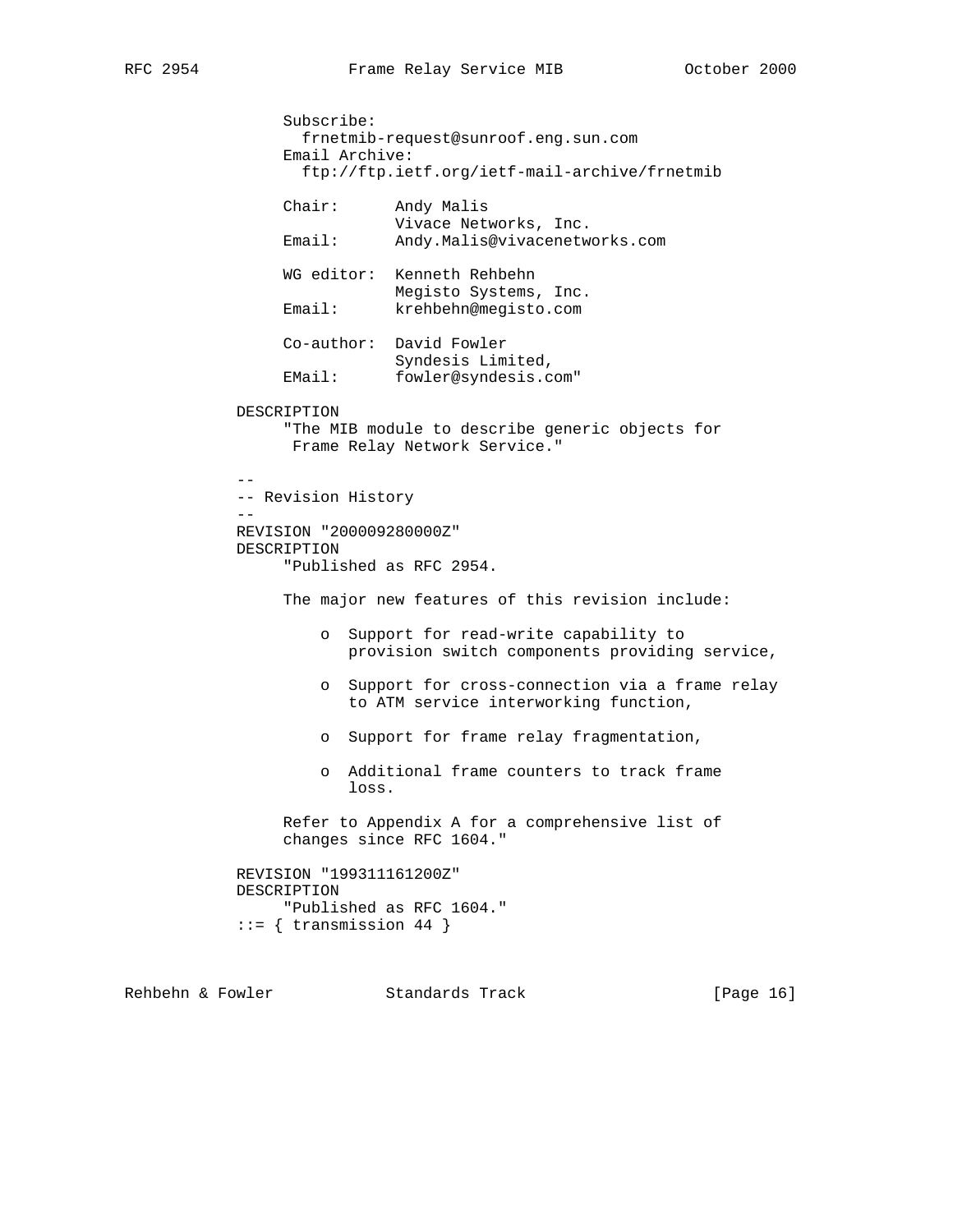```
          Subscribe:
            frnetmib-request@sunroof.eng.sun.com
          Email Archive:
            ftp://ftp.ietf.org/ietf-mail-archive/frnetmib

          Chair:      Andy Malis
                      Vivace Networks, Inc.
          Email:      Andy.Malis@vivacenetworks.com

          WG editor:  Kenneth Rehbehn
                      Megisto Systems, Inc.
          Email:      krehbehn@megisto.com

          Co-author:  David Fowler
                      Syndesis Limited,
          EMail:      fowler@syndesis.com"

     DESCRIPTION
          "The MIB module to describe generic objects for
           Frame Relay Network Service."

     --
     -- Revision History
     --
     REVISION "200009280000Z"
     DESCRIPTION
          "Published as RFC 2954.

          The major new features of this revision include:

              o  Support for read-write capability to
                 provision switch components providing service,

              o  Support for cross-connection via a frame relay
                 to ATM service interworking function,

              o  Support for frame relay fragmentation,

              o  Additional frame counters to track frame
                 loss.

          Refer to Appendix A for a comprehensive list of
          changes since RFC 1604."

     REVISION "199311161200Z"
     DESCRIPTION
          "Published as RFC 1604."
     ::= { transmission 44 }
```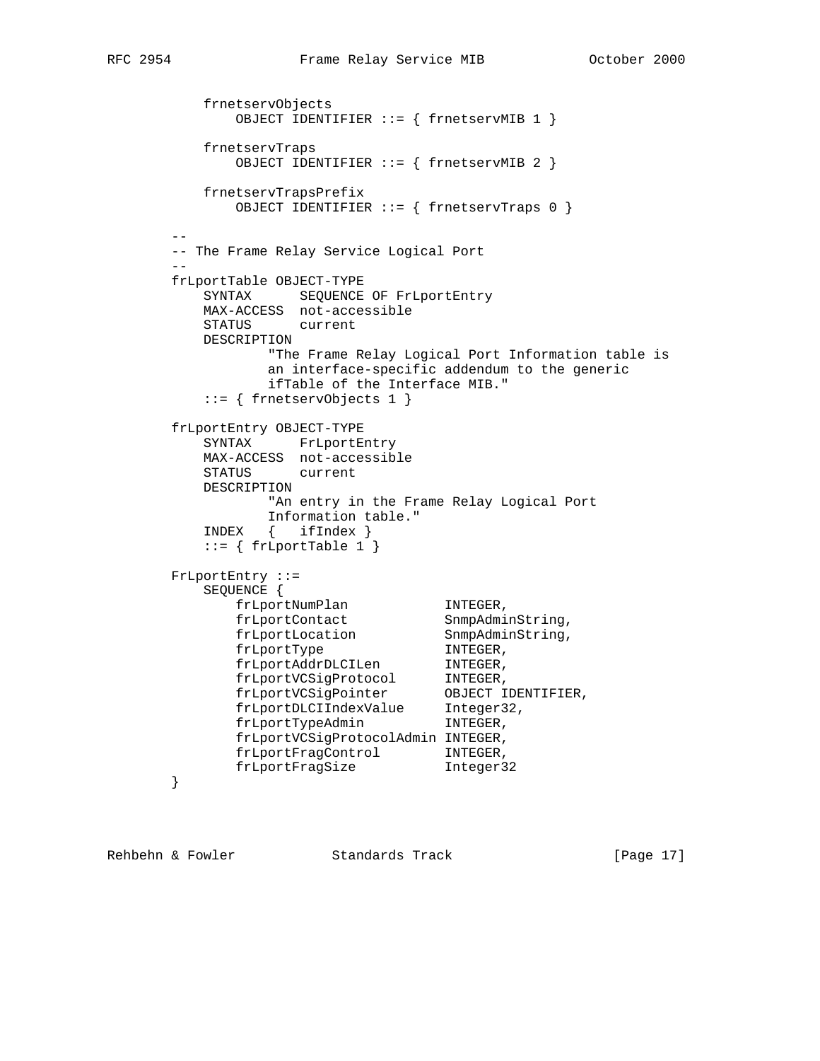```
    frnetservObjects
        OBJECT IDENTIFIER ::= { frnetservMIB 1 }

    frnetservTraps
        OBJECT IDENTIFIER ::= { frnetservMIB 2 }

    frnetservTrapsPrefix
        OBJECT IDENTIFIER ::= { frnetservTraps 0 }

--
-- The Frame Relay Service Logical Port
--
frLportTable OBJECT-TYPE
    SYNTAX      SEQUENCE OF FrLportEntry
    MAX-ACCESS  not-accessible
    STATUS      current
    DESCRIPTION
            "The Frame Relay Logical Port Information table is
            an interface-specific addendum to the generic
            ifTable of the Interface MIB."
    ::= { frnetservObjects 1 }

frLportEntry OBJECT-TYPE
    SYNTAX      FrLportEntry
    MAX-ACCESS  not-accessible
    STATUS      current
    DESCRIPTION
            "An entry in the Frame Relay Logical Port
            Information table."
    INDEX   {   ifIndex }
    ::= { frLportTable 1 }

FrLportEntry ::=
    SEQUENCE {
        frLportNumPlan            INTEGER,
        frLportContact            SnmpAdminString,
        frLportLocation           SnmpAdminString,
        frLportType               INTEGER,
        frLportAddrDLCILen        INTEGER,
        frLportVCSigProtocol      INTEGER,
        frLportVCSigPointer       OBJECT IDENTIFIER,
        frLportDLCIIndexValue     Integer32,
        frLportTypeAdmin          INTEGER,
        frLportVCSigProtocolAdmin INTEGER,
        frLportFragControl        INTEGER,
        frLportFragSize           Integer32
}
```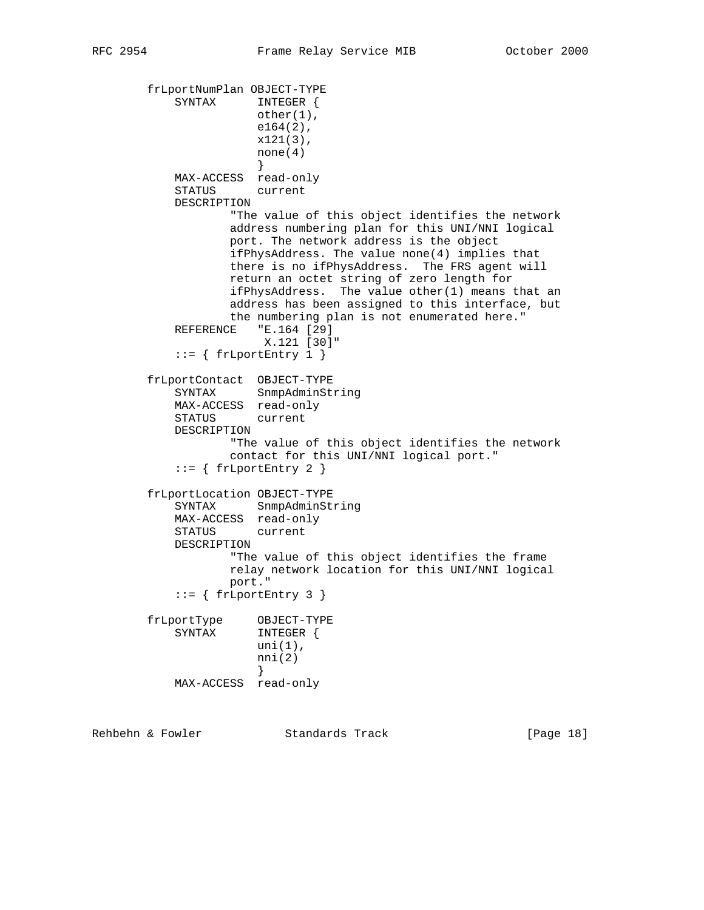```
frLportNumPlan OBJECT-TYPE
    SYNTAX      INTEGER {
                other(1),
                e164(2),
                x121(3),
                none(4)
                }
    MAX-ACCESS  read-only
    STATUS      current
    DESCRIPTION
            "The value of this object identifies the network
            address numbering plan for this UNI/NNI logical
            port. The network address is the object
            ifPhysAddress. The value none(4) implies that
            there is no ifPhysAddress.  The FRS agent will
            return an octet string of zero length for
            ifPhysAddress.  The value other(1) means that an
            address has been assigned to this interface, but
            the numbering plan is not enumerated here."
    REFERENCE   "E.164 [29]
                 X.121 [30]"
    ::= { frLportEntry 1 }

frLportContact  OBJECT-TYPE
    SYNTAX      SnmpAdminString
    MAX-ACCESS  read-only
    STATUS      current
    DESCRIPTION
            "The value of this object identifies the network
            contact for this UNI/NNI logical port."
    ::= { frLportEntry 2 }

frLportLocation OBJECT-TYPE
    SYNTAX      SnmpAdminString
    MAX-ACCESS  read-only
    STATUS      current
    DESCRIPTION
            "The value of this object identifies the frame
            relay network location for this UNI/NNI logical
            port."
    ::= { frLportEntry 3 }

frLportType     OBJECT-TYPE
    SYNTAX      INTEGER {
                uni(1),
                nni(2)
                }
    MAX-ACCESS  read-only
```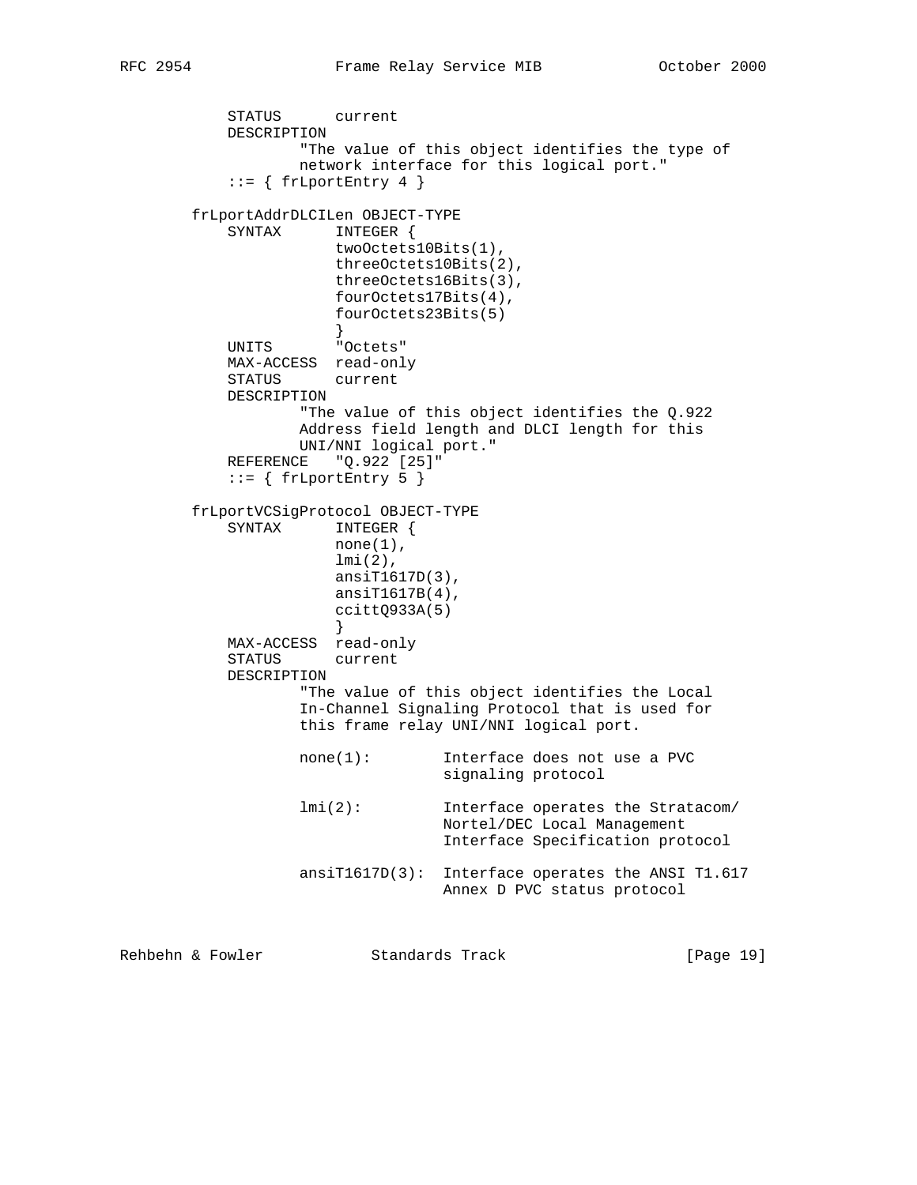```
            STATUS      current
            DESCRIPTION
                    "The value of this object identifies the type of
                    network interface for this logical port."
            ::= { frLportEntry 4 }

        frLportAddrDLCILen OBJECT-TYPE
            SYNTAX      INTEGER {
                        twoOctets10Bits(1),
                        threeOctets10Bits(2),
                        threeOctets16Bits(3),
                        fourOctets17Bits(4),
                        fourOctets23Bits(5)
                        }
            UNITS       "Octets"
            MAX-ACCESS  read-only
            STATUS      current
            DESCRIPTION
                    "The value of this object identifies the Q.922
                    Address field length and DLCI length for this
                    UNI/NNI logical port."
            REFERENCE   "Q.922 [25]"
            ::= { frLportEntry 5 }

        frLportVCSigProtocol OBJECT-TYPE
            SYNTAX      INTEGER {
                        none(1),
                        lmi(2),
                        ansiT1617D(3),
                        ansiT1617B(4),
                        ccittQ933A(5)
                        }
            MAX-ACCESS  read-only
            STATUS      current
            DESCRIPTION
                    "The value of this object identifies the Local
                    In-Channel Signaling Protocol that is used for
                    this frame relay UNI/NNI logical port.

                    none(1):        Interface does not use a PVC
                                    signaling protocol

                    lmi(2):         Interface operates the Stratacom/
                                    Nortel/DEC Local Management
                                    Interface Specification protocol

                    ansiT1617D(3):  Interface operates the ANSI T1.617
                                    Annex D PVC status protocol
```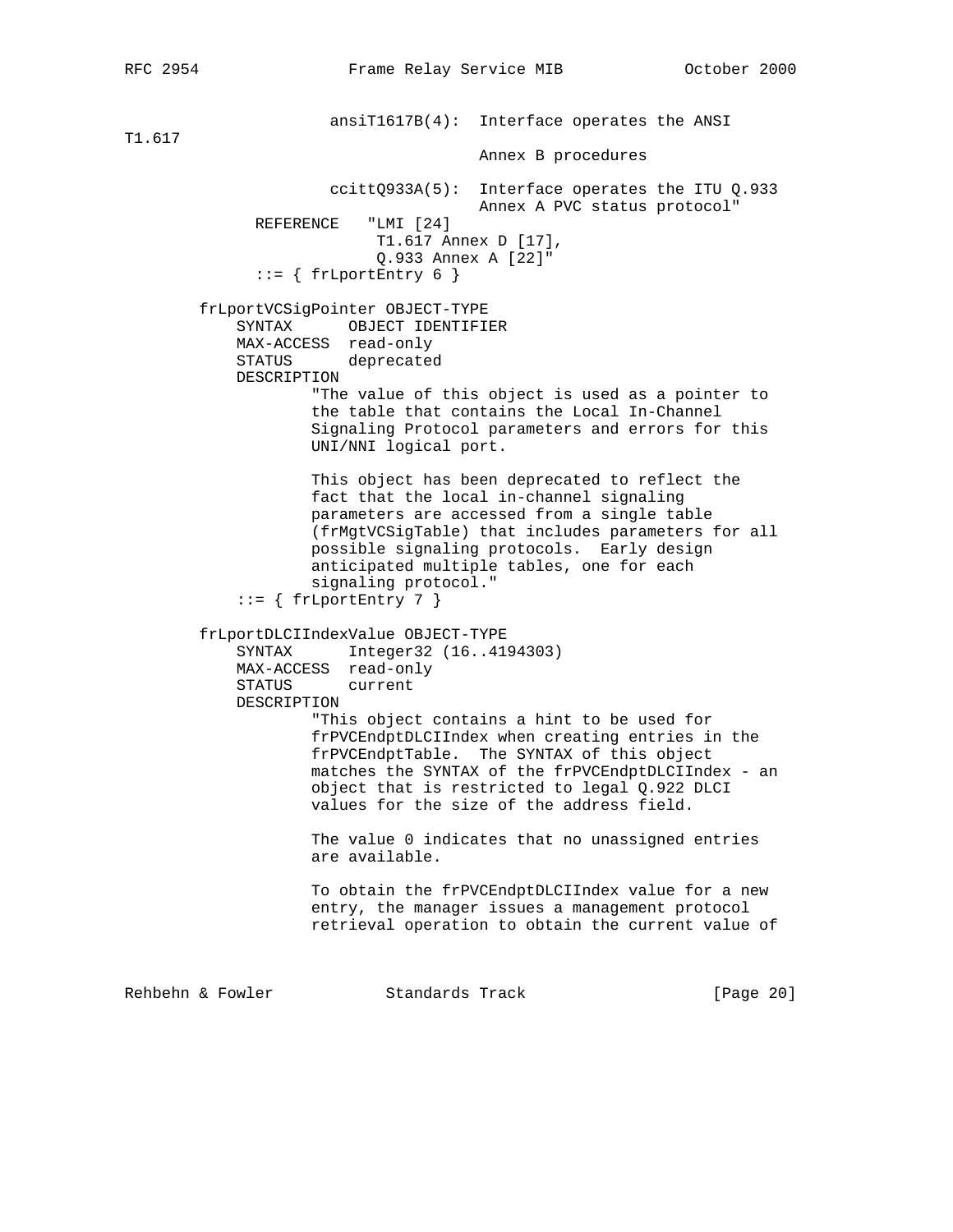```
                    ansiT1617B(4):  Interface operates the ANSI
T1.617
                                    Annex B procedures

                    ccittQ933A(5):  Interface operates the ITU Q.933
                                    Annex A PVC status protocol"
              REFERENCE   "LMI [24]
                           T1.617 Annex D [17],
                           Q.933 Annex A [22]"
              ::= { frLportEntry 6 }

        frLportVCSigPointer OBJECT-TYPE
            SYNTAX      OBJECT IDENTIFIER
            MAX-ACCESS  read-only
            STATUS      deprecated
            DESCRIPTION
                    "The value of this object is used as a pointer to
                    the table that contains the Local In-Channel
                    Signaling Protocol parameters and errors for this
                    UNI/NNI logical port.

                    This object has been deprecated to reflect the
                    fact that the local in-channel signaling
                    parameters are accessed from a single table
                    (frMgtVCSigTable) that includes parameters for all
                    possible signaling protocols.  Early design
                    anticipated multiple tables, one for each
                    signaling protocol."
            ::= { frLportEntry 7 }

        frLportDLCIIndexValue OBJECT-TYPE
            SYNTAX      Integer32 (16..4194303)
            MAX-ACCESS  read-only
            STATUS      current
            DESCRIPTION
                    "This object contains a hint to be used for
                    frPVCEndptDLCIIndex when creating entries in the
                    frPVCEndptTable.  The SYNTAX of this object
                    matches the SYNTAX of the frPVCEndptDLCIIndex - an
                    object that is restricted to legal Q.922 DLCI
                    values for the size of the address field.

                    The value 0 indicates that no unassigned entries
                    are available.

                    To obtain the frPVCEndptDLCIIndex value for a new
                    entry, the manager issues a management protocol
                    retrieval operation to obtain the current value of
```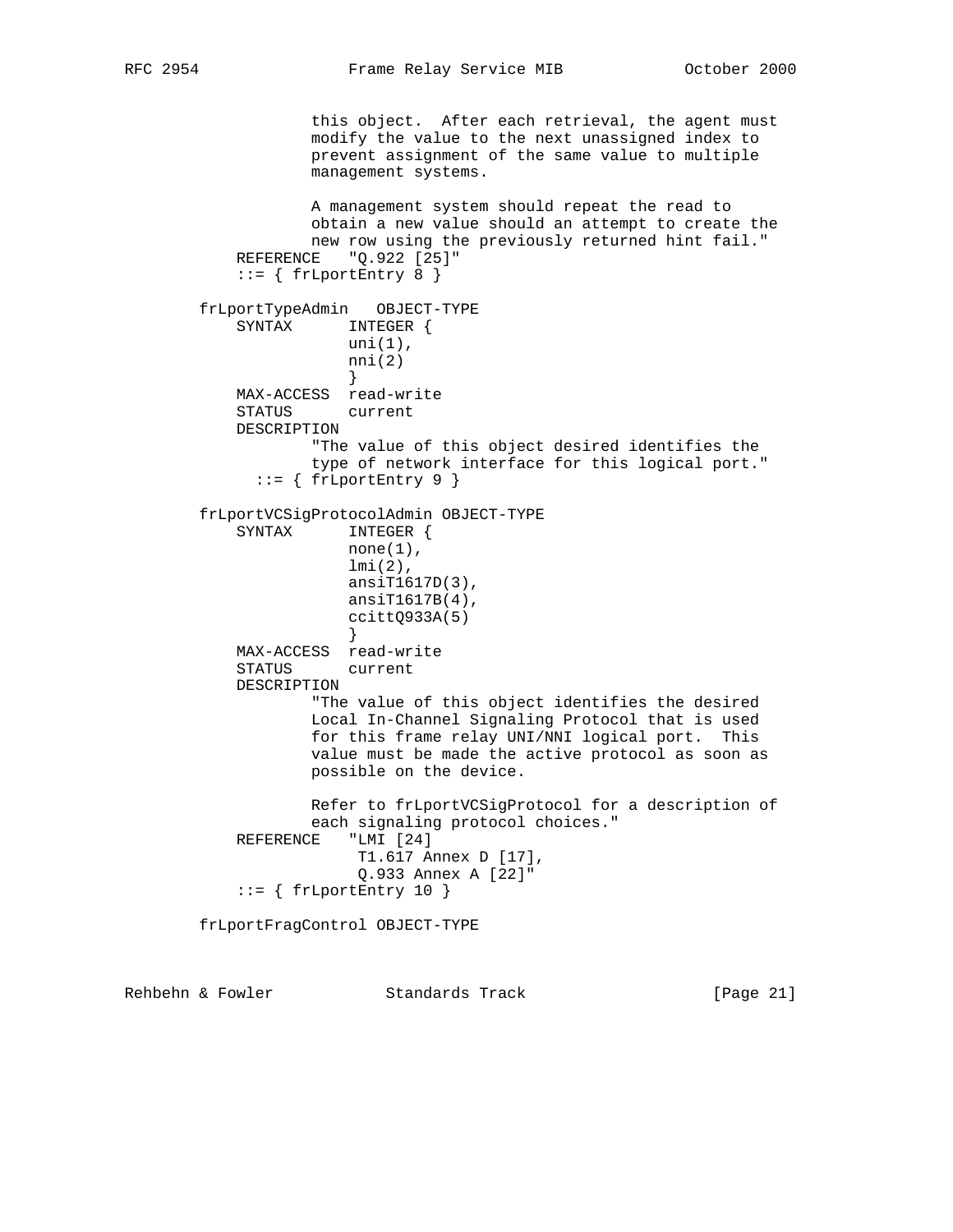```
                this object.  After each retrieval, the agent must
                modify the value to the next unassigned index to
                prevent assignment of the same value to multiple
                management systems.

                A management system should repeat the read to
                obtain a new value should an attempt to create the
                new row using the previously returned hint fail."
        REFERENCE   "Q.922 [25]"
        ::= { frLportEntry 8 }

    frLportTypeAdmin   OBJECT-TYPE
        SYNTAX      INTEGER {
                    uni(1),
                    nni(2)
                    }
        MAX-ACCESS  read-write
        STATUS      current
        DESCRIPTION
                "The value of this object desired identifies the
                type of network interface for this logical port."
          ::= { frLportEntry 9 }

    frLportVCSigProtocolAdmin OBJECT-TYPE
        SYNTAX      INTEGER {
                    none(1),
                    lmi(2),
                    ansiT1617D(3),
                    ansiT1617B(4),
                    ccittQ933A(5)
                    }
        MAX-ACCESS  read-write
        STATUS      current
        DESCRIPTION
                "The value of this object identifies the desired
                Local In-Channel Signaling Protocol that is used
                for this frame relay UNI/NNI logical port.  This
                value must be made the active protocol as soon as
                possible on the device.

                Refer to frLportVCSigProtocol for a description of
                each signaling protocol choices."
        REFERENCE   "LMI [24]
                     T1.617 Annex D [17],
                     Q.933 Annex A [22]"
        ::= { frLportEntry 10 }

    frLportFragControl OBJECT-TYPE
```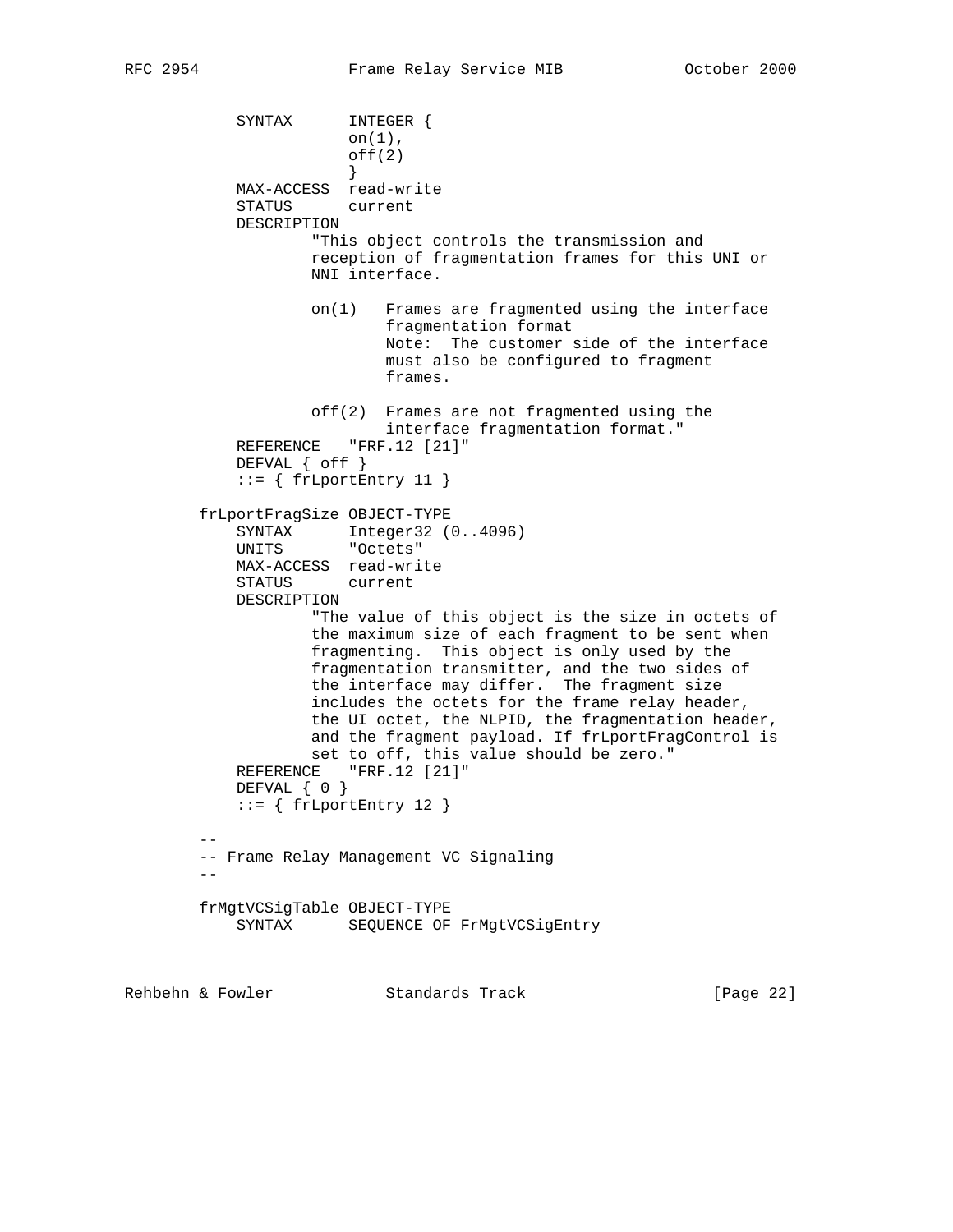```
           SYNTAX      INTEGER {
                       on(1),
                       off(2)
                       }
           MAX-ACCESS  read-write
           STATUS      current
           DESCRIPTION
                   "This object controls the transmission and
                   reception of fragmentation frames for this UNI or
                   NNI interface.

                   on(1)   Frames are fragmented using the interface
                           fragmentation format
                           Note:  The customer side of the interface
                           must also be configured to fragment
                           frames.

                   off(2)  Frames are not fragmented using the
                           interface fragmentation format."
           REFERENCE   "FRF.12 [21]"
           DEFVAL { off }
           ::= { frLportEntry 11 }

       frLportFragSize OBJECT-TYPE
           SYNTAX      Integer32 (0..4096)
           UNITS       "Octets"
           MAX-ACCESS  read-write
           STATUS      current
           DESCRIPTION
                   "The value of this object is the size in octets of
                   the maximum size of each fragment to be sent when
                   fragmenting.  This object is only used by the
                   fragmentation transmitter, and the two sides of
                   the interface may differ.  The fragment size
                   includes the octets for the frame relay header,
                   the UI octet, the NLPID, the fragmentation header,
                   and the fragment payload. If frLportFragControl is
                   set to off, this value should be zero."
           REFERENCE   "FRF.12 [21]"
           DEFVAL { 0 }
           ::= { frLportEntry 12 }

       --
       -- Frame Relay Management VC Signaling
       --

       frMgtVCSigTable OBJECT-TYPE
           SYNTAX      SEQUENCE OF FrMgtVCSigEntry
```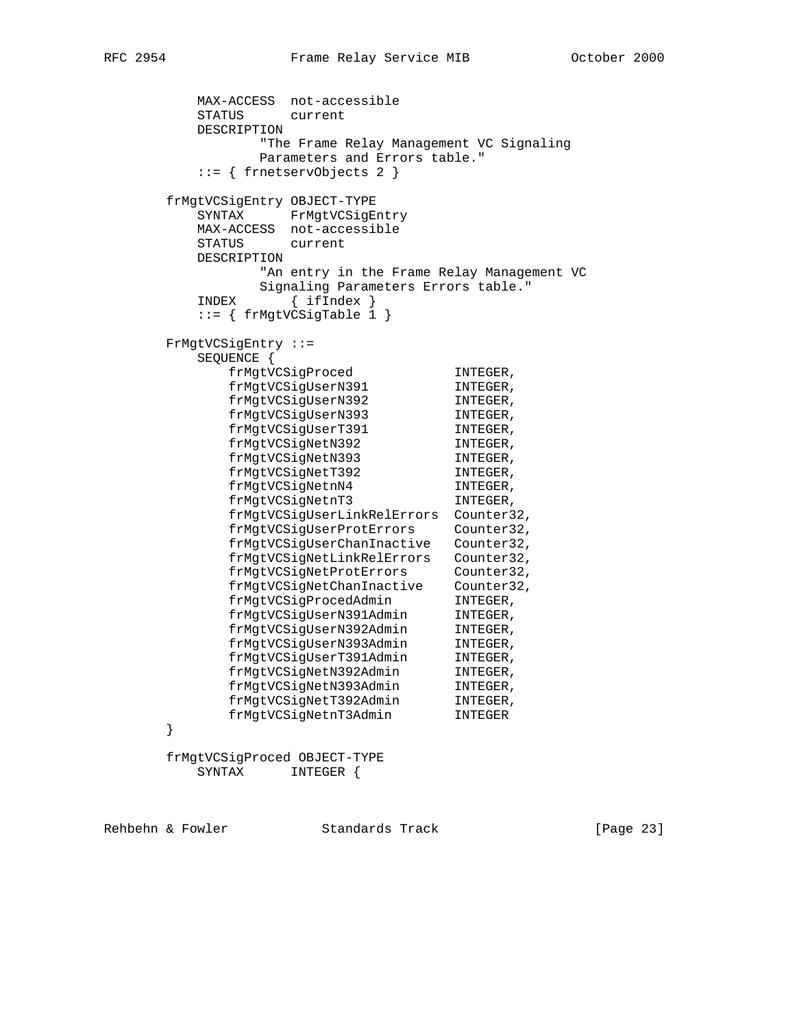```
           MAX-ACCESS  not-accessible
           STATUS      current
           DESCRIPTION
                   "The Frame Relay Management VC Signaling
                   Parameters and Errors table."
           ::= { frnetservObjects 2 }

       frMgtVCSigEntry OBJECT-TYPE
           SYNTAX      FrMgtVCSigEntry
           MAX-ACCESS  not-accessible
           STATUS      current
           DESCRIPTION
                   "An entry in the Frame Relay Management VC
                   Signaling Parameters Errors table."
           INDEX       { ifIndex }
           ::= { frMgtVCSigTable 1 }

       FrMgtVCSigEntry ::=
           SEQUENCE {
               frMgtVCSigProced             INTEGER,
               frMgtVCSigUserN391           INTEGER,
               frMgtVCSigUserN392           INTEGER,
               frMgtVCSigUserN393           INTEGER,
               frMgtVCSigUserT391           INTEGER,
               frMgtVCSigNetN392            INTEGER,
               frMgtVCSigNetN393            INTEGER,
               frMgtVCSigNetT392            INTEGER,
               frMgtVCSigNetnN4             INTEGER,
               frMgtVCSigNetnT3             INTEGER,
               frMgtVCSigUserLinkRelErrors  Counter32,
               frMgtVCSigUserProtErrors     Counter32,
               frMgtVCSigUserChanInactive   Counter32,
               frMgtVCSigNetLinkRelErrors   Counter32,
               frMgtVCSigNetProtErrors      Counter32,
               frMgtVCSigNetChanInactive    Counter32,
               frMgtVCSigProcedAdmin        INTEGER,
               frMgtVCSigUserN391Admin      INTEGER,
               frMgtVCSigUserN392Admin      INTEGER,
               frMgtVCSigUserN393Admin      INTEGER,
               frMgtVCSigUserT391Admin      INTEGER,
               frMgtVCSigNetN392Admin       INTEGER,
               frMgtVCSigNetN393Admin       INTEGER,
               frMgtVCSigNetT392Admin       INTEGER,
               frMgtVCSigNetnT3Admin        INTEGER
       }

       frMgtVCSigProced OBJECT-TYPE
           SYNTAX      INTEGER {
```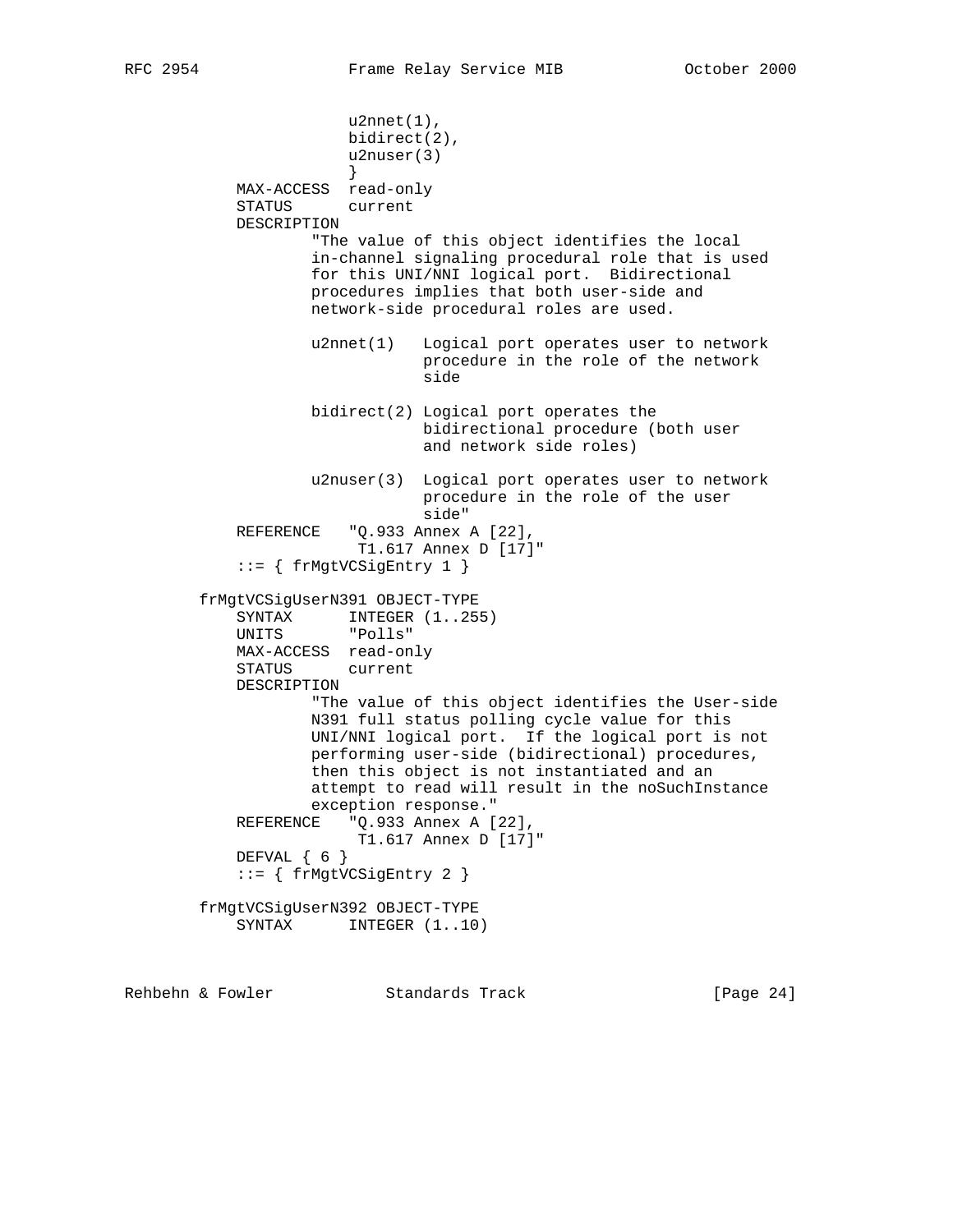```
                    u2nnet(1),
                    bidirect(2),
                    u2nuser(3)
                    }
        MAX-ACCESS  read-only
        STATUS      current
        DESCRIPTION
                "The value of this object identifies the local
                in-channel signaling procedural role that is used
                for this UNI/NNI logical port.  Bidirectional
                procedures implies that both user-side and
                network-side procedural roles are used.

                u2nnet(1)   Logical port operates user to network
                            procedure in the role of the network
                            side

                bidirect(2) Logical port operates the
                            bidirectional procedure (both user
                            and network side roles)

                u2nuser(3)  Logical port operates user to network
                            procedure in the role of the user
                            side"
        REFERENCE   "Q.933 Annex A [22],
                     T1.617 Annex D [17]"
        ::= { frMgtVCSigEntry 1 }

    frMgtVCSigUserN391 OBJECT-TYPE
        SYNTAX      INTEGER (1..255)
        UNITS       "Polls"
        MAX-ACCESS  read-only
        STATUS      current
        DESCRIPTION
                "The value of this object identifies the User-side
                N391 full status polling cycle value for this
                UNI/NNI logical port.  If the logical port is not
                performing user-side (bidirectional) procedures,
                then this object is not instantiated and an
                attempt to read will result in the noSuchInstance
                exception response."
        REFERENCE   "Q.933 Annex A [22],
                     T1.617 Annex D [17]"
        DEFVAL { 6 }
        ::= { frMgtVCSigEntry 2 }

    frMgtVCSigUserN392 OBJECT-TYPE
        SYNTAX      INTEGER (1..10)
```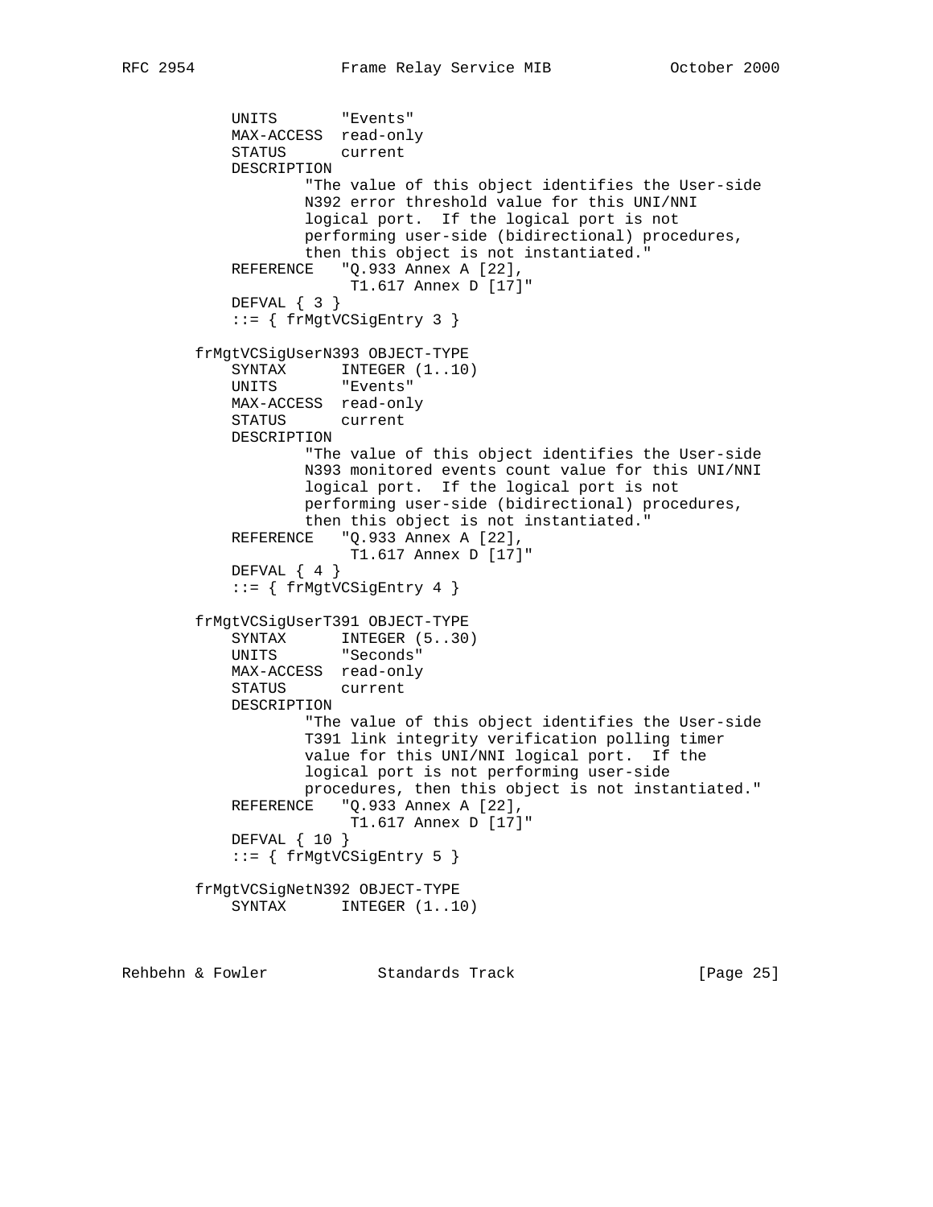```
           UNITS       "Events"
           MAX-ACCESS  read-only
           STATUS      current
           DESCRIPTION
                   "The value of this object identifies the User-side
                   N392 error threshold value for this UNI/NNI
                   logical port.  If the logical port is not
                   performing user-side (bidirectional) procedures,
                   then this object is not instantiated."
           REFERENCE   "Q.933 Annex A [22],
                        T1.617 Annex D [17]"
           DEFVAL { 3 }
           ::= { frMgtVCSigEntry 3 }

       frMgtVCSigUserN393 OBJECT-TYPE
           SYNTAX      INTEGER (1..10)
           UNITS       "Events"
           MAX-ACCESS  read-only
           STATUS      current
           DESCRIPTION
                   "The value of this object identifies the User-side
                   N393 monitored events count value for this UNI/NNI
                   logical port.  If the logical port is not
                   performing user-side (bidirectional) procedures,
                   then this object is not instantiated."
           REFERENCE   "Q.933 Annex A [22],
                        T1.617 Annex D [17]"
           DEFVAL { 4 }
           ::= { frMgtVCSigEntry 4 }

       frMgtVCSigUserT391 OBJECT-TYPE
           SYNTAX      INTEGER (5..30)
           UNITS       "Seconds"
           MAX-ACCESS  read-only
           STATUS      current
           DESCRIPTION
                   "The value of this object identifies the User-side
                   T391 link integrity verification polling timer
                   value for this UNI/NNI logical port.  If the
                   logical port is not performing user-side
                   procedures, then this object is not instantiated."
           REFERENCE   "Q.933 Annex A [22],
                        T1.617 Annex D [17]"
           DEFVAL { 10 }
           ::= { frMgtVCSigEntry 5 }

       frMgtVCSigNetN392 OBJECT-TYPE
           SYNTAX      INTEGER (1..10)
```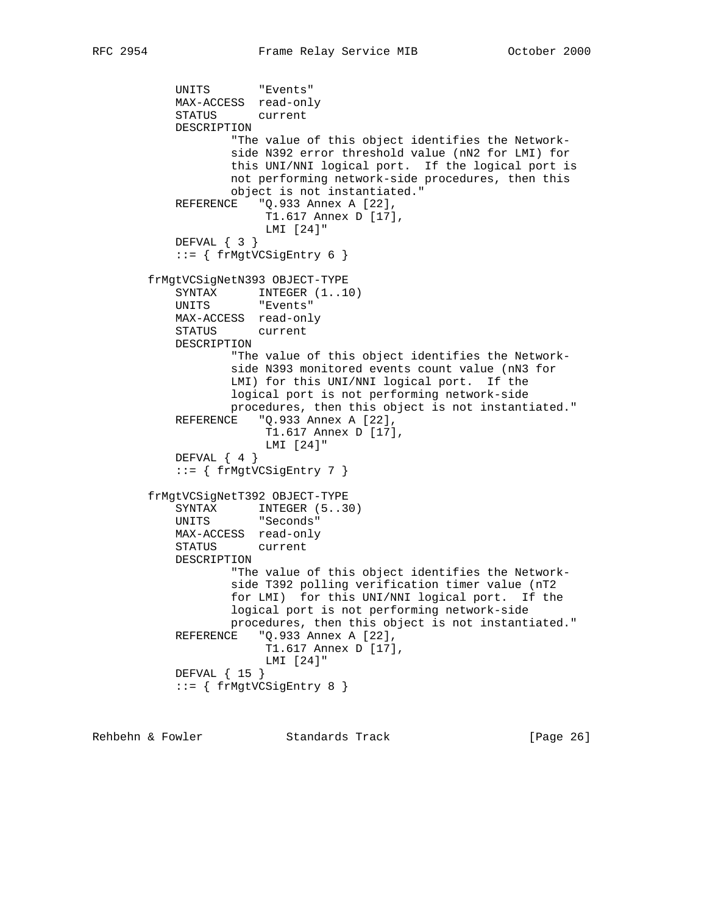```
           UNITS       "Events"
           MAX-ACCESS  read-only
           STATUS      current
           DESCRIPTION
                   "The value of this object identifies the Network-
                   side N392 error threshold value (nN2 for LMI) for
                   this UNI/NNI logical port.  If the logical port is
                   not performing network-side procedures, then this
                   object is not instantiated."
           REFERENCE   "Q.933 Annex A [22],
                        T1.617 Annex D [17],
                        LMI [24]"
           DEFVAL { 3 }
           ::= { frMgtVCSigEntry 6 }

       frMgtVCSigNetN393 OBJECT-TYPE
           SYNTAX      INTEGER (1..10)
           UNITS       "Events"
           MAX-ACCESS  read-only
           STATUS      current
           DESCRIPTION
                   "The value of this object identifies the Network-
                   side N393 monitored events count value (nN3 for
                   LMI) for this UNI/NNI logical port.  If the
                   logical port is not performing network-side
                   procedures, then this object is not instantiated."
           REFERENCE   "Q.933 Annex A [22],
                        T1.617 Annex D [17],
                        LMI [24]"
           DEFVAL { 4 }
           ::= { frMgtVCSigEntry 7 }

       frMgtVCSigNetT392 OBJECT-TYPE
           SYNTAX      INTEGER (5..30)
           UNITS       "Seconds"
           MAX-ACCESS  read-only
           STATUS      current
           DESCRIPTION
                   "The value of this object identifies the Network-
                   side T392 polling verification timer value (nT2
                   for LMI)  for this UNI/NNI logical port.  If the
                   logical port is not performing network-side
                   procedures, then this object is not instantiated."
           REFERENCE   "Q.933 Annex A [22],
                        T1.617 Annex D [17],
                        LMI [24]"
           DEFVAL { 15 }
           ::= { frMgtVCSigEntry 8 }
```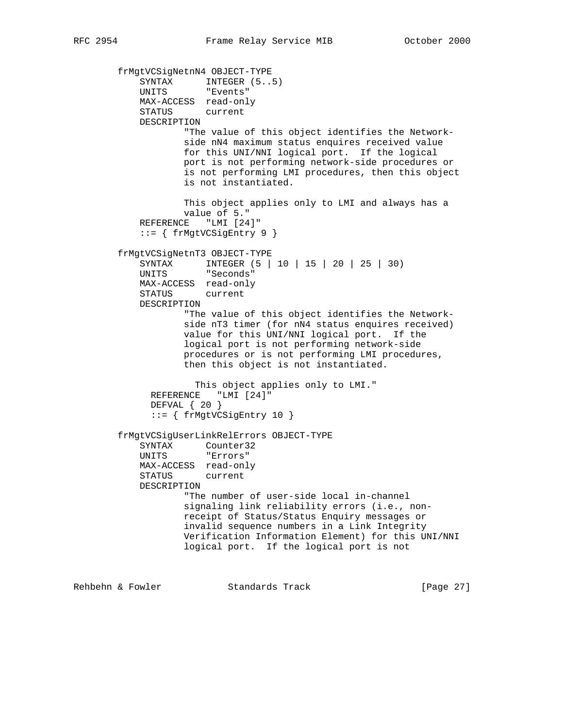```
        frMgtVCSigNetnN4 OBJECT-TYPE
            SYNTAX      INTEGER (5..5)
            UNITS       "Events"
            MAX-ACCESS  read-only
            STATUS      current
            DESCRIPTION
                    "The value of this object identifies the Network-
                    side nN4 maximum status enquires received value
                    for this UNI/NNI logical port.  If the logical
                    port is not performing network-side procedures or
                    is not performing LMI procedures, then this object
                    is not instantiated.

                    This object applies only to LMI and always has a
                    value of 5."
            REFERENCE   "LMI [24]"
            ::= { frMgtVCSigEntry 9 }

        frMgtVCSigNetnT3 OBJECT-TYPE
            SYNTAX      INTEGER (5 | 10 | 15 | 20 | 25 | 30)
            UNITS       "Seconds"
            MAX-ACCESS  read-only
            STATUS      current
            DESCRIPTION
                    "The value of this object identifies the Network-
                    side nT3 timer (for nN4 status enquires received)
                    value for this UNI/NNI logical port.  If the
                    logical port is not performing network-side
                    procedures or is not performing LMI procedures,
                    then this object is not instantiated.

                      This object applies only to LMI."
              REFERENCE   "LMI [24]"
              DEFVAL { 20 }
              ::= { frMgtVCSigEntry 10 }

        frMgtVCSigUserLinkRelErrors OBJECT-TYPE
            SYNTAX      Counter32
            UNITS       "Errors"
            MAX-ACCESS  read-only
            STATUS      current
            DESCRIPTION
                    "The number of user-side local in-channel
                    signaling link reliability errors (i.e., non-
                    receipt of Status/Status Enquiry messages or
                    invalid sequence numbers in a Link Integrity
                    Verification Information Element) for this UNI/NNI
                    logical port.  If the logical port is not
```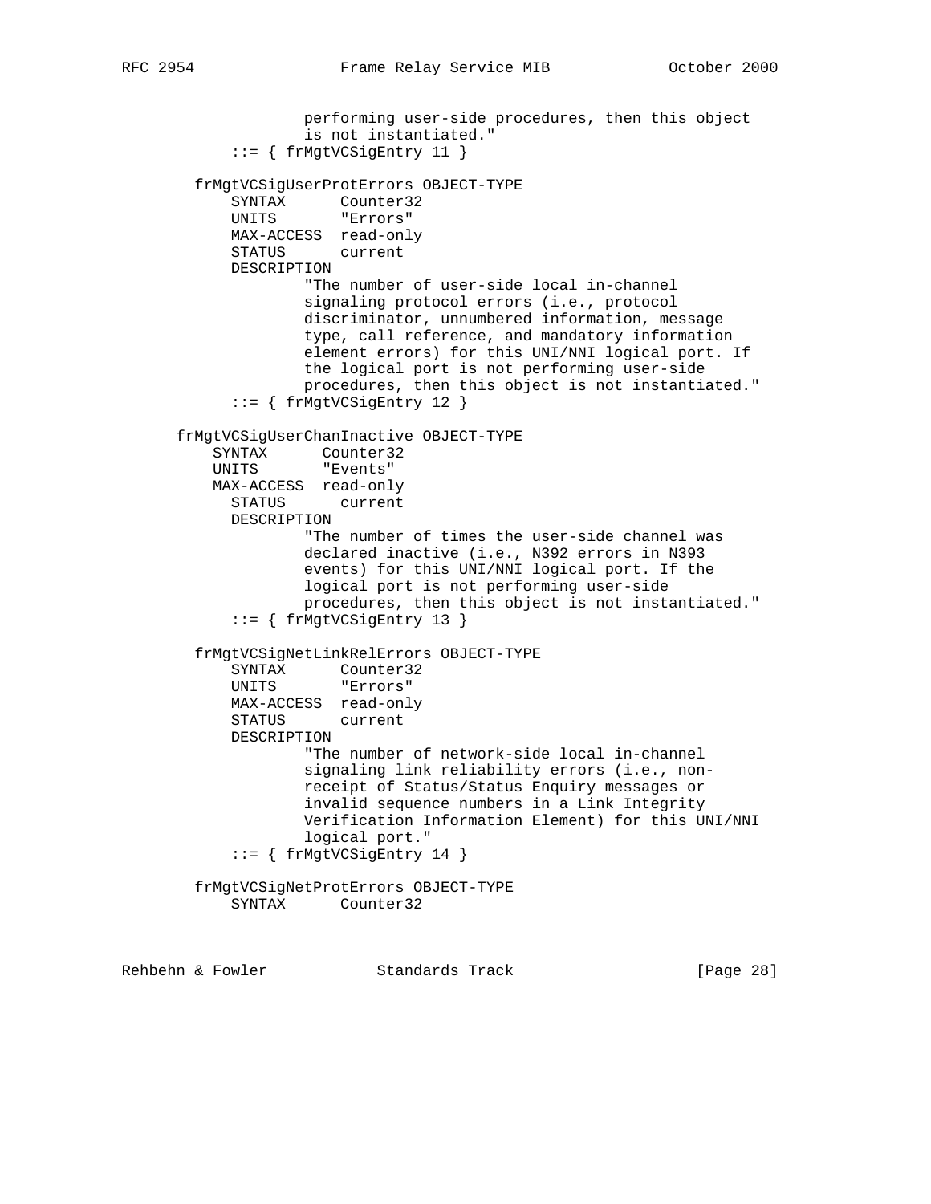```
                 performing user-side procedures, then this object
                 is not instantiated."
         ::= { frMgtVCSigEntry 11 }

     frMgtVCSigUserProtErrors OBJECT-TYPE
         SYNTAX      Counter32
         UNITS       "Errors"
         MAX-ACCESS  read-only
         STATUS      current
         DESCRIPTION
                 "The number of user-side local in-channel
                 signaling protocol errors (i.e., protocol
                 discriminator, unnumbered information, message
                 type, call reference, and mandatory information
                 element errors) for this UNI/NNI logical port. If
                 the logical port is not performing user-side
                 procedures, then this object is not instantiated."
         ::= { frMgtVCSigEntry 12 }

    frMgtVCSigUserChanInactive OBJECT-TYPE
        SYNTAX      Counter32
        UNITS       "Events"
        MAX-ACCESS  read-only
         STATUS      current
         DESCRIPTION
                 "The number of times the user-side channel was
                 declared inactive (i.e., N392 errors in N393
                 events) for this UNI/NNI logical port. If the
                 logical port is not performing user-side
                 procedures, then this object is not instantiated."
         ::= { frMgtVCSigEntry 13 }

     frMgtVCSigNetLinkRelErrors OBJECT-TYPE
         SYNTAX      Counter32
         UNITS       "Errors"
         MAX-ACCESS  read-only
         STATUS      current
         DESCRIPTION
                 "The number of network-side local in-channel
                 signaling link reliability errors (i.e., non-
                 receipt of Status/Status Enquiry messages or
                 invalid sequence numbers in a Link Integrity
                 Verification Information Element) for this UNI/NNI
                 logical port."
         ::= { frMgtVCSigEntry 14 }

     frMgtVCSigNetProtErrors OBJECT-TYPE
         SYNTAX      Counter32
```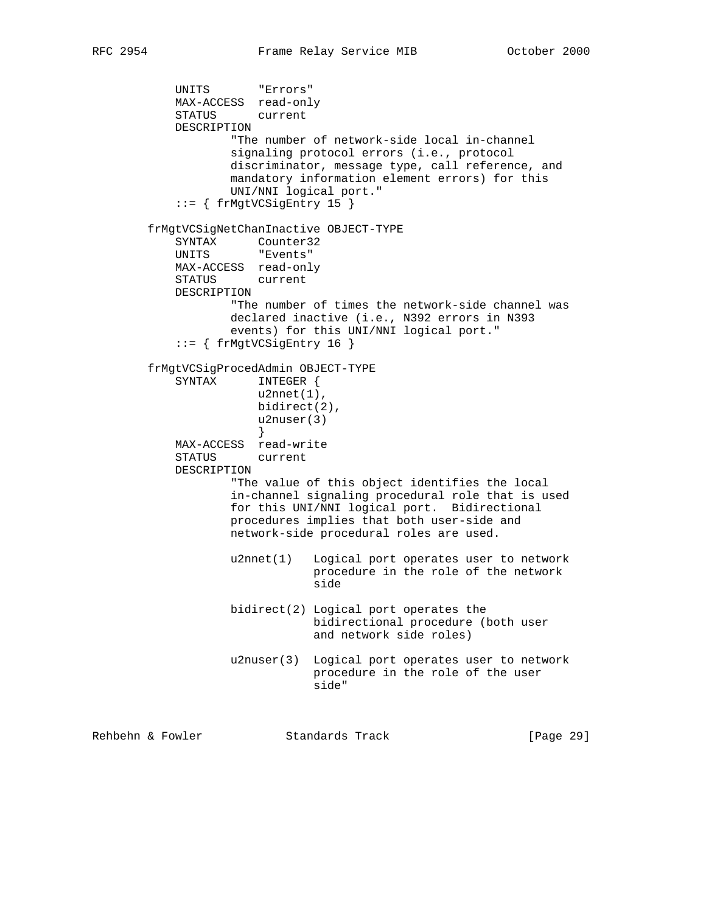```
            UNITS       "Errors"
            MAX-ACCESS  read-only
            STATUS      current
            DESCRIPTION
                    "The number of network-side local in-channel
                    signaling protocol errors (i.e., protocol
                    discriminator, message type, call reference, and
                    mandatory information element errors) for this
                    UNI/NNI logical port."
            ::= { frMgtVCSigEntry 15 }

        frMgtVCSigNetChanInactive OBJECT-TYPE
            SYNTAX      Counter32
            UNITS       "Events"
            MAX-ACCESS  read-only
            STATUS      current
            DESCRIPTION
                    "The number of times the network-side channel was
                    declared inactive (i.e., N392 errors in N393
                    events) for this UNI/NNI logical port."
            ::= { frMgtVCSigEntry 16 }

        frMgtVCSigProcedAdmin OBJECT-TYPE
            SYNTAX      INTEGER {
                        u2nnet(1),
                        bidirect(2),
                        u2nuser(3)
                        }
            MAX-ACCESS  read-write
            STATUS      current
            DESCRIPTION
                    "The value of this object identifies the local
                    in-channel signaling procedural role that is used
                    for this UNI/NNI logical port.  Bidirectional
                    procedures implies that both user-side and
                    network-side procedural roles are used.

                    u2nnet(1)   Logical port operates user to network
                                procedure in the role of the network
                                side

                    bidirect(2) Logical port operates the
                                bidirectional procedure (both user
                                and network side roles)

                    u2nuser(3)  Logical port operates user to network
                                procedure in the role of the user
                                side"
```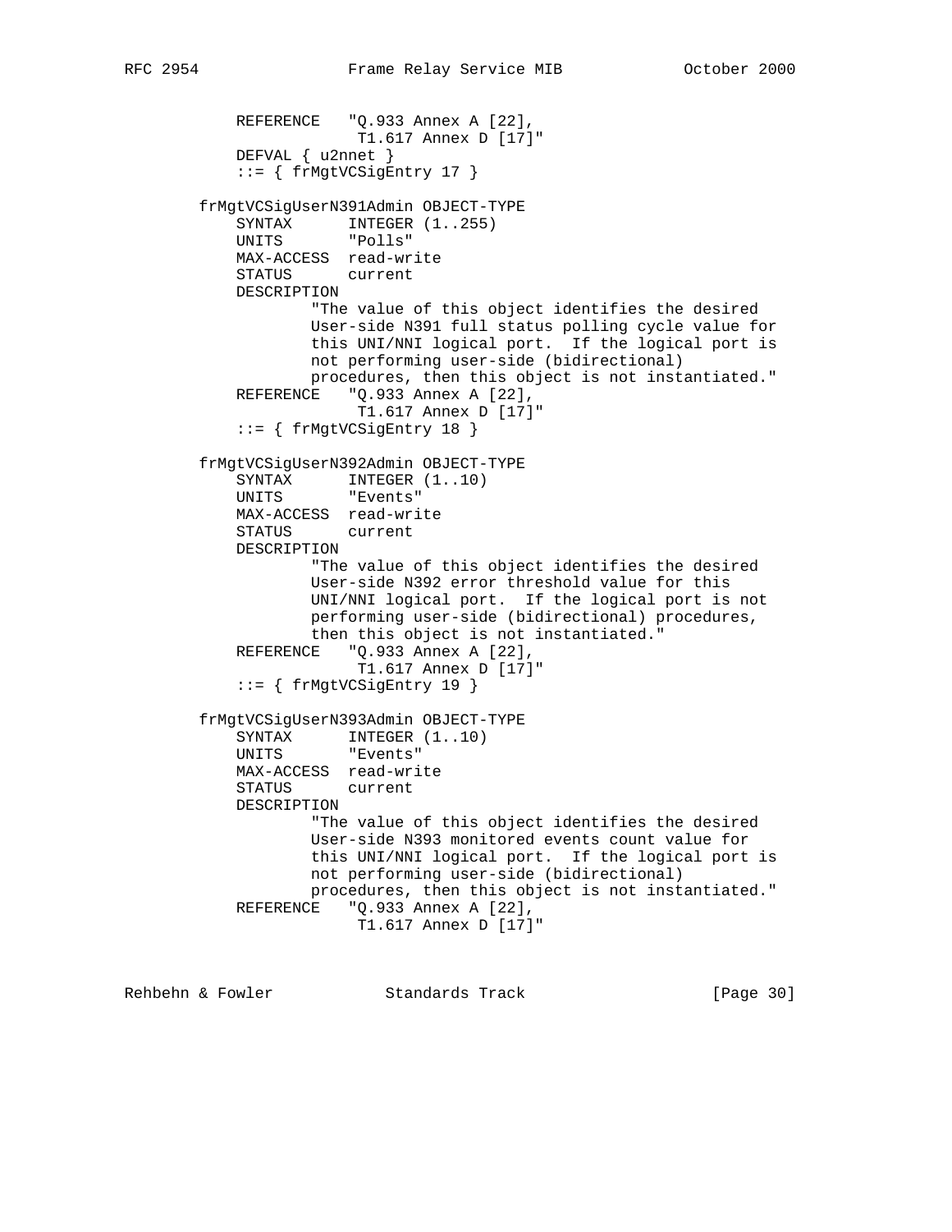```
        REFERENCE   "Q.933 Annex A [22],
                     T1.617 Annex D [17]"
        DEFVAL { u2nnet }
        ::= { frMgtVCSigEntry 17 }

    frMgtVCSigUserN391Admin OBJECT-TYPE
        SYNTAX      INTEGER (1..255)
        UNITS       "Polls"
        MAX-ACCESS  read-write
        STATUS      current
        DESCRIPTION
                "The value of this object identifies the desired
                User-side N391 full status polling cycle value for
                this UNI/NNI logical port.  If the logical port is
                not performing user-side (bidirectional)
                procedures, then this object is not instantiated."
        REFERENCE   "Q.933 Annex A [22],
                     T1.617 Annex D [17]"
        ::= { frMgtVCSigEntry 18 }

    frMgtVCSigUserN392Admin OBJECT-TYPE
        SYNTAX      INTEGER (1..10)
        UNITS       "Events"
        MAX-ACCESS  read-write
        STATUS      current
        DESCRIPTION
                "The value of this object identifies the desired
                User-side N392 error threshold value for this
                UNI/NNI logical port.  If the logical port is not
                performing user-side (bidirectional) procedures,
                then this object is not instantiated."
        REFERENCE   "Q.933 Annex A [22],
                     T1.617 Annex D [17]"
        ::= { frMgtVCSigEntry 19 }

    frMgtVCSigUserN393Admin OBJECT-TYPE
        SYNTAX      INTEGER (1..10)
        UNITS       "Events"
        MAX-ACCESS  read-write
        STATUS      current
        DESCRIPTION
                "The value of this object identifies the desired
                User-side N393 monitored events count value for
                this UNI/NNI logical port.  If the logical port is
                not performing user-side (bidirectional)
                procedures, then this object is not instantiated."
        REFERENCE   "Q.933 Annex A [22],
                     T1.617 Annex D [17]"
```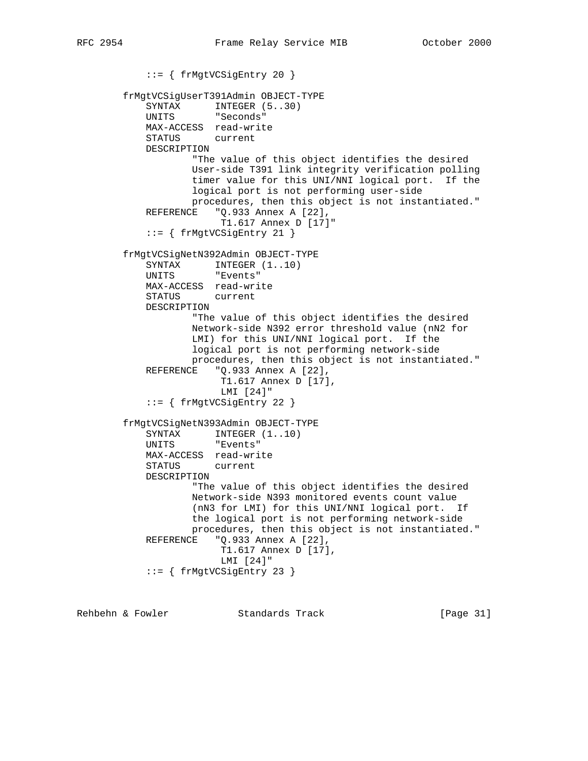```
            ::= { frMgtVCSigEntry 20 }

        frMgtVCSigUserT391Admin OBJECT-TYPE
            SYNTAX      INTEGER (5..30)
            UNITS       "Seconds"
            MAX-ACCESS  read-write
            STATUS      current
            DESCRIPTION
                    "The value of this object identifies the desired
                    User-side T391 link integrity verification polling
                    timer value for this UNI/NNI logical port.  If the
                    logical port is not performing user-side
                    procedures, then this object is not instantiated."
            REFERENCE   "Q.933 Annex A [22],
                         T1.617 Annex D [17]"
            ::= { frMgtVCSigEntry 21 }

        frMgtVCSigNetN392Admin OBJECT-TYPE
            SYNTAX      INTEGER (1..10)
            UNITS       "Events"
            MAX-ACCESS  read-write
            STATUS      current
            DESCRIPTION
                    "The value of this object identifies the desired
                    Network-side N392 error threshold value (nN2 for
                    LMI) for this UNI/NNI logical port.  If the
                    logical port is not performing network-side
                    procedures, then this object is not instantiated."
            REFERENCE   "Q.933 Annex A [22],
                         T1.617 Annex D [17],
                         LMI [24]"
            ::= { frMgtVCSigEntry 22 }

        frMgtVCSigNetN393Admin OBJECT-TYPE
            SYNTAX      INTEGER (1..10)
            UNITS       "Events"
            MAX-ACCESS  read-write
            STATUS      current
            DESCRIPTION
                    "The value of this object identifies the desired
                    Network-side N393 monitored events count value
                    (nN3 for LMI) for this UNI/NNI logical port.  If
                    the logical port is not performing network-side
                    procedures, then this object is not instantiated."
            REFERENCE   "Q.933 Annex A [22],
                         T1.617 Annex D [17],
                         LMI [24]"
            ::= { frMgtVCSigEntry 23 }
```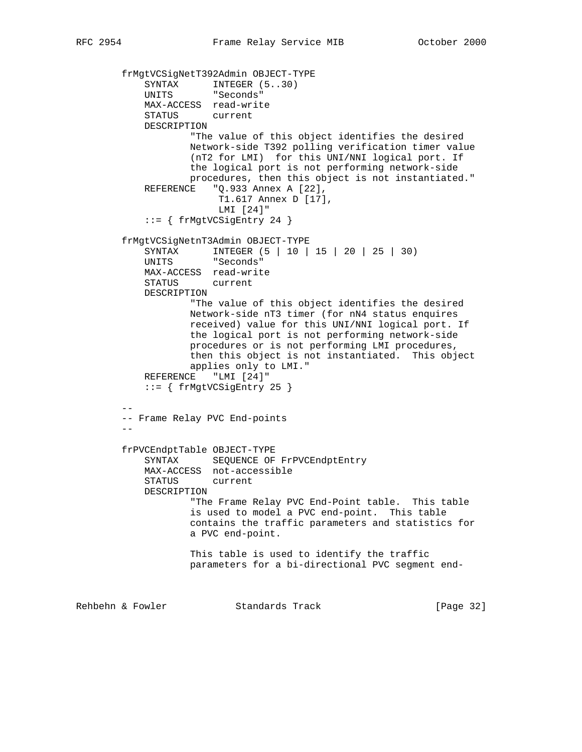```
        frMgtVCSigNetT392Admin OBJECT-TYPE
            SYNTAX      INTEGER (5..30)
            UNITS       "Seconds"
            MAX-ACCESS  read-write
            STATUS      current
            DESCRIPTION
                    "The value of this object identifies the desired
                    Network-side T392 polling verification timer value
                    (nT2 for LMI)  for this UNI/NNI logical port. If
                    the logical port is not performing network-side
                    procedures, then this object is not instantiated."
            REFERENCE   "Q.933 Annex A [22],
                         T1.617 Annex D [17],
                         LMI [24]"
            ::= { frMgtVCSigEntry 24 }

        frMgtVCSigNetnT3Admin OBJECT-TYPE
            SYNTAX      INTEGER (5 | 10 | 15 | 20 | 25 | 30)
            UNITS       "Seconds"
            MAX-ACCESS  read-write
            STATUS      current
            DESCRIPTION
                    "The value of this object identifies the desired
                    Network-side nT3 timer (for nN4 status enquires
                    received) value for this UNI/NNI logical port. If
                    the logical port is not performing network-side
                    procedures or is not performing LMI procedures,
                    then this object is not instantiated.  This object
                    applies only to LMI."
            REFERENCE   "LMI [24]"
            ::= { frMgtVCSigEntry 25 }

        --
        -- Frame Relay PVC End-points
        --

        frPVCEndptTable OBJECT-TYPE
            SYNTAX      SEQUENCE OF FrPVCEndptEntry
            MAX-ACCESS  not-accessible
            STATUS      current
            DESCRIPTION
                    "The Frame Relay PVC End-Point table.  This table
                    is used to model a PVC end-point.  This table
                    contains the traffic parameters and statistics for
                    a PVC end-point.

                    This table is used to identify the traffic
                    parameters for a bi-directional PVC segment end-
```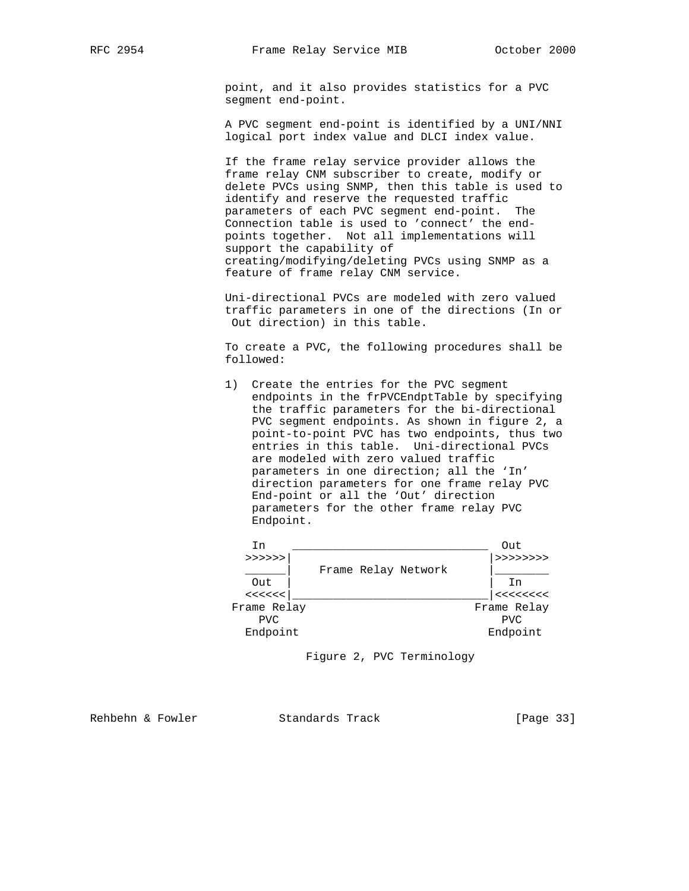point, and it also provides statistics for a PVC segment end-point.

A PVC segment end-point is identified by a UNI/NNI logical port index value and DLCI index value.

If the frame relay service provider allows the frame relay CNM subscriber to create, modify or delete PVCs using SNMP, then this table is used to identify and reserve the requested traffic parameters of each PVC segment end-point. The Connection table is used to 'connect' the end-points together. Not all implementations will support the capability of creating/modifying/deleting PVCs using SNMP as a feature of frame relay CNM service.

Uni-directional PVCs are modeled with zero valued traffic parameters in one of the directions (In or Out direction) in this table.

To create a PVC, the following procedures shall be followed:

1) Create the entries for the PVC segment endpoints in the frPVCEndptTable by specifying the traffic parameters for the bi-directional PVC segment endpoints. As shown in figure 2, a point-to-point PVC has two endpoints, thus two entries in this table. Uni-directional PVCs are modeled with zero valued traffic parameters in one direction; all the 'In' direction parameters for one frame relay PVC End-point or all the 'Out' direction parameters for the other frame relay PVC Endpoint.

```
   In     _____________________________  Out
 >>>>>>|                             |>>>>>>>>
 ______|    Frame Relay Network      |________
  Out  |                             |  In
 <<<<<<|_____________________________|<<<<<<<<
Frame Relay                        Frame Relay
   PVC                                PVC
 Endpoint                           Endpoint
```

Figure 2, PVC Terminology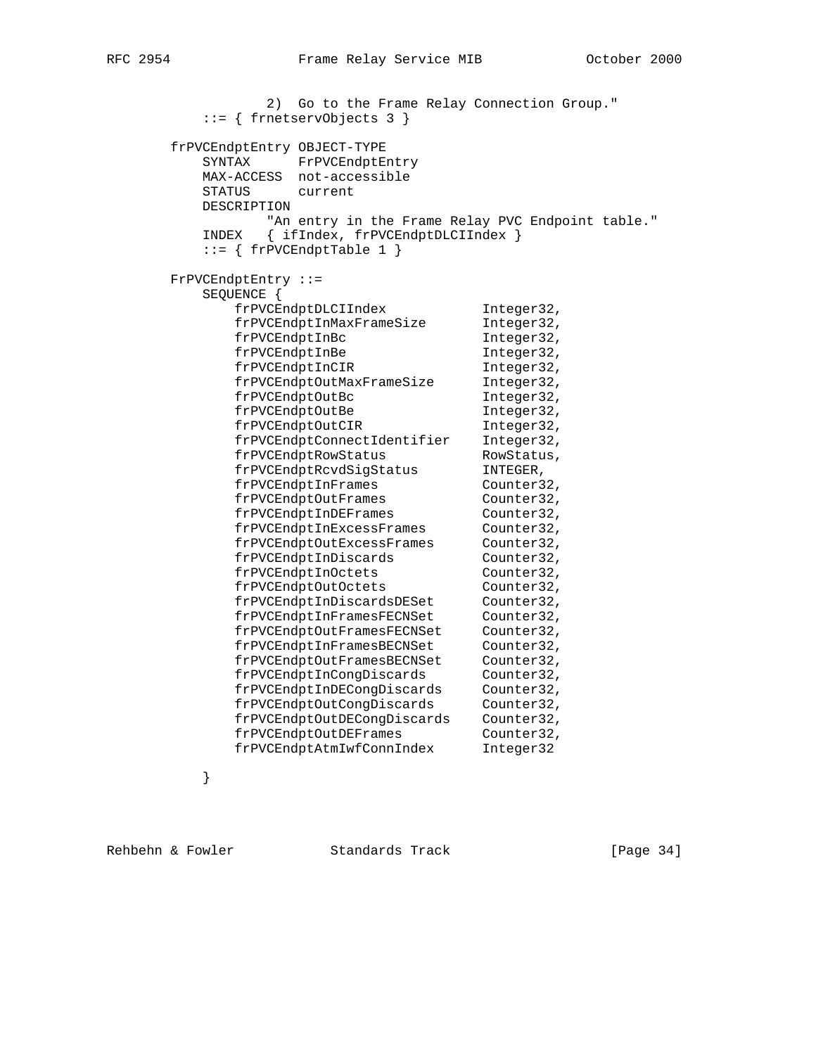```
                2)  Go to the Frame Relay Connection Group."
        ::= { frnetservObjects 3 }

    frPVCEndptEntry OBJECT-TYPE
        SYNTAX      FrPVCEndptEntry
        MAX-ACCESS  not-accessible
        STATUS      current
        DESCRIPTION
                "An entry in the Frame Relay PVC Endpoint table."
        INDEX   { ifIndex, frPVCEndptDLCIIndex }
        ::= { frPVCEndptTable 1 }

    FrPVCEndptEntry ::=
        SEQUENCE {
            frPVCEndptDLCIIndex            Integer32,
            frPVCEndptInMaxFrameSize       Integer32,
            frPVCEndptInBc                 Integer32,
            frPVCEndptInBe                 Integer32,
            frPVCEndptInCIR                Integer32,
            frPVCEndptOutMaxFrameSize      Integer32,
            frPVCEndptOutBc                Integer32,
            frPVCEndptOutBe                Integer32,
            frPVCEndptOutCIR               Integer32,
            frPVCEndptConnectIdentifier    Integer32,
            frPVCEndptRowStatus            RowStatus,
            frPVCEndptRcvdSigStatus        INTEGER,
            frPVCEndptInFrames             Counter32,
            frPVCEndptOutFrames            Counter32,
            frPVCEndptInDEFrames           Counter32,
            frPVCEndptInExcessFrames       Counter32,
            frPVCEndptOutExcessFrames      Counter32,
            frPVCEndptInDiscards           Counter32,
            frPVCEndptInOctets             Counter32,
            frPVCEndptOutOctets            Counter32,
            frPVCEndptInDiscardsDESet      Counter32,
            frPVCEndptInFramesFECNSet      Counter32,
            frPVCEndptOutFramesFECNSet     Counter32,
            frPVCEndptInFramesBECNSet      Counter32,
            frPVCEndptOutFramesBECNSet     Counter32,
            frPVCEndptInCongDiscards       Counter32,
            frPVCEndptInDECongDiscards     Counter32,
            frPVCEndptOutCongDiscards      Counter32,
            frPVCEndptOutDECongDiscards    Counter32,
            frPVCEndptOutDEFrames          Counter32,
            frPVCEndptAtmIwfConnIndex      Integer32

        }
```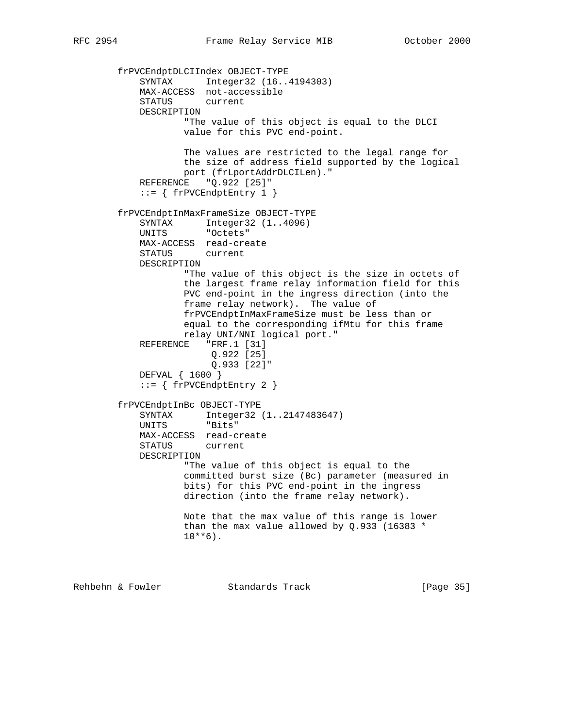```
        frPVCEndptDLCIIndex OBJECT-TYPE
            SYNTAX      Integer32 (16..4194303)
            MAX-ACCESS  not-accessible
            STATUS      current
            DESCRIPTION
                    "The value of this object is equal to the DLCI
                    value for this PVC end-point.

                    The values are restricted to the legal range for
                    the size of address field supported by the logical
                    port (frLportAddrDLCILen)."
            REFERENCE   "Q.922 [25]"
            ::= { frPVCEndptEntry 1 }

        frPVCEndptInMaxFrameSize OBJECT-TYPE
            SYNTAX      Integer32 (1..4096)
            UNITS       "Octets"
            MAX-ACCESS  read-create
            STATUS      current
            DESCRIPTION
                    "The value of this object is the size in octets of
                    the largest frame relay information field for this
                    PVC end-point in the ingress direction (into the
                    frame relay network).  The value of
                    frPVCEndptInMaxFrameSize must be less than or
                    equal to the corresponding ifMtu for this frame
                    relay UNI/NNI logical port."
            REFERENCE   "FRF.1 [31]
                         Q.922 [25]
                         Q.933 [22]"
            DEFVAL { 1600 }
            ::= { frPVCEndptEntry 2 }

        frPVCEndptInBc OBJECT-TYPE
            SYNTAX      Integer32 (1..2147483647)
            UNITS       "Bits"
            MAX-ACCESS  read-create
            STATUS      current
            DESCRIPTION
                    "The value of this object is equal to the
                    committed burst size (Bc) parameter (measured in
                    bits) for this PVC end-point in the ingress
                    direction (into the frame relay network).

                    Note that the max value of this range is lower
                    than the max value allowed by Q.933 (16383 *
                    10**6).
```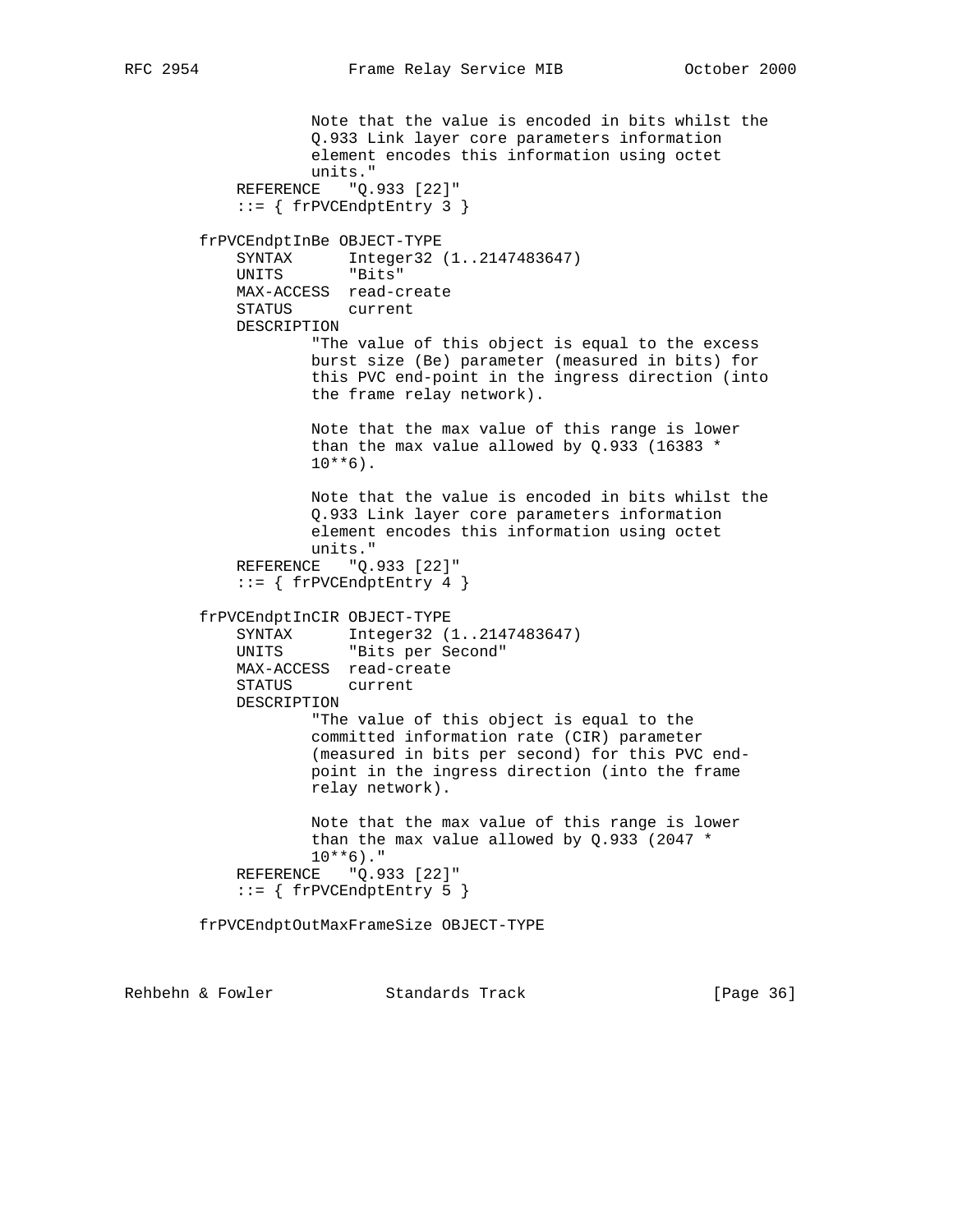```
                Note that the value is encoded in bits whilst the
                Q.933 Link layer core parameters information
                element encodes this information using octet
                units."
        REFERENCE   "Q.933 [22]"
        ::= { frPVCEndptEntry 3 }

    frPVCEndptInBe OBJECT-TYPE
        SYNTAX      Integer32 (1..2147483647)
        UNITS       "Bits"
        MAX-ACCESS  read-create
        STATUS      current
        DESCRIPTION
                "The value of this object is equal to the excess
                burst size (Be) parameter (measured in bits) for
                this PVC end-point in the ingress direction (into
                the frame relay network).

                Note that the max value of this range is lower
                than the max value allowed by Q.933 (16383 *
                10**6).

                Note that the value is encoded in bits whilst the
                Q.933 Link layer core parameters information
                element encodes this information using octet
                units."
        REFERENCE   "Q.933 [22]"
        ::= { frPVCEndptEntry 4 }

    frPVCEndptInCIR OBJECT-TYPE
        SYNTAX      Integer32 (1..2147483647)
        UNITS       "Bits per Second"
        MAX-ACCESS  read-create
        STATUS      current
        DESCRIPTION
                "The value of this object is equal to the
                committed information rate (CIR) parameter
                (measured in bits per second) for this PVC end-
                point in the ingress direction (into the frame
                relay network).

                Note that the max value of this range is lower
                than the max value allowed by Q.933 (2047 *
                10**6)."
        REFERENCE   "Q.933 [22]"
        ::= { frPVCEndptEntry 5 }

    frPVCEndptOutMaxFrameSize OBJECT-TYPE
```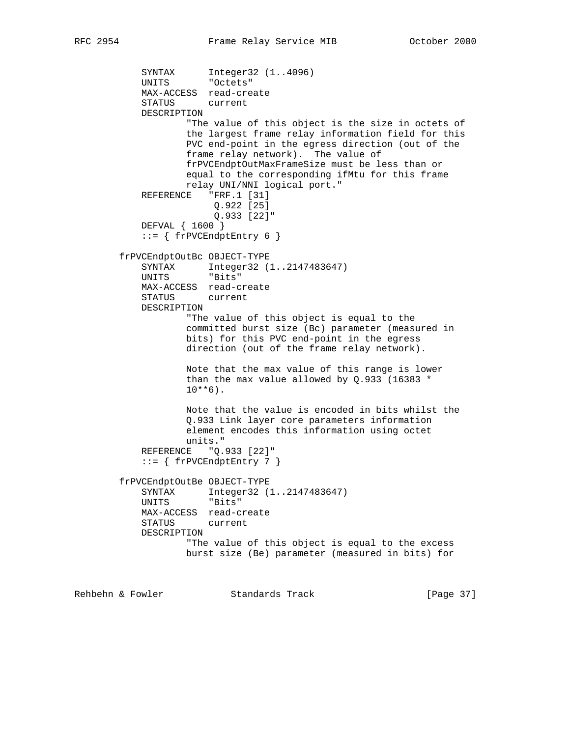```
            SYNTAX      Integer32 (1..4096)
            UNITS       "Octets"
            MAX-ACCESS  read-create
            STATUS      current
            DESCRIPTION
                    "The value of this object is the size in octets of
                    the largest frame relay information field for this
                    PVC end-point in the egress direction (out of the
                    frame relay network).  The value of
                    frPVCEndptOutMaxFrameSize must be less than or
                    equal to the corresponding ifMtu for this frame
                    relay UNI/NNI logical port."
            REFERENCE   "FRF.1 [31]
                         Q.922 [25]
                         Q.933 [22]"
            DEFVAL { 1600 }
            ::= { frPVCEndptEntry 6 }

        frPVCEndptOutBc OBJECT-TYPE
            SYNTAX      Integer32 (1..2147483647)
            UNITS       "Bits"
            MAX-ACCESS  read-create
            STATUS      current
            DESCRIPTION
                    "The value of this object is equal to the
                    committed burst size (Bc) parameter (measured in
                    bits) for this PVC end-point in the egress
                    direction (out of the frame relay network).

                    Note that the max value of this range is lower
                    than the max value allowed by Q.933 (16383 *
                    10**6).

                    Note that the value is encoded in bits whilst the
                    Q.933 Link layer core parameters information
                    element encodes this information using octet
                    units."
            REFERENCE   "Q.933 [22]"
            ::= { frPVCEndptEntry 7 }

        frPVCEndptOutBe OBJECT-TYPE
            SYNTAX      Integer32 (1..2147483647)
            UNITS       "Bits"
            MAX-ACCESS  read-create
            STATUS      current
            DESCRIPTION
                    "The value of this object is equal to the excess
                    burst size (Be) parameter (measured in bits) for
```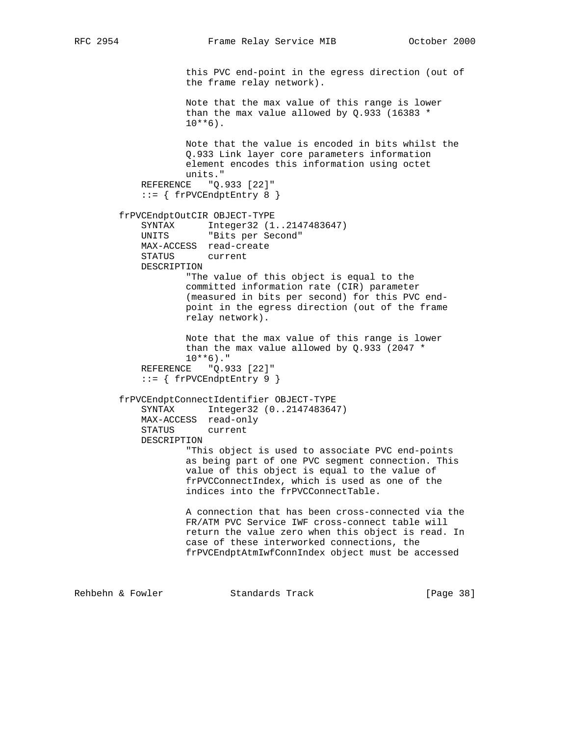```
                this PVC end-point in the egress direction (out of
                the frame relay network).

                Note that the max value of this range is lower
                than the max value allowed by Q.933 (16383 *
                10**6).

                Note that the value is encoded in bits whilst the
                Q.933 Link layer core parameters information
                element encodes this information using octet
                units."
        REFERENCE   "Q.933 [22]"
        ::= { frPVCEndptEntry 8 }

    frPVCEndptOutCIR OBJECT-TYPE
        SYNTAX      Integer32 (1..2147483647)
        UNITS       "Bits per Second"
        MAX-ACCESS  read-create
        STATUS      current
        DESCRIPTION
                "The value of this object is equal to the
                committed information rate (CIR) parameter
                (measured in bits per second) for this PVC end-
                point in the egress direction (out of the frame
                relay network).

                Note that the max value of this range is lower
                than the max value allowed by Q.933 (2047 *
                10**6)."
        REFERENCE   "Q.933 [22]"
        ::= { frPVCEndptEntry 9 }

    frPVCEndptConnectIdentifier OBJECT-TYPE
        SYNTAX      Integer32 (0..2147483647)
        MAX-ACCESS  read-only
        STATUS      current
        DESCRIPTION
                "This object is used to associate PVC end-points
                as being part of one PVC segment connection. This
                value of this object is equal to the value of
                frPVCConnectIndex, which is used as one of the
                indices into the frPVCConnectTable.

                A connection that has been cross-connected via the
                FR/ATM PVC Service IWF cross-connect table will
                return the value zero when this object is read. In
                case of these interworked connections, the
                frPVCEndptAtmIwfConnIndex object must be accessed
```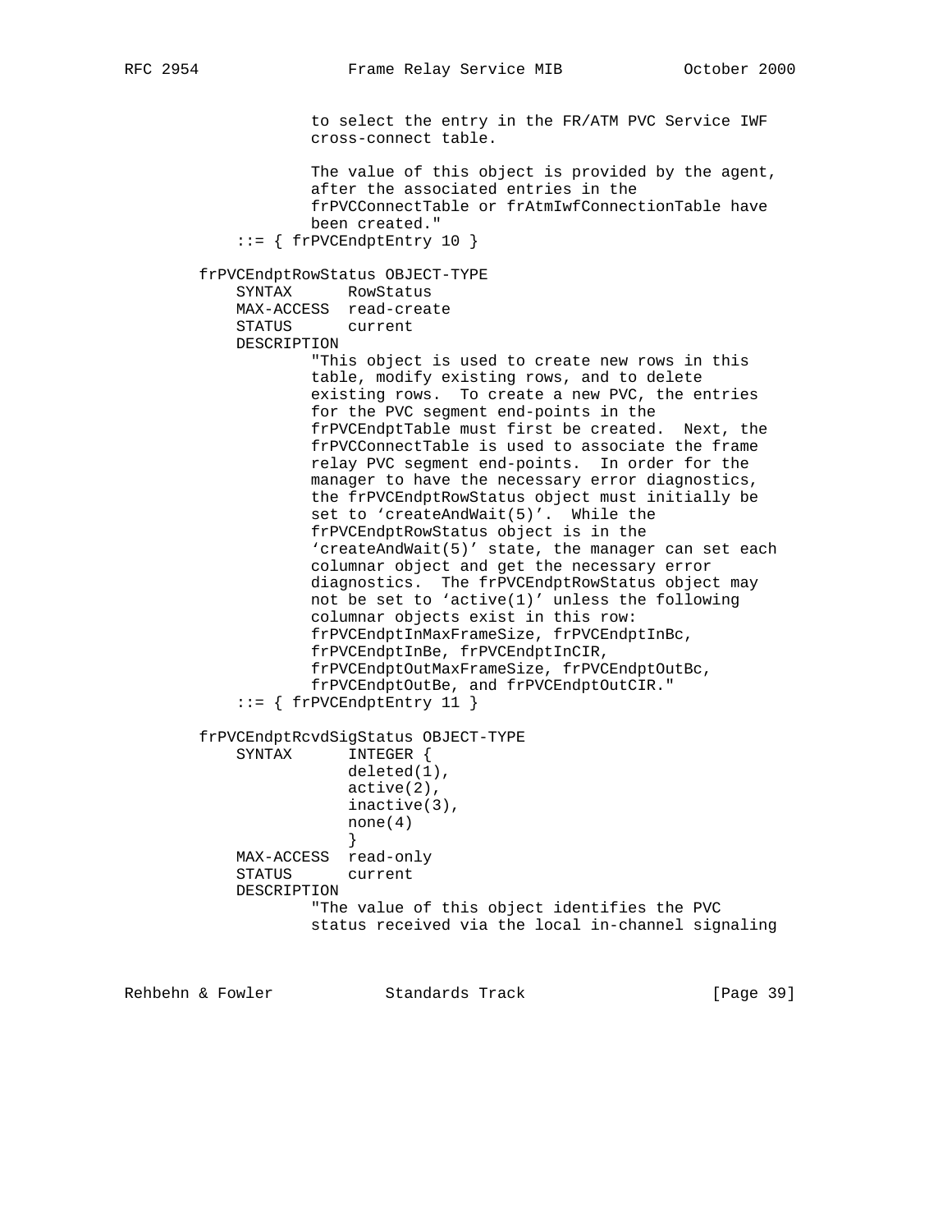```
                to select the entry in the FR/ATM PVC Service IWF
                cross-connect table.

                The value of this object is provided by the agent,
                after the associated entries in the
                frPVCConnectTable or frAtmIwfConnectionTable have
                been created."
        ::= { frPVCEndptEntry 10 }

    frPVCEndptRowStatus OBJECT-TYPE
        SYNTAX      RowStatus
        MAX-ACCESS  read-create
        STATUS      current
        DESCRIPTION
                "This object is used to create new rows in this
                table, modify existing rows, and to delete
                existing rows.  To create a new PVC, the entries
                for the PVC segment end-points in the
                frPVCEndptTable must first be created.  Next, the
                frPVCConnectTable is used to associate the frame
                relay PVC segment end-points.  In order for the
                manager to have the necessary error diagnostics,
                the frPVCEndptRowStatus object must initially be
                set to 'createAndWait(5)'.  While the
                frPVCEndptRowStatus object is in the
                'createAndWait(5)' state, the manager can set each
                columnar object and get the necessary error
                diagnostics.  The frPVCEndptRowStatus object may
                not be set to 'active(1)' unless the following
                columnar objects exist in this row:
                frPVCEndptInMaxFrameSize, frPVCEndptInBc,
                frPVCEndptInBe, frPVCEndptInCIR,
                frPVCEndptOutMaxFrameSize, frPVCEndptOutBc,
                frPVCEndptOutBe, and frPVCEndptOutCIR."
        ::= { frPVCEndptEntry 11 }

    frPVCEndptRcvdSigStatus OBJECT-TYPE
        SYNTAX      INTEGER {
                    deleted(1),
                    active(2),
                    inactive(3),
                    none(4)
                    }
        MAX-ACCESS  read-only
        STATUS      current
        DESCRIPTION
                "The value of this object identifies the PVC
                status received via the local in-channel signaling
```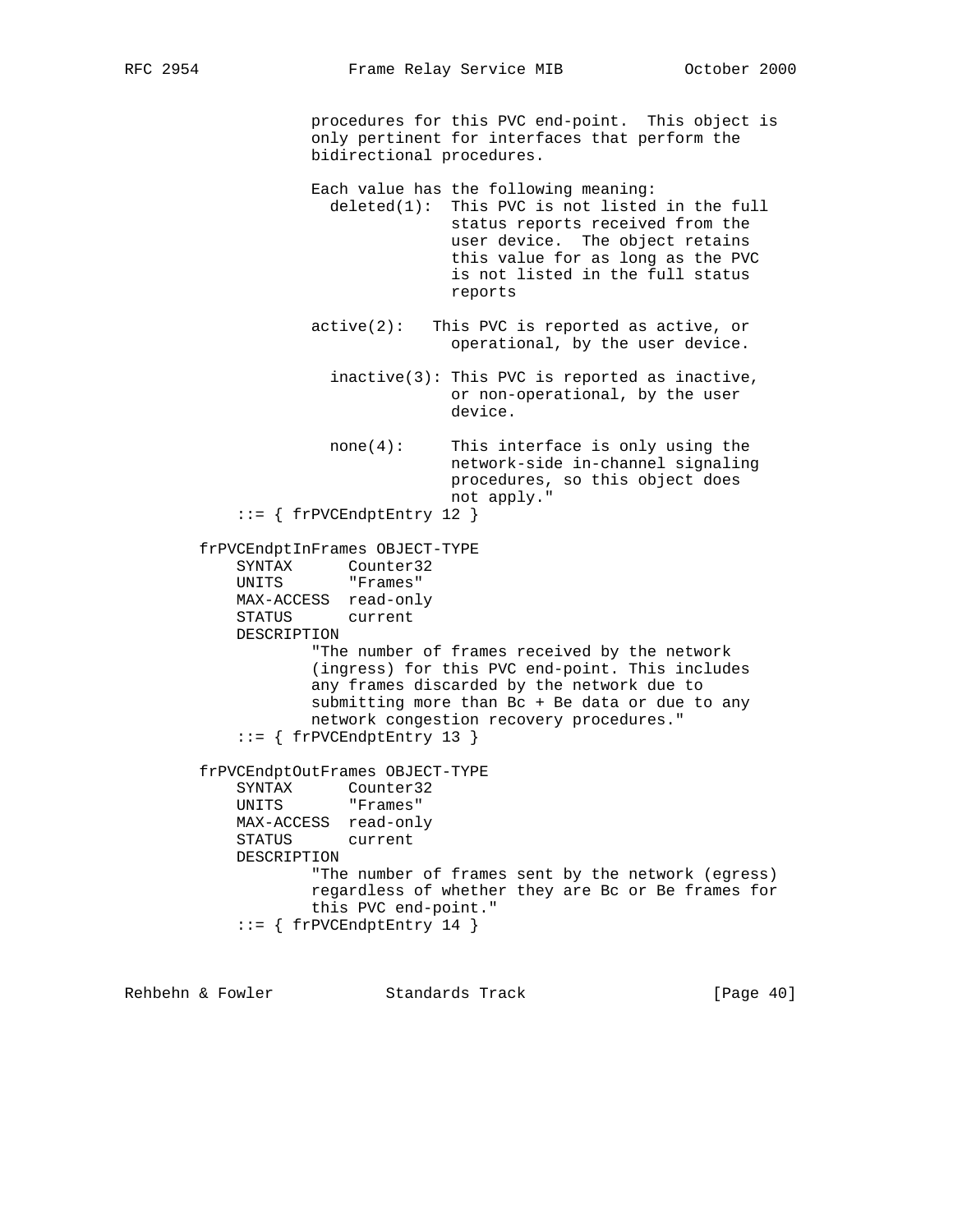```
                procedures for this PVC end-point.  This object is
                only pertinent for interfaces that perform the
                bidirectional procedures.

                Each value has the following meaning:
                  deleted(1):  This PVC is not listed in the full
                               status reports received from the
                               user device.  The object retains
                               this value for as long as the PVC
                               is not listed in the full status
                               reports

                active(2):   This PVC is reported as active, or
                               operational, by the user device.

                  inactive(3): This PVC is reported as inactive,
                               or non-operational, by the user
                               device.

                  none(4):     This interface is only using the
                               network-side in-channel signaling
                               procedures, so this object does
                               not apply."
        ::= { frPVCEndptEntry 12 }

    frPVCEndptInFrames OBJECT-TYPE
        SYNTAX      Counter32
        UNITS       "Frames"
        MAX-ACCESS  read-only
        STATUS      current
        DESCRIPTION
                "The number of frames received by the network
                (ingress) for this PVC end-point. This includes
                any frames discarded by the network due to
                submitting more than Bc + Be data or due to any
                network congestion recovery procedures."
        ::= { frPVCEndptEntry 13 }

    frPVCEndptOutFrames OBJECT-TYPE
        SYNTAX      Counter32
        UNITS       "Frames"
        MAX-ACCESS  read-only
        STATUS      current
        DESCRIPTION
                "The number of frames sent by the network (egress)
                regardless of whether they are Bc or Be frames for
                this PVC end-point."
        ::= { frPVCEndptEntry 14 }
```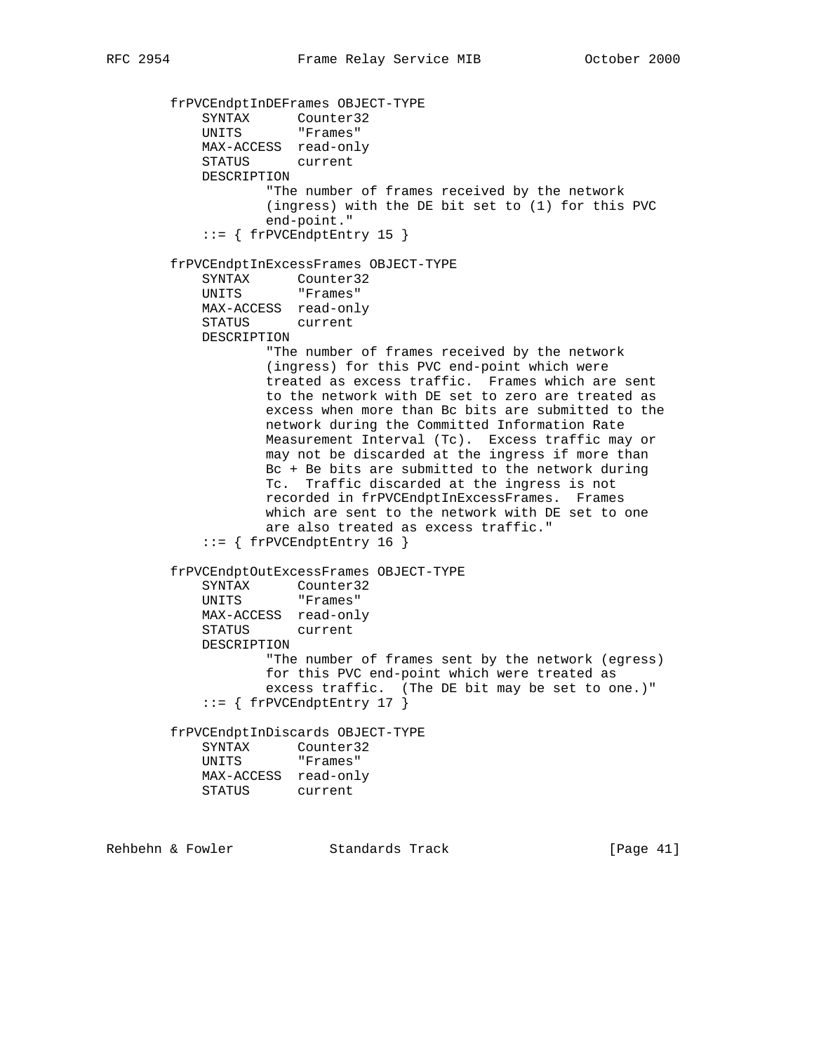```
frPVCEndptInDEFrames OBJECT-TYPE
    SYNTAX      Counter32
    UNITS       "Frames"
    MAX-ACCESS  read-only
    STATUS      current
    DESCRIPTION
            "The number of frames received by the network
            (ingress) with the DE bit set to (1) for this PVC
            end-point."
    ::= { frPVCEndptEntry 15 }

frPVCEndptInExcessFrames OBJECT-TYPE
    SYNTAX      Counter32
    UNITS       "Frames"
    MAX-ACCESS  read-only
    STATUS      current
    DESCRIPTION
            "The number of frames received by the network
            (ingress) for this PVC end-point which were
            treated as excess traffic.  Frames which are sent
            to the network with DE set to zero are treated as
            excess when more than Bc bits are submitted to the
            network during the Committed Information Rate
            Measurement Interval (Tc).  Excess traffic may or
            may not be discarded at the ingress if more than
            Bc + Be bits are submitted to the network during
            Tc.  Traffic discarded at the ingress is not
            recorded in frPVCEndptInExcessFrames.  Frames
            which are sent to the network with DE set to one
            are also treated as excess traffic."
    ::= { frPVCEndptEntry 16 }

frPVCEndptOutExcessFrames OBJECT-TYPE
    SYNTAX      Counter32
    UNITS       "Frames"
    MAX-ACCESS  read-only
    STATUS      current
    DESCRIPTION
            "The number of frames sent by the network (egress)
            for this PVC end-point which were treated as
            excess traffic.  (The DE bit may be set to one.)"
    ::= { frPVCEndptEntry 17 }

frPVCEndptInDiscards OBJECT-TYPE
    SYNTAX      Counter32
    UNITS       "Frames"
    MAX-ACCESS  read-only
    STATUS      current
```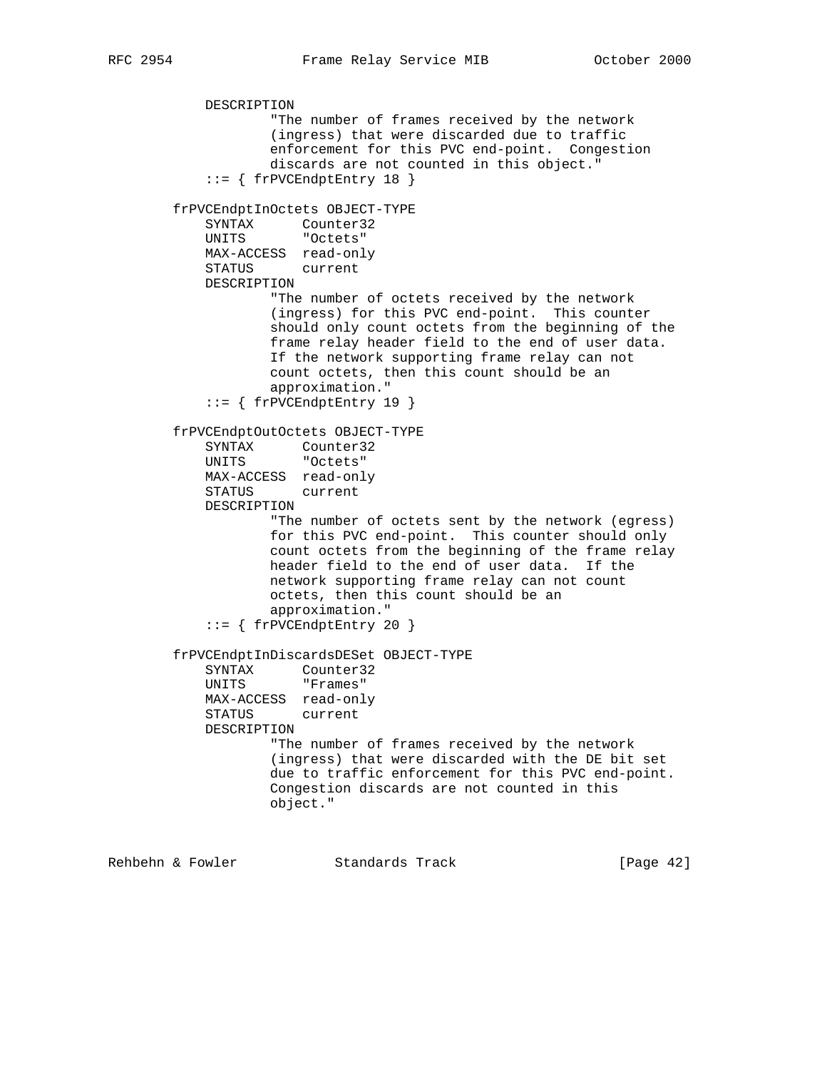```
            DESCRIPTION
                    "The number of frames received by the network
                    (ingress) that were discarded due to traffic
                    enforcement for this PVC end-point.  Congestion
                    discards are not counted in this object."
            ::= { frPVCEndptEntry 18 }

        frPVCEndptInOctets OBJECT-TYPE
            SYNTAX      Counter32
            UNITS       "Octets"
            MAX-ACCESS  read-only
            STATUS      current
            DESCRIPTION
                    "The number of octets received by the network
                    (ingress) for this PVC end-point.  This counter
                    should only count octets from the beginning of the
                    frame relay header field to the end of user data.
                    If the network supporting frame relay can not
                    count octets, then this count should be an
                    approximation."
            ::= { frPVCEndptEntry 19 }

        frPVCEndptOutOctets OBJECT-TYPE
            SYNTAX      Counter32
            UNITS       "Octets"
            MAX-ACCESS  read-only
            STATUS      current
            DESCRIPTION
                    "The number of octets sent by the network (egress)
                    for this PVC end-point.  This counter should only
                    count octets from the beginning of the frame relay
                    header field to the end of user data.  If the
                    network supporting frame relay can not count
                    octets, then this count should be an
                    approximation."
            ::= { frPVCEndptEntry 20 }

        frPVCEndptInDiscardsDESet OBJECT-TYPE
            SYNTAX      Counter32
            UNITS       "Frames"
            MAX-ACCESS  read-only
            STATUS      current
            DESCRIPTION
                    "The number of frames received by the network
                    (ingress) that were discarded with the DE bit set
                    due to traffic enforcement for this PVC end-point.
                    Congestion discards are not counted in this
                    object."
```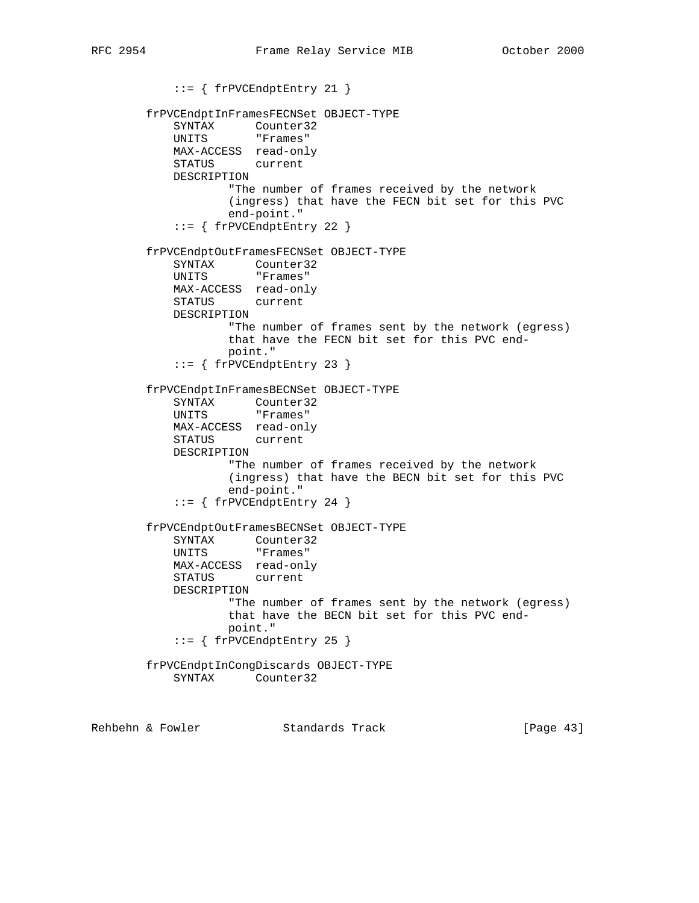```
            ::= { frPVCEndptEntry 21 }

        frPVCEndptInFramesFECNSet OBJECT-TYPE
            SYNTAX      Counter32
            UNITS       "Frames"
            MAX-ACCESS  read-only
            STATUS      current
            DESCRIPTION
                    "The number of frames received by the network
                    (ingress) that have the FECN bit set for this PVC
                    end-point."
            ::= { frPVCEndptEntry 22 }

        frPVCEndptOutFramesFECNSet OBJECT-TYPE
            SYNTAX      Counter32
            UNITS       "Frames"
            MAX-ACCESS  read-only
            STATUS      current
            DESCRIPTION
                    "The number of frames sent by the network (egress)
                    that have the FECN bit set for this PVC end-
                    point."
            ::= { frPVCEndptEntry 23 }

        frPVCEndptInFramesBECNSet OBJECT-TYPE
            SYNTAX      Counter32
            UNITS       "Frames"
            MAX-ACCESS  read-only
            STATUS      current
            DESCRIPTION
                    "The number of frames received by the network
                    (ingress) that have the BECN bit set for this PVC
                    end-point."
            ::= { frPVCEndptEntry 24 }

        frPVCEndptOutFramesBECNSet OBJECT-TYPE
            SYNTAX      Counter32
            UNITS       "Frames"
            MAX-ACCESS  read-only
            STATUS      current
            DESCRIPTION
                    "The number of frames sent by the network (egress)
                    that have the BECN bit set for this PVC end-
                    point."
            ::= { frPVCEndptEntry 25 }

        frPVCEndptInCongDiscards OBJECT-TYPE
            SYNTAX      Counter32
```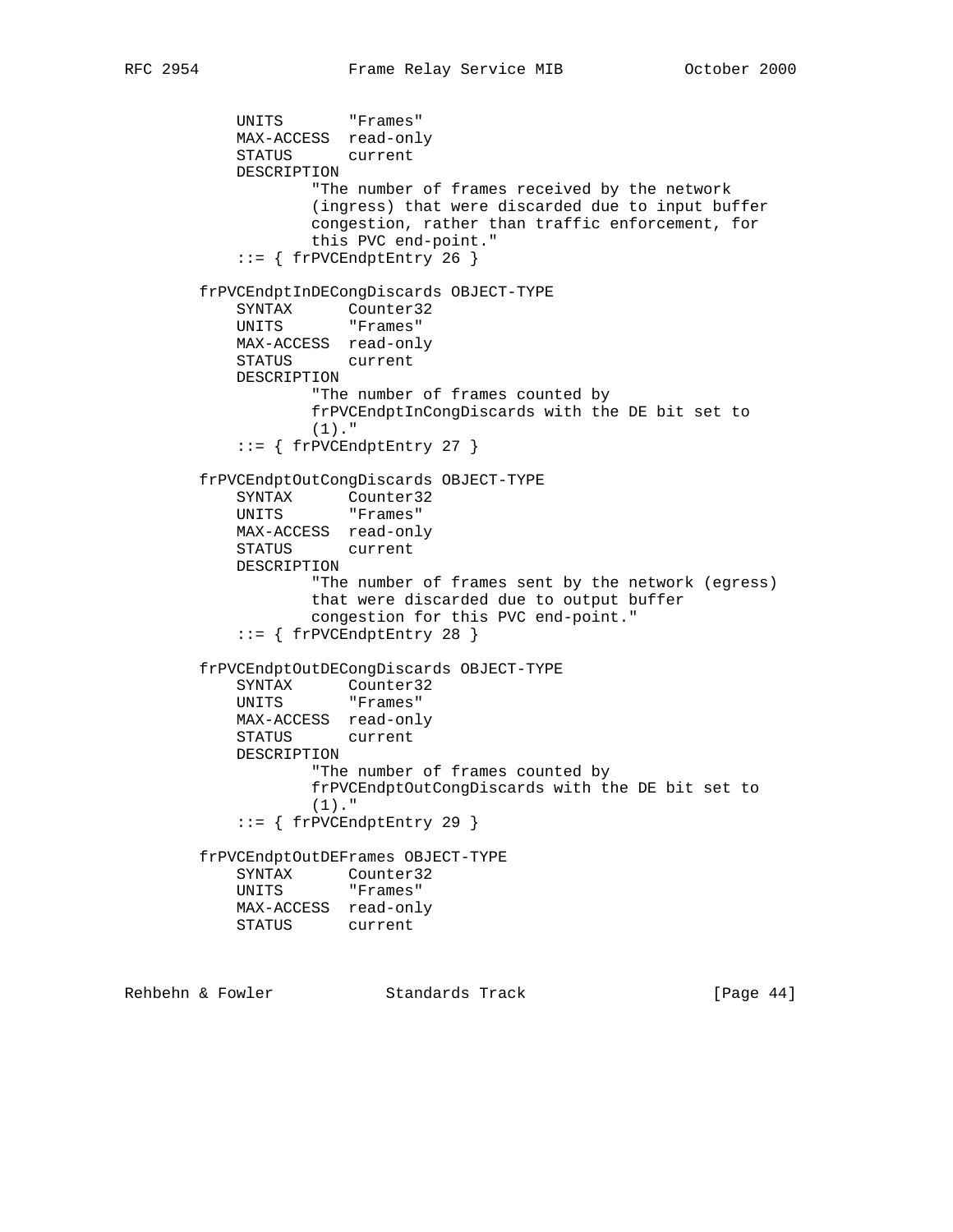```
           UNITS       "Frames"
           MAX-ACCESS  read-only
           STATUS      current
           DESCRIPTION
                   "The number of frames received by the network
                   (ingress) that were discarded due to input buffer
                   congestion, rather than traffic enforcement, for
                   this PVC end-point."
           ::= { frPVCEndptEntry 26 }

       frPVCEndptInDECongDiscards OBJECT-TYPE
           SYNTAX      Counter32
           UNITS       "Frames"
           MAX-ACCESS  read-only
           STATUS      current
           DESCRIPTION
                   "The number of frames counted by
                   frPVCEndptInCongDiscards with the DE bit set to
                   (1)."
           ::= { frPVCEndptEntry 27 }

       frPVCEndptOutCongDiscards OBJECT-TYPE
           SYNTAX      Counter32
           UNITS       "Frames"
           MAX-ACCESS  read-only
           STATUS      current
           DESCRIPTION
                   "The number of frames sent by the network (egress)
                   that were discarded due to output buffer
                   congestion for this PVC end-point."
           ::= { frPVCEndptEntry 28 }

       frPVCEndptOutDECongDiscards OBJECT-TYPE
           SYNTAX      Counter32
           UNITS       "Frames"
           MAX-ACCESS  read-only
           STATUS      current
           DESCRIPTION
                   "The number of frames counted by
                   frPVCEndptOutCongDiscards with the DE bit set to
                   (1)."
           ::= { frPVCEndptEntry 29 }

       frPVCEndptOutDEFrames OBJECT-TYPE
           SYNTAX      Counter32
           UNITS       "Frames"
           MAX-ACCESS  read-only
           STATUS      current
```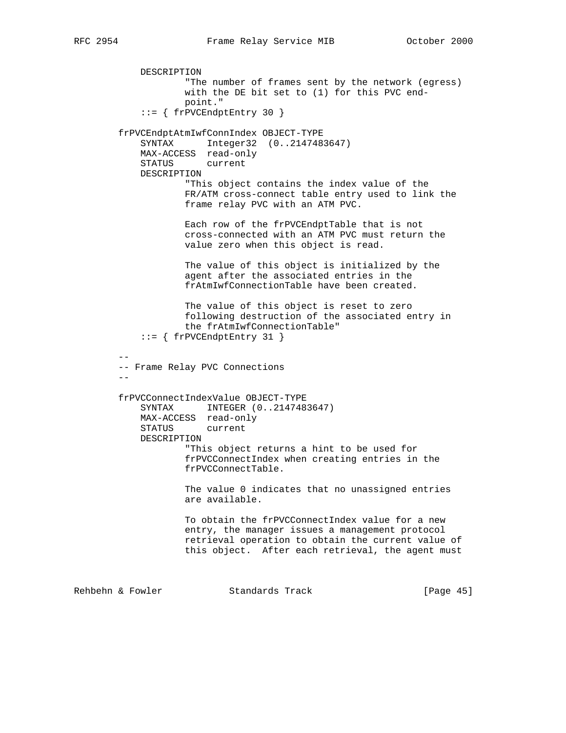```
            DESCRIPTION
                    "The number of frames sent by the network (egress)
                    with the DE bit set to (1) for this PVC end-
                    point."
            ::= { frPVCEndptEntry 30 }

        frPVCEndptAtmIwfConnIndex OBJECT-TYPE
            SYNTAX      Integer32  (0..2147483647)
            MAX-ACCESS  read-only
            STATUS      current
            DESCRIPTION
                    "This object contains the index value of the
                    FR/ATM cross-connect table entry used to link the
                    frame relay PVC with an ATM PVC.

                    Each row of the frPVCEndptTable that is not
                    cross-connected with an ATM PVC must return the
                    value zero when this object is read.

                    The value of this object is initialized by the
                    agent after the associated entries in the
                    frAtmIwfConnectionTable have been created.

                    The value of this object is reset to zero
                    following destruction of the associated entry in
                    the frAtmIwfConnectionTable"
            ::= { frPVCEndptEntry 31 }

        --
        -- Frame Relay PVC Connections
        --

        frPVCConnectIndexValue OBJECT-TYPE
            SYNTAX      INTEGER (0..2147483647)
            MAX-ACCESS  read-only
            STATUS      current
            DESCRIPTION
                    "This object returns a hint to be used for
                    frPVCConnectIndex when creating entries in the
                    frPVCConnectTable.

                    The value 0 indicates that no unassigned entries
                    are available.

                    To obtain the frPVCConnectIndex value for a new
                    entry, the manager issues a management protocol
                    retrieval operation to obtain the current value of
                    this object.  After each retrieval, the agent must
```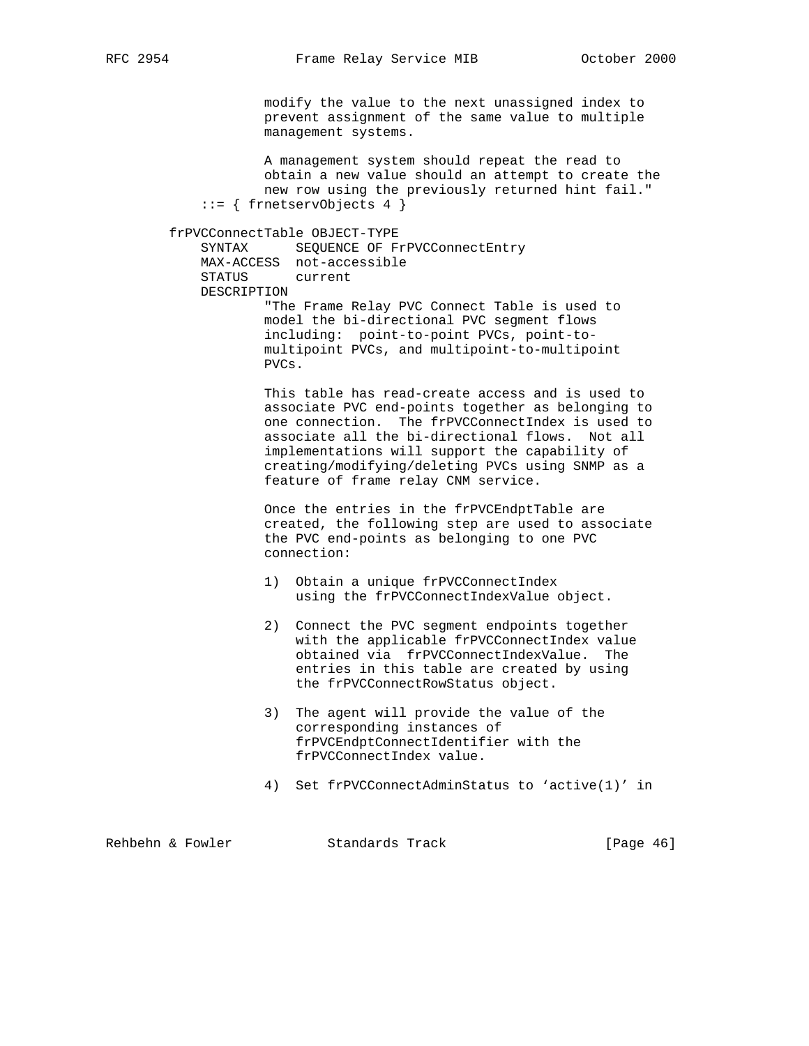```
                modify the value to the next unassigned index to
                prevent assignment of the same value to multiple
                management systems.

                A management system should repeat the read to
                obtain a new value should an attempt to create the
                new row using the previously returned hint fail."
        ::= { frnetservObjects 4 }

    frPVCConnectTable OBJECT-TYPE
        SYNTAX      SEQUENCE OF FrPVCConnectEntry
        MAX-ACCESS  not-accessible
        STATUS      current
        DESCRIPTION
                "The Frame Relay PVC Connect Table is used to
                model the bi-directional PVC segment flows
                including:  point-to-point PVCs, point-to-
                multipoint PVCs, and multipoint-to-multipoint
                PVCs.

                This table has read-create access and is used to
                associate PVC end-points together as belonging to
                one connection.  The frPVCConnectIndex is used to
                associate all the bi-directional flows.  Not all
                implementations will support the capability of
                creating/modifying/deleting PVCs using SNMP as a
                feature of frame relay CNM service.

                Once the entries in the frPVCEndptTable are
                created, the following step are used to associate
                the PVC end-points as belonging to one PVC
                connection:

                1)  Obtain a unique frPVCConnectIndex
                    using the frPVCConnectIndexValue object.

                2)  Connect the PVC segment endpoints together
                    with the applicable frPVCConnectIndex value
                    obtained via  frPVCConnectIndexValue.  The
                    entries in this table are created by using
                    the frPVCConnectRowStatus object.

                3)  The agent will provide the value of the
                    corresponding instances of
                    frPVCEndptConnectIdentifier with the
                    frPVCConnectIndex value.

                4)  Set frPVCConnectAdminStatus to 'active(1)' in
```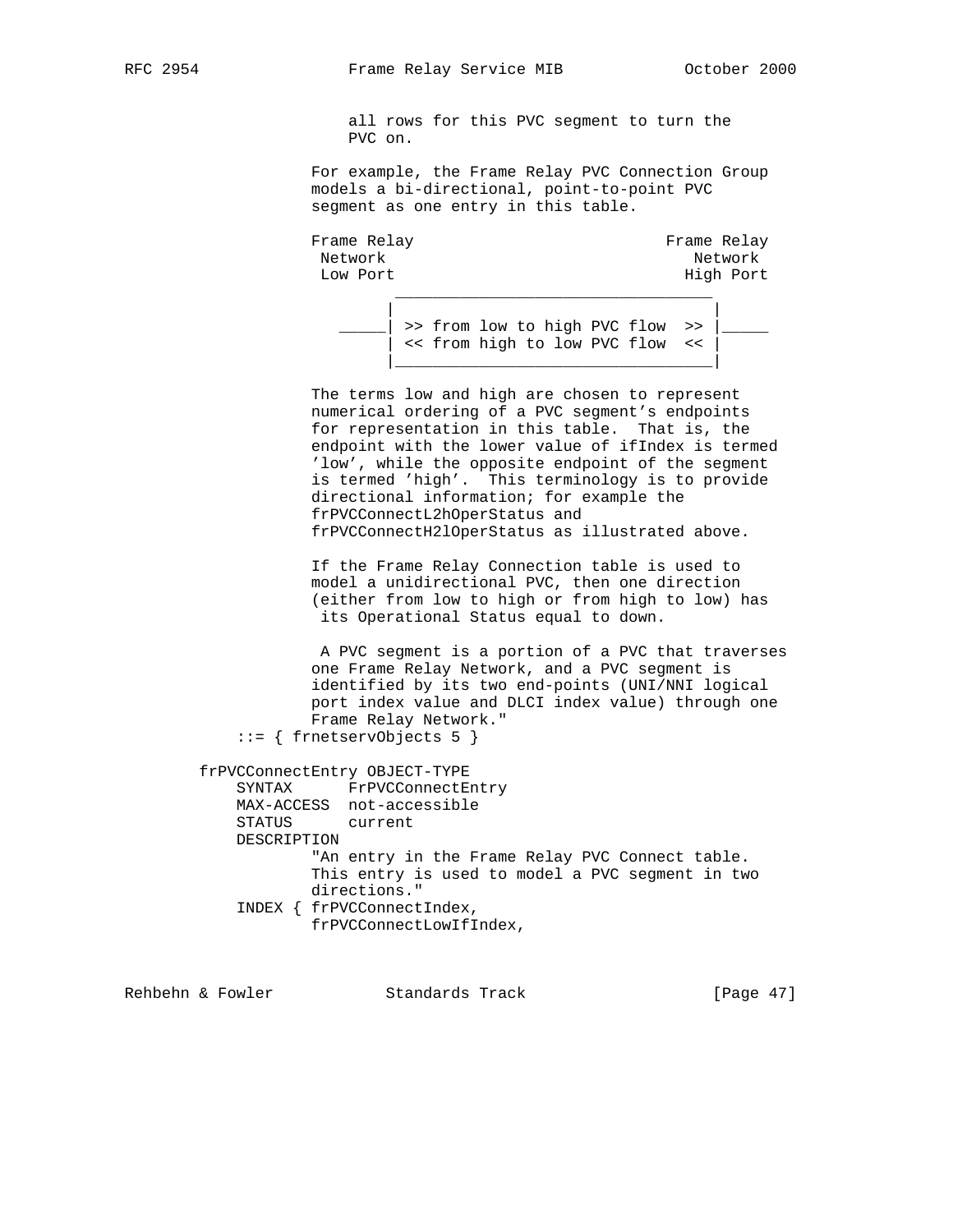```
                  all rows for this PVC segment to turn the
                  PVC on.

              For example, the Frame Relay PVC Connection Group
              models a bi-directional, point-to-point PVC
              segment as one entry in this table.

              Frame Relay                           Frame Relay
               Network                                Network
               Low Port                              High Port
                      _________________________________
                     |                                 |
                _____| >> from low to high PVC flow  >> |_____
                     | << from high to low PVC flow  << |
                     |_________________________________|

              The terms low and high are chosen to represent
              numerical ordering of a PVC segment's endpoints
              for representation in this table.  That is, the
              endpoint with the lower value of ifIndex is termed
              'low', while the opposite endpoint of the segment
              is termed 'high'.  This terminology is to provide
              directional information; for example the
              frPVCConnectL2hOperStatus and
              frPVCConnectH2lOperStatus as illustrated above.

              If the Frame Relay Connection table is used to
              model a unidirectional PVC, then one direction
              (either from low to high or from high to low) has
               its Operational Status equal to down.

               A PVC segment is a portion of a PVC that traverses
              one Frame Relay Network, and a PVC segment is
              identified by its two end-points (UNI/NNI logical
              port index value and DLCI index value) through one
              Frame Relay Network."
        ::= { frnetservObjects 5 }

    frPVCConnectEntry OBJECT-TYPE
        SYNTAX      FrPVCConnectEntry
        MAX-ACCESS  not-accessible
        STATUS      current
        DESCRIPTION
              "An entry in the Frame Relay PVC Connect table.
              This entry is used to model a PVC segment in two
              directions."
        INDEX { frPVCConnectIndex,
              frPVCConnectLowIfIndex,
```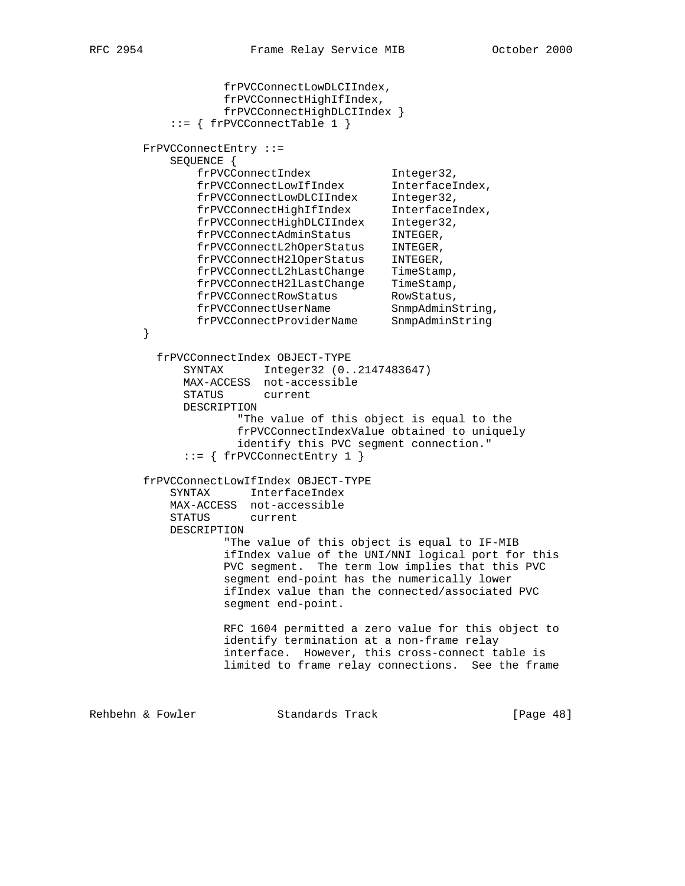```
                frPVCConnectLowDLCIIndex,
                frPVCConnectHighIfIndex,
                frPVCConnectHighDLCIIndex }
            ::= { frPVCConnectTable 1 }

        FrPVCConnectEntry ::=
            SEQUENCE {
                frPVCConnectIndex             Integer32,
                frPVCConnectLowIfIndex        InterfaceIndex,
                frPVCConnectLowDLCIIndex      Integer32,
                frPVCConnectHighIfIndex       InterfaceIndex,
                frPVCConnectHighDLCIIndex     Integer32,
                frPVCConnectAdminStatus       INTEGER,
                frPVCConnectL2hOperStatus     INTEGER,
                frPVCConnectH2lOperStatus     INTEGER,
                frPVCConnectL2hLastChange     TimeStamp,
                frPVCConnectH2lLastChange     TimeStamp,
                frPVCConnectRowStatus         RowStatus,
                frPVCConnectUserName          SnmpAdminString,
                frPVCConnectProviderName      SnmpAdminString
        }

          frPVCConnectIndex OBJECT-TYPE
              SYNTAX      Integer32 (0..2147483647)
              MAX-ACCESS  not-accessible
              STATUS      current
              DESCRIPTION
                      "The value of this object is equal to the
                      frPVCConnectIndexValue obtained to uniquely
                      identify this PVC segment connection."
              ::= { frPVCConnectEntry 1 }

        frPVCConnectLowIfIndex OBJECT-TYPE
            SYNTAX      InterfaceIndex
            MAX-ACCESS  not-accessible
            STATUS      current
            DESCRIPTION
                    "The value of this object is equal to IF-MIB
                    ifIndex value of the UNI/NNI logical port for this
                    PVC segment.  The term low implies that this PVC
                    segment end-point has the numerically lower
                    ifIndex value than the connected/associated PVC
                    segment end-point.

                    RFC 1604 permitted a zero value for this object to
                    identify termination at a non-frame relay
                    interface.  However, this cross-connect table is
                    limited to frame relay connections.  See the frame
```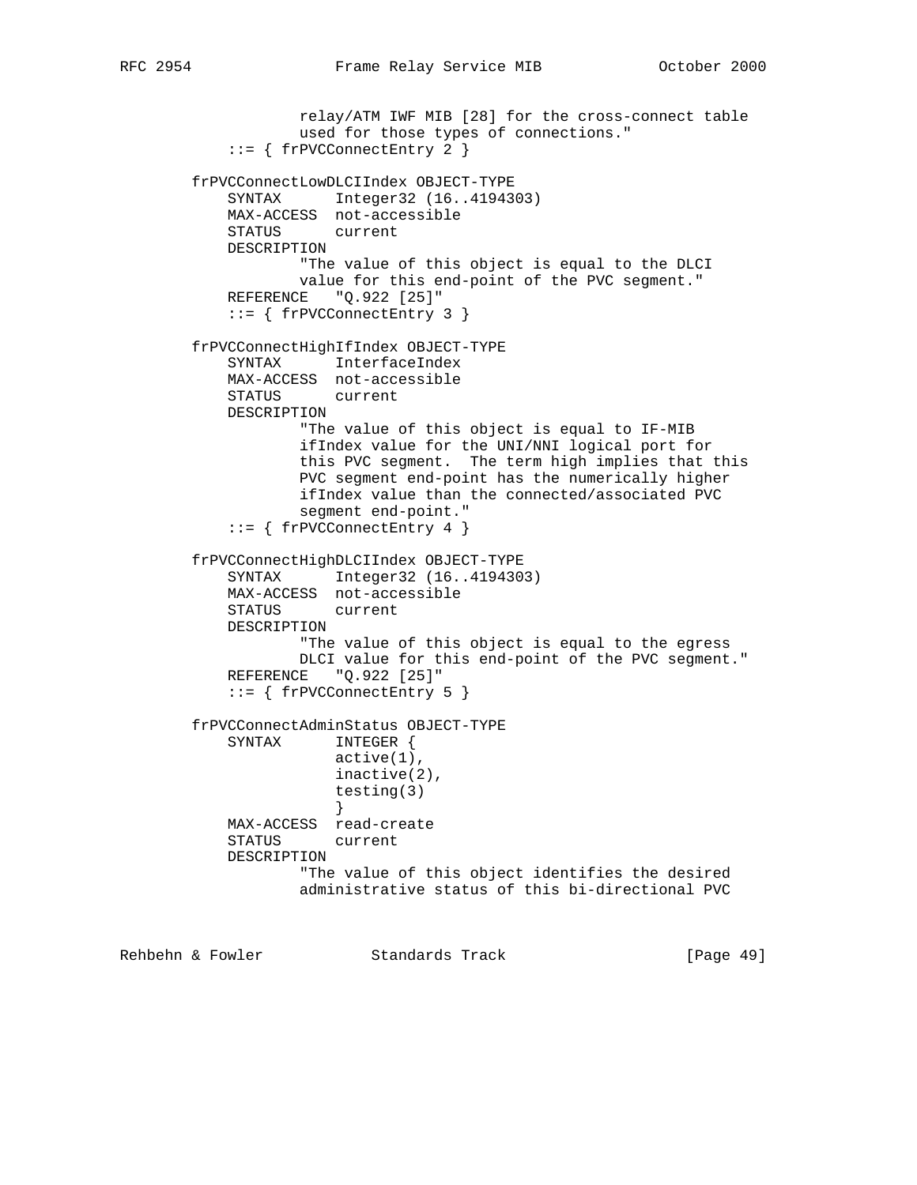```
                relay/ATM IWF MIB [28] for the cross-connect table
                used for those types of connections."
        ::= { frPVCConnectEntry 2 }

    frPVCConnectLowDLCIIndex OBJECT-TYPE
        SYNTAX      Integer32 (16..4194303)
        MAX-ACCESS  not-accessible
        STATUS      current
        DESCRIPTION
                "The value of this object is equal to the DLCI
                value for this end-point of the PVC segment."
        REFERENCE   "Q.922 [25]"
        ::= { frPVCConnectEntry 3 }

    frPVCConnectHighIfIndex OBJECT-TYPE
        SYNTAX      InterfaceIndex
        MAX-ACCESS  not-accessible
        STATUS      current
        DESCRIPTION
                "The value of this object is equal to IF-MIB
                ifIndex value for the UNI/NNI logical port for
                this PVC segment.  The term high implies that this
                PVC segment end-point has the numerically higher
                ifIndex value than the connected/associated PVC
                segment end-point."
        ::= { frPVCConnectEntry 4 }

    frPVCConnectHighDLCIIndex OBJECT-TYPE
        SYNTAX      Integer32 (16..4194303)
        MAX-ACCESS  not-accessible
        STATUS      current
        DESCRIPTION
                "The value of this object is equal to the egress
                DLCI value for this end-point of the PVC segment."
        REFERENCE   "Q.922 [25]"
        ::= { frPVCConnectEntry 5 }

    frPVCConnectAdminStatus OBJECT-TYPE
        SYNTAX      INTEGER {
                    active(1),
                    inactive(2),
                    testing(3)
                    }
        MAX-ACCESS  read-create
        STATUS      current
        DESCRIPTION
                "The value of this object identifies the desired
                administrative status of this bi-directional PVC
```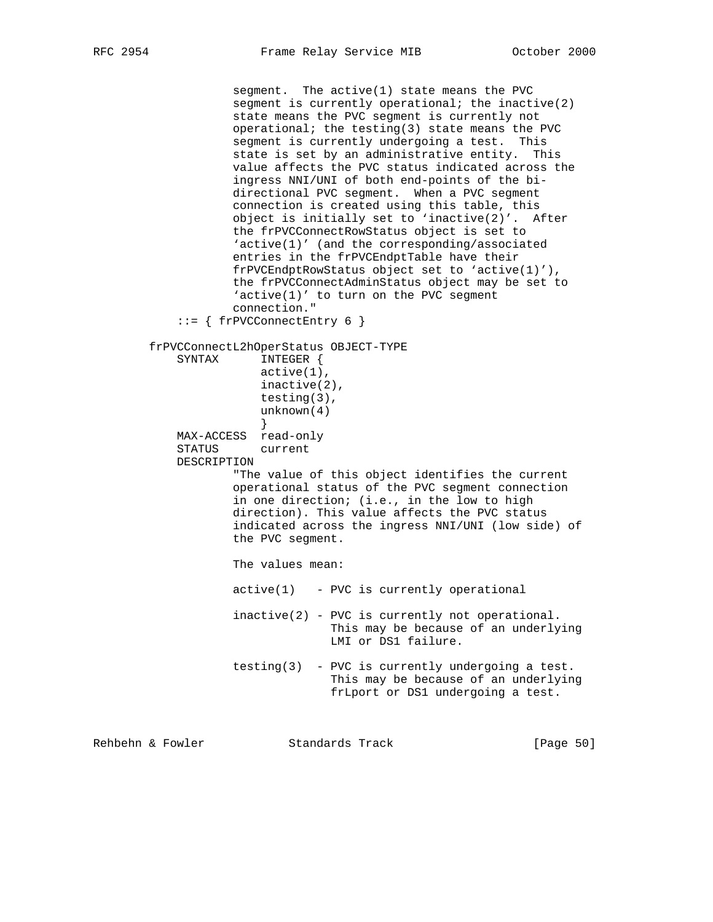```
               segment.  The active(1) state means the PVC
               segment is currently operational; the inactive(2)
               state means the PVC segment is currently not
               operational; the testing(3) state means the PVC
               segment is currently undergoing a test.  This
               state is set by an administrative entity.  This
               value affects the PVC status indicated across the
               ingress NNI/UNI of both end-points of the bi-
               directional PVC segment.  When a PVC segment
               connection is created using this table, this
               object is initially set to 'inactive(2)'.  After
               the frPVCConnectRowStatus object is set to
               'active(1)' (and the corresponding/associated
               entries in the frPVCEndptTable have their
               frPVCEndptRowStatus object set to 'active(1)'),
               the frPVCConnectAdminStatus object may be set to
               'active(1)' to turn on the PVC segment
               connection."
       ::= { frPVCConnectEntry 6 }

   frPVCConnectL2hOperStatus OBJECT-TYPE
       SYNTAX      INTEGER {
                   active(1),
                   inactive(2),
                   testing(3),
                   unknown(4)
                   }
       MAX-ACCESS  read-only
       STATUS      current
       DESCRIPTION
               "The value of this object identifies the current
               operational status of the PVC segment connection
               in one direction; (i.e., in the low to high
               direction). This value affects the PVC status
               indicated across the ingress NNI/UNI (low side) of
               the PVC segment.

               The values mean:

               active(1)   - PVC is currently operational

               inactive(2) - PVC is currently not operational.
                             This may be because of an underlying
                             LMI or DS1 failure.

               testing(3)  - PVC is currently undergoing a test.
                             This may be because of an underlying
                             frLport or DS1 undergoing a test.
```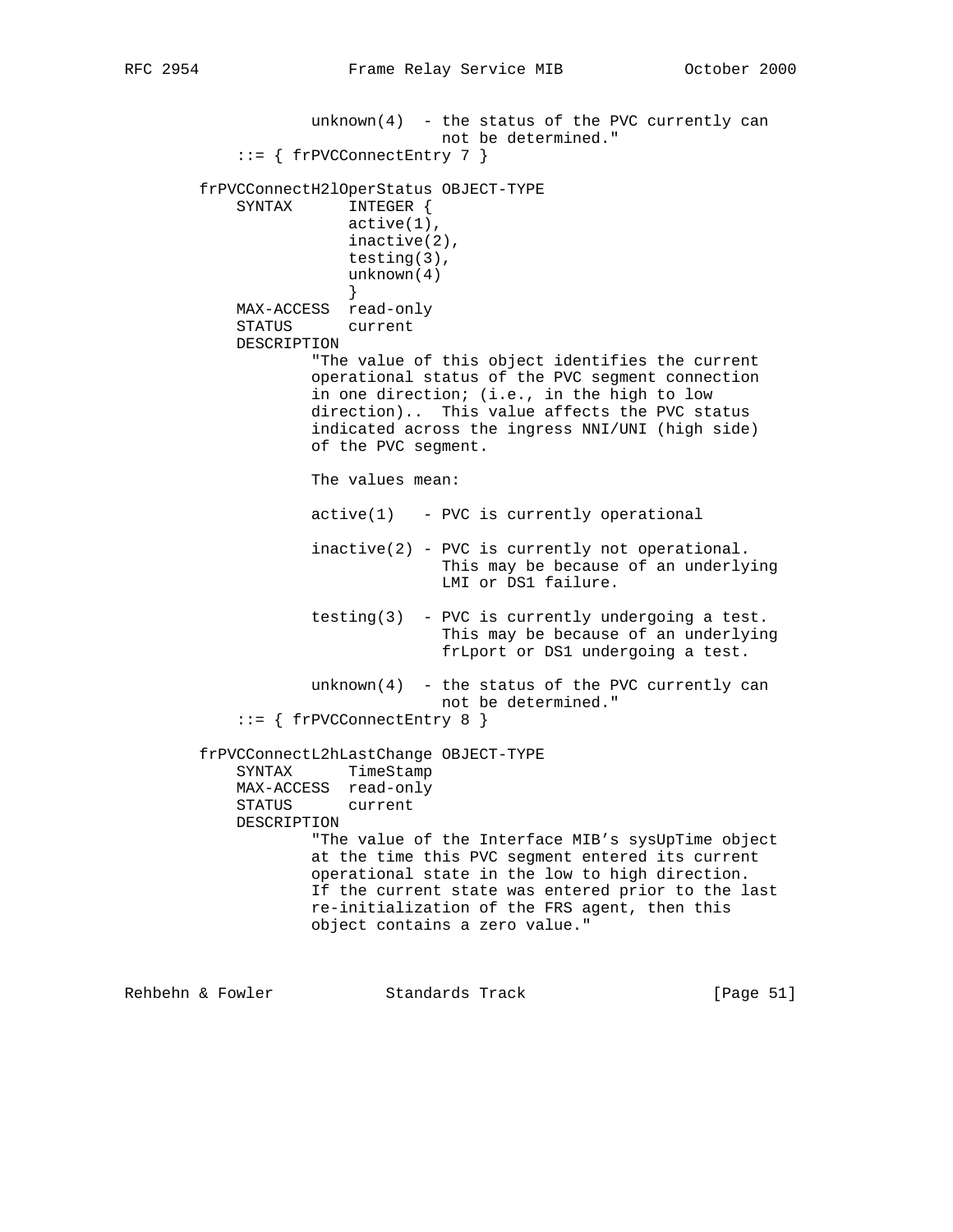```
                unknown(4)  - the status of the PVC currently can
                              not be determined."
           ::= { frPVCConnectEntry 7 }

       frPVCConnectH2lOperStatus OBJECT-TYPE
           SYNTAX      INTEGER {
                       active(1),
                       inactive(2),
                       testing(3),
                       unknown(4)
                       }
           MAX-ACCESS  read-only
           STATUS      current
           DESCRIPTION
                   "The value of this object identifies the current
                   operational status of the PVC segment connection
                   in one direction; (i.e., in the high to low
                   direction)..  This value affects the PVC status
                   indicated across the ingress NNI/UNI (high side)
                   of the PVC segment.

                   The values mean:

                   active(1)   - PVC is currently operational

                   inactive(2) - PVC is currently not operational.
                                 This may be because of an underlying
                                 LMI or DS1 failure.

                   testing(3)  - PVC is currently undergoing a test.
                                 This may be because of an underlying
                                 frLport or DS1 undergoing a test.

                   unknown(4)  - the status of the PVC currently can
                                 not be determined."
           ::= { frPVCConnectEntry 8 }

       frPVCConnectL2hLastChange OBJECT-TYPE
           SYNTAX      TimeStamp
           MAX-ACCESS  read-only
           STATUS      current
           DESCRIPTION
                   "The value of the Interface MIB's sysUpTime object
                   at the time this PVC segment entered its current
                   operational state in the low to high direction.
                   If the current state was entered prior to the last
                   re-initialization of the FRS agent, then this
                   object contains a zero value."
```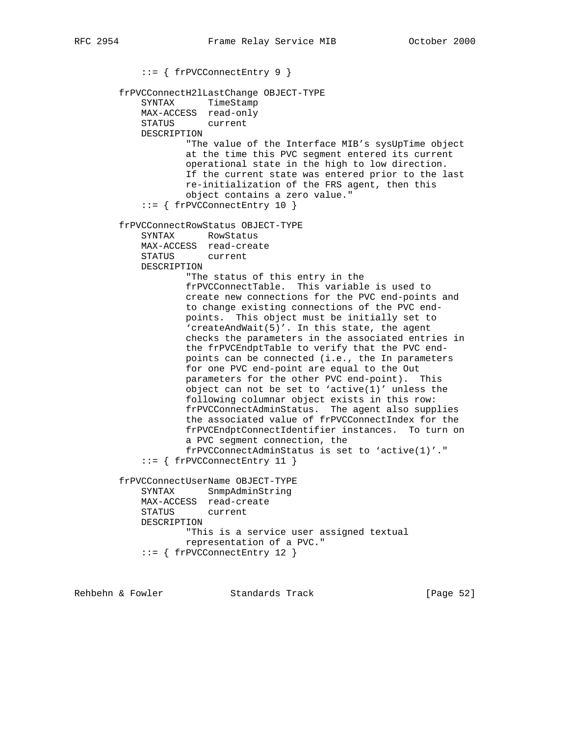```
           ::= { frPVCConnectEntry 9 }

       frPVCConnectH2lLastChange OBJECT-TYPE
           SYNTAX      TimeStamp
           MAX-ACCESS  read-only
           STATUS      current
           DESCRIPTION
                   "The value of the Interface MIB's sysUpTime object
                   at the time this PVC segment entered its current
                   operational state in the high to low direction.
                   If the current state was entered prior to the last
                   re-initialization of the FRS agent, then this
                   object contains a zero value."
           ::= { frPVCConnectEntry 10 }

       frPVCConnectRowStatus OBJECT-TYPE
           SYNTAX      RowStatus
           MAX-ACCESS  read-create
           STATUS      current
           DESCRIPTION
                   "The status of this entry in the
                   frPVCConnectTable.  This variable is used to
                   create new connections for the PVC end-points and
                   to change existing connections of the PVC end-
                   points.  This object must be initially set to
                   'createAndWait(5)'. In this state, the agent
                   checks the parameters in the associated entries in
                   the frPVCEndptTable to verify that the PVC end-
                   points can be connected (i.e., the In parameters
                   for one PVC end-point are equal to the Out
                   parameters for the other PVC end-point).  This
                   object can not be set to 'active(1)' unless the
                   following columnar object exists in this row:
                   frPVCConnectAdminStatus.  The agent also supplies
                   the associated value of frPVCConnectIndex for the
                   frPVCEndptConnectIdentifier instances.  To turn on
                   a PVC segment connection, the
                   frPVCConnectAdminStatus is set to 'active(1)'."
           ::= { frPVCConnectEntry 11 }

       frPVCConnectUserName OBJECT-TYPE
           SYNTAX      SnmpAdminString
           MAX-ACCESS  read-create
           STATUS      current
           DESCRIPTION
                   "This is a service user assigned textual
                   representation of a PVC."
           ::= { frPVCConnectEntry 12 }
```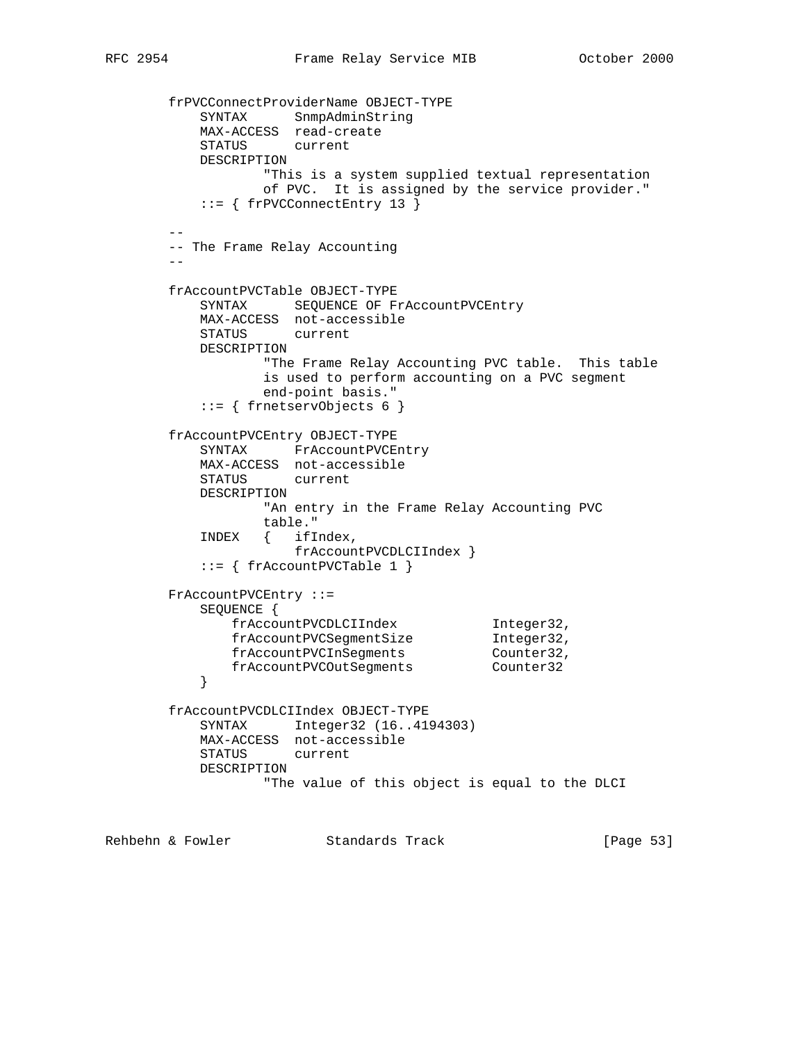```
        frPVCConnectProviderName OBJECT-TYPE
            SYNTAX      SnmpAdminString
            MAX-ACCESS  read-create
            STATUS      current
            DESCRIPTION
                    "This is a system supplied textual representation
                    of PVC.  It is assigned by the service provider."
            ::= { frPVCConnectEntry 13 }

        --
        -- The Frame Relay Accounting
        --

        frAccountPVCTable OBJECT-TYPE
            SYNTAX      SEQUENCE OF FrAccountPVCEntry
            MAX-ACCESS  not-accessible
            STATUS      current
            DESCRIPTION
                    "The Frame Relay Accounting PVC table.  This table
                    is used to perform accounting on a PVC segment
                    end-point basis."
            ::= { frnetservObjects 6 }

        frAccountPVCEntry OBJECT-TYPE
            SYNTAX      FrAccountPVCEntry
            MAX-ACCESS  not-accessible
            STATUS      current
            DESCRIPTION
                    "An entry in the Frame Relay Accounting PVC
                    table."
            INDEX   {   ifIndex,
                        frAccountPVCDLCIIndex }
            ::= { frAccountPVCTable 1 }

        FrAccountPVCEntry ::=
            SEQUENCE {
                frAccountPVCDLCIIndex            Integer32,
                frAccountPVCSegmentSize          Integer32,
                frAccountPVCInSegments           Counter32,
                frAccountPVCOutSegments          Counter32
            }

        frAccountPVCDLCIIndex OBJECT-TYPE
            SYNTAX      Integer32 (16..4194303)
            MAX-ACCESS  not-accessible
            STATUS      current
            DESCRIPTION
                    "The value of this object is equal to the DLCI
```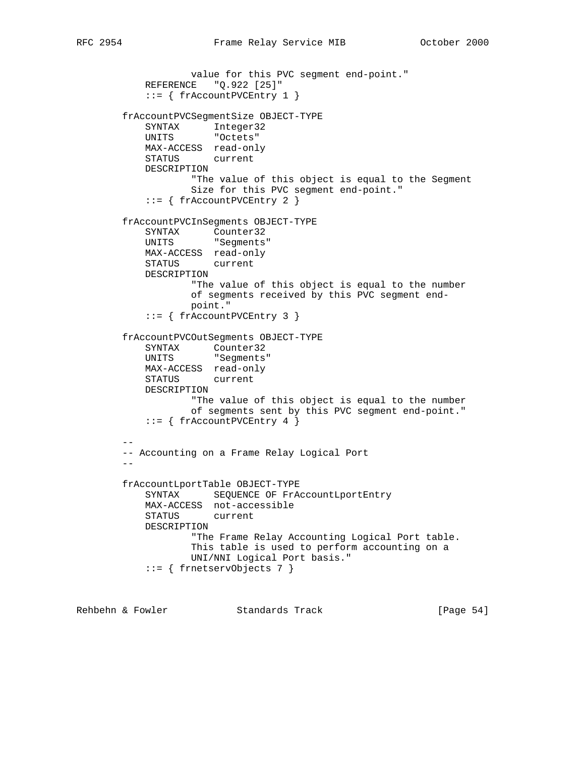```
                value for this PVC segment end-point."
        REFERENCE   "Q.922 [25]"
        ::= { frAccountPVCEntry 1 }

    frAccountPVCSegmentSize OBJECT-TYPE
        SYNTAX      Integer32
        UNITS       "Octets"
        MAX-ACCESS  read-only
        STATUS      current
        DESCRIPTION
                "The value of this object is equal to the Segment
                Size for this PVC segment end-point."
        ::= { frAccountPVCEntry 2 }

    frAccountPVCInSegments OBJECT-TYPE
        SYNTAX      Counter32
        UNITS       "Segments"
        MAX-ACCESS  read-only
        STATUS      current
        DESCRIPTION
                "The value of this object is equal to the number
                of segments received by this PVC segment end-
                point."
        ::= { frAccountPVCEntry 3 }

    frAccountPVCOutSegments OBJECT-TYPE
        SYNTAX      Counter32
        UNITS       "Segments"
        MAX-ACCESS  read-only
        STATUS      current
        DESCRIPTION
                "The value of this object is equal to the number
                of segments sent by this PVC segment end-point."
        ::= { frAccountPVCEntry 4 }

    --
    -- Accounting on a Frame Relay Logical Port
    --

    frAccountLportTable OBJECT-TYPE
        SYNTAX      SEQUENCE OF FrAccountLportEntry
        MAX-ACCESS  not-accessible
        STATUS      current
        DESCRIPTION
                "The Frame Relay Accounting Logical Port table.
                This table is used to perform accounting on a
                UNI/NNI Logical Port basis."
        ::= { frnetservObjects 7 }
```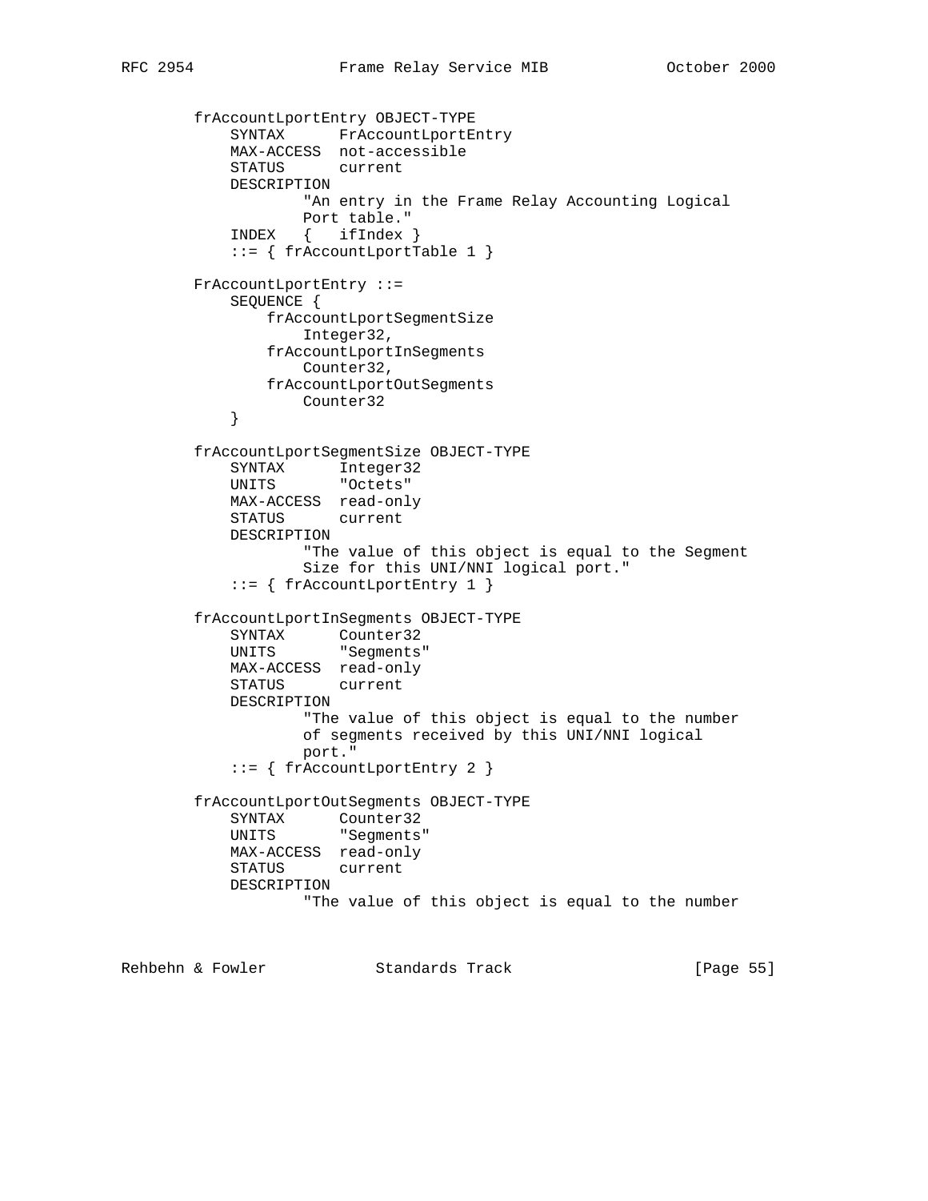```
        frAccountLportEntry OBJECT-TYPE
            SYNTAX      FrAccountLportEntry
            MAX-ACCESS  not-accessible
            STATUS      current
            DESCRIPTION
                    "An entry in the Frame Relay Accounting Logical
                    Port table."
            INDEX   {   ifIndex }
            ::= { frAccountLportTable 1 }

        FrAccountLportEntry ::=
            SEQUENCE {
                frAccountLportSegmentSize
                    Integer32,
                frAccountLportInSegments
                    Counter32,
                frAccountLportOutSegments
                    Counter32
            }

        frAccountLportSegmentSize OBJECT-TYPE
            SYNTAX      Integer32
            UNITS       "Octets"
            MAX-ACCESS  read-only
            STATUS      current
            DESCRIPTION
                    "The value of this object is equal to the Segment
                    Size for this UNI/NNI logical port."
            ::= { frAccountLportEntry 1 }

        frAccountLportInSegments OBJECT-TYPE
            SYNTAX      Counter32
            UNITS       "Segments"
            MAX-ACCESS  read-only
            STATUS      current
            DESCRIPTION
                    "The value of this object is equal to the number
                    of segments received by this UNI/NNI logical
                    port."
            ::= { frAccountLportEntry 2 }

        frAccountLportOutSegments OBJECT-TYPE
            SYNTAX      Counter32
            UNITS       "Segments"
            MAX-ACCESS  read-only
            STATUS      current
            DESCRIPTION
                    "The value of this object is equal to the number
```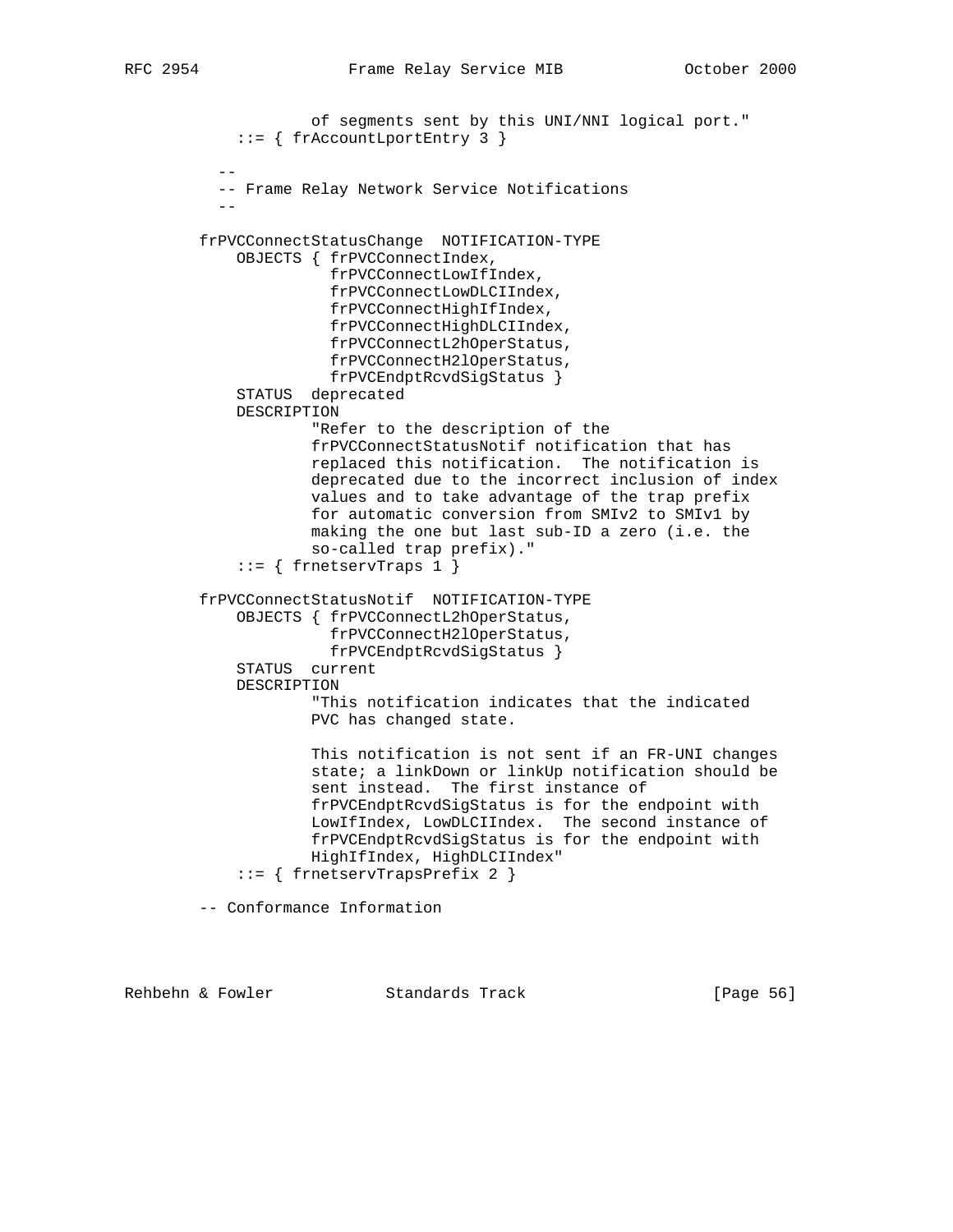```
                 of segments sent by this UNI/NNI logical port."
        ::= { frAccountLportEntry 3 }

      --
      -- Frame Relay Network Service Notifications
      --

    frPVCConnectStatusChange  NOTIFICATION-TYPE
        OBJECTS { frPVCConnectIndex,
                  frPVCConnectLowIfIndex,
                  frPVCConnectLowDLCIIndex,
                  frPVCConnectHighIfIndex,
                  frPVCConnectHighDLCIIndex,
                  frPVCConnectL2hOperStatus,
                  frPVCConnectH2lOperStatus,
                  frPVCEndptRcvdSigStatus }
        STATUS  deprecated
        DESCRIPTION
                "Refer to the description of the
                frPVCConnectStatusNotif notification that has
                replaced this notification.  The notification is
                deprecated due to the incorrect inclusion of index
                values and to take advantage of the trap prefix
                for automatic conversion from SMIv2 to SMIv1 by
                making the one but last sub-ID a zero (i.e. the
                so-called trap prefix)."
        ::= { frnetservTraps 1 }

    frPVCConnectStatusNotif  NOTIFICATION-TYPE
        OBJECTS { frPVCConnectL2hOperStatus,
                  frPVCConnectH2lOperStatus,
                  frPVCEndptRcvdSigStatus }
        STATUS  current
        DESCRIPTION
                "This notification indicates that the indicated
                PVC has changed state.

                This notification is not sent if an FR-UNI changes
                state; a linkDown or linkUp notification should be
                sent instead.  The first instance of
                frPVCEndptRcvdSigStatus is for the endpoint with
                LowIfIndex, LowDLCIIndex.  The second instance of
                frPVCEndptRcvdSigStatus is for the endpoint with
                HighIfIndex, HighDLCIIndex"
        ::= { frnetservTrapsPrefix 2 }

    -- Conformance Information
```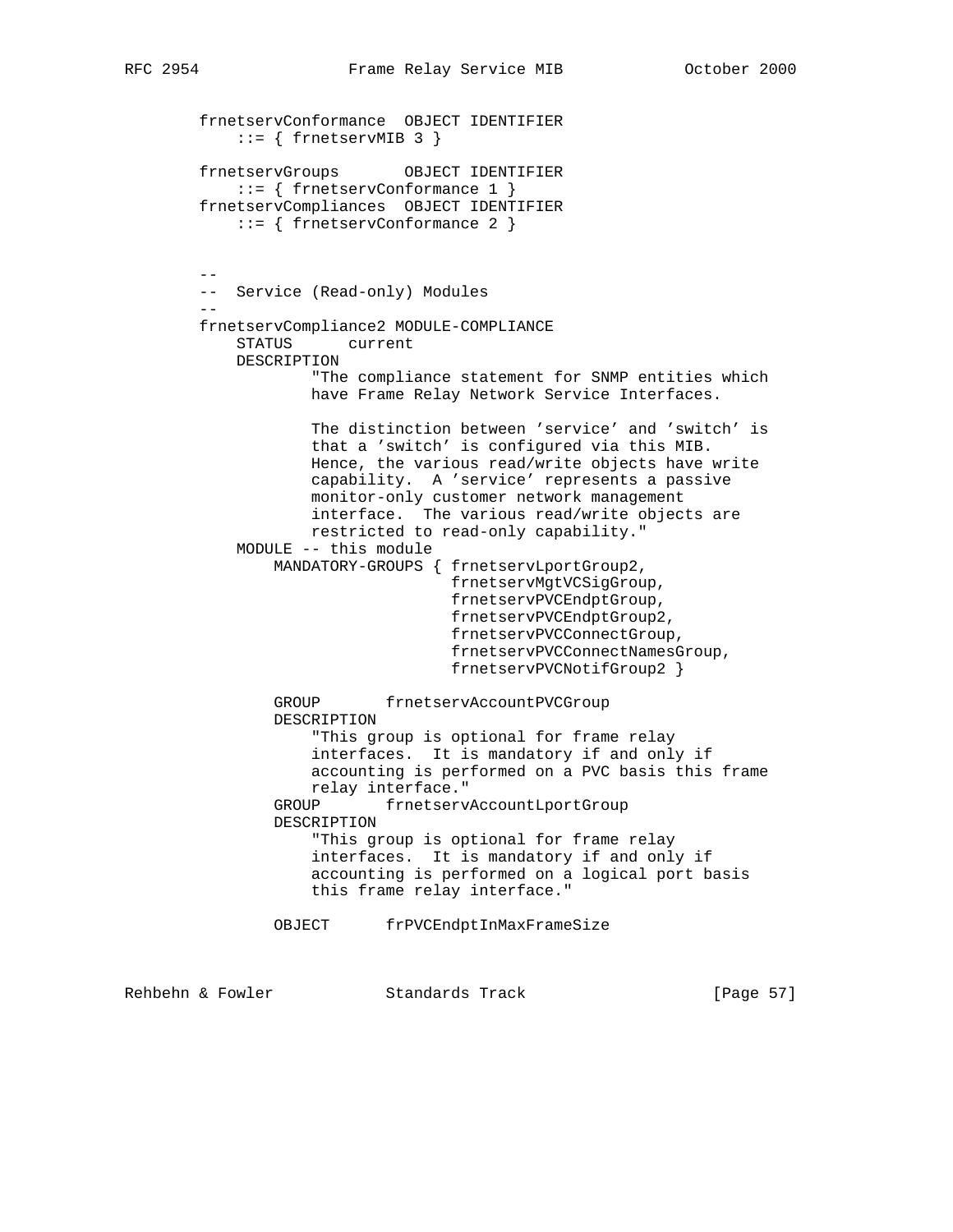```
frnetservConformance  OBJECT IDENTIFIER
    ::= { frnetservMIB 3 }

frnetservGroups       OBJECT IDENTIFIER
    ::= { frnetservConformance 1 }
frnetservCompliances  OBJECT IDENTIFIER
    ::= { frnetservConformance 2 }


--
--  Service (Read-only) Modules
--
frnetservCompliance2 MODULE-COMPLIANCE
    STATUS      current
    DESCRIPTION
            "The compliance statement for SNMP entities which
            have Frame Relay Network Service Interfaces.

            The distinction between 'service' and 'switch' is
            that a 'switch' is configured via this MIB.
            Hence, the various read/write objects have write
            capability.  A 'service' represents a passive
            monitor-only customer network management
            interface.  The various read/write objects are
            restricted to read-only capability."
    MODULE -- this module
        MANDATORY-GROUPS { frnetservLportGroup2,
                           frnetservMgtVCSigGroup,
                           frnetservPVCEndptGroup,
                           frnetservPVCEndptGroup2,
                           frnetservPVCConnectGroup,
                           frnetservPVCConnectNamesGroup,
                           frnetservPVCNotifGroup2 }

        GROUP       frnetservAccountPVCGroup
        DESCRIPTION
            "This group is optional for frame relay
            interfaces.  It is mandatory if and only if
            accounting is performed on a PVC basis this frame
            relay interface."
        GROUP       frnetservAccountLportGroup
        DESCRIPTION
            "This group is optional for frame relay
            interfaces.  It is mandatory if and only if
            accounting is performed on a logical port basis
            this frame relay interface."

        OBJECT      frPVCEndptInMaxFrameSize
```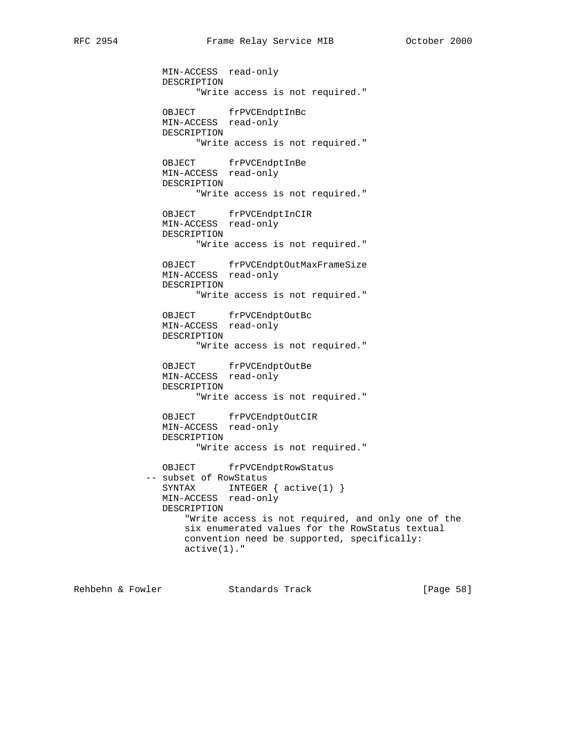```
            MIN-ACCESS  read-only
            DESCRIPTION
                  "Write access is not required."

            OBJECT      frPVCEndptInBc
            MIN-ACCESS  read-only
            DESCRIPTION
                  "Write access is not required."

            OBJECT      frPVCEndptInBe
            MIN-ACCESS  read-only
            DESCRIPTION
                  "Write access is not required."

            OBJECT      frPVCEndptInCIR
            MIN-ACCESS  read-only
            DESCRIPTION
                  "Write access is not required."

            OBJECT      frPVCEndptOutMaxFrameSize
            MIN-ACCESS  read-only
            DESCRIPTION
                  "Write access is not required."

            OBJECT      frPVCEndptOutBc
            MIN-ACCESS  read-only
            DESCRIPTION
                  "Write access is not required."

            OBJECT      frPVCEndptOutBe
            MIN-ACCESS  read-only
            DESCRIPTION
                  "Write access is not required."

            OBJECT      frPVCEndptOutCIR
            MIN-ACCESS  read-only
            DESCRIPTION
                  "Write access is not required."

            OBJECT      frPVCEndptRowStatus
         -- subset of RowStatus
            SYNTAX      INTEGER { active(1) }
            MIN-ACCESS  read-only
            DESCRIPTION
                "Write access is not required, and only one of the
                six enumerated values for the RowStatus textual
                convention need be supported, specifically:
                active(1)."
```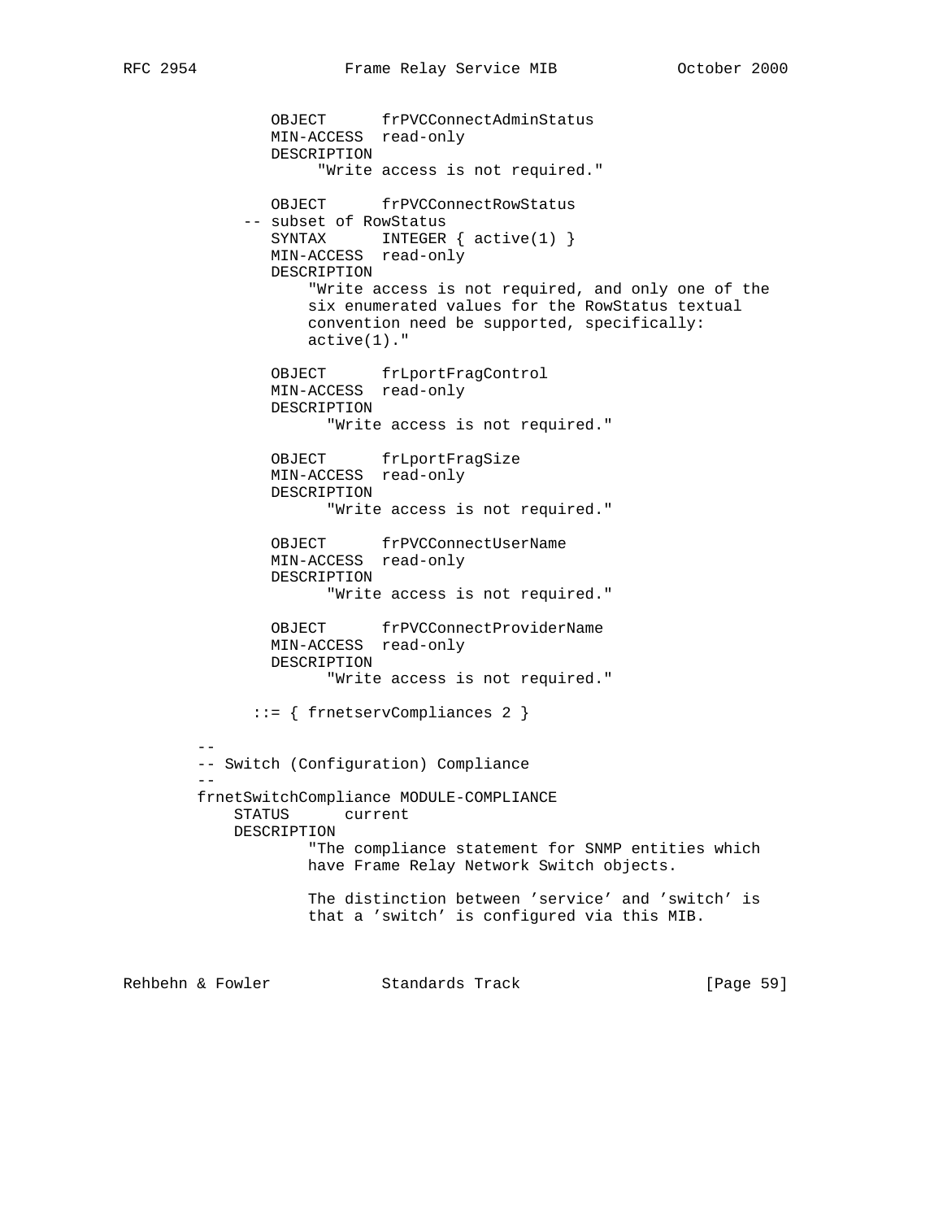```
            OBJECT      frPVCConnectAdminStatus
            MIN-ACCESS  read-only
            DESCRIPTION
                 "Write access is not required."

            OBJECT      frPVCConnectRowStatus
         -- subset of RowStatus
            SYNTAX      INTEGER { active(1) }
            MIN-ACCESS  read-only
            DESCRIPTION
                "Write access is not required, and only one of the
                six enumerated values for the RowStatus textual
                convention need be supported, specifically:
                active(1)."

            OBJECT      frLportFragControl
            MIN-ACCESS  read-only
            DESCRIPTION
                  "Write access is not required."

            OBJECT      frLportFragSize
            MIN-ACCESS  read-only
            DESCRIPTION
                  "Write access is not required."

            OBJECT      frPVCConnectUserName
            MIN-ACCESS  read-only
            DESCRIPTION
                  "Write access is not required."

            OBJECT      frPVCConnectProviderName
            MIN-ACCESS  read-only
            DESCRIPTION
                  "Write access is not required."

          ::= { frnetservCompliances 2 }

    --
    -- Switch (Configuration) Compliance
    --
    frnetSwitchCompliance MODULE-COMPLIANCE
        STATUS      current
        DESCRIPTION
                "The compliance statement for SNMP entities which
                have Frame Relay Network Switch objects.

                The distinction between 'service' and 'switch' is
                that a 'switch' is configured via this MIB.
```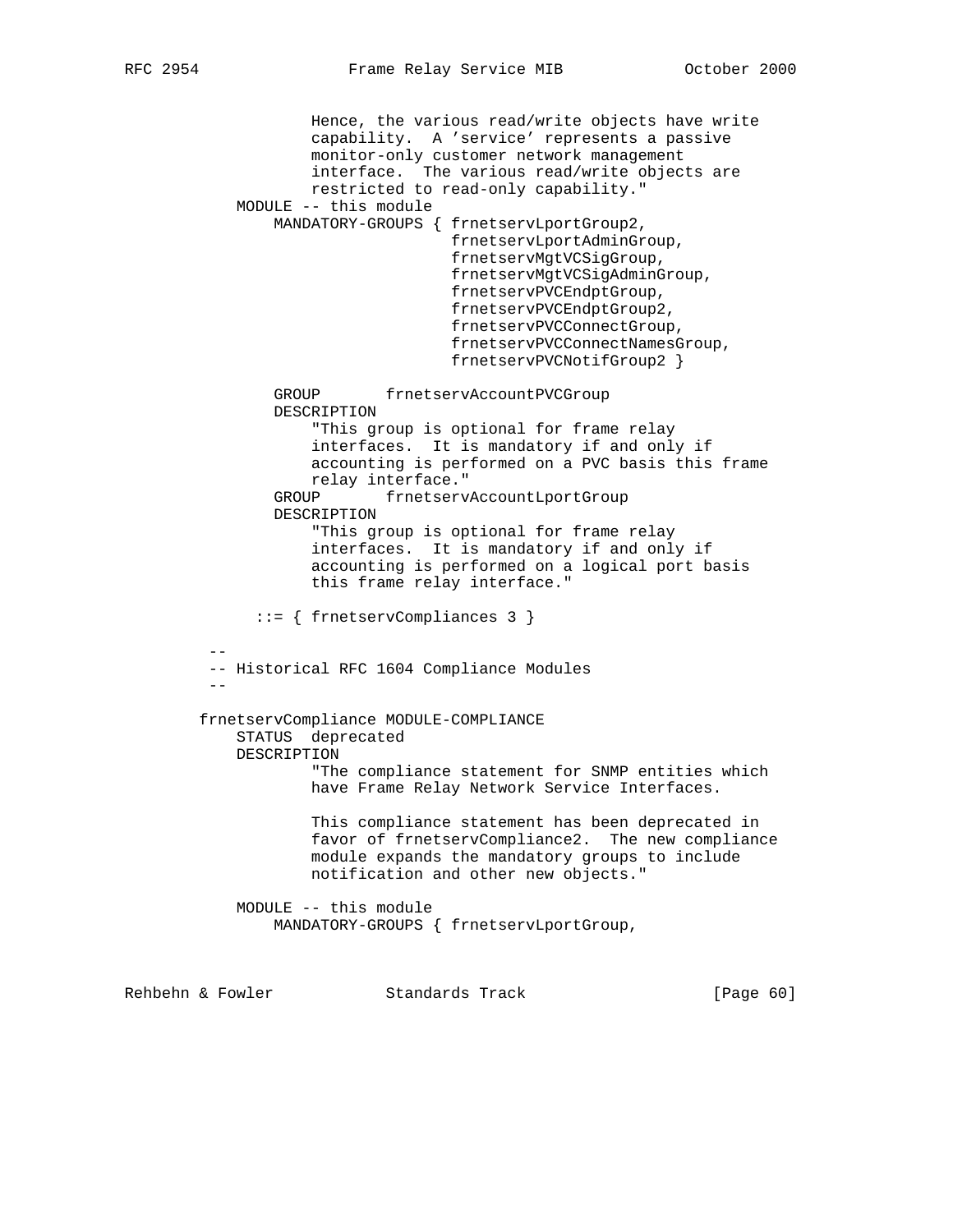```
                Hence, the various read/write objects have write
                capability.  A 'service' represents a passive
                monitor-only customer network management
                interface.  The various read/write objects are
                restricted to read-only capability."
        MODULE -- this module
            MANDATORY-GROUPS { frnetservLportGroup2,
                               frnetservLportAdminGroup,
                               frnetservMgtVCSigGroup,
                               frnetservMgtVCSigAdminGroup,
                               frnetservPVCEndptGroup,
                               frnetservPVCEndptGroup2,
                               frnetservPVCConnectGroup,
                               frnetservPVCConnectNamesGroup,
                               frnetservPVCNotifGroup2 }

            GROUP       frnetservAccountPVCGroup
            DESCRIPTION
                "This group is optional for frame relay
                interfaces.  It is mandatory if and only if
                accounting is performed on a PVC basis this frame
                relay interface."
            GROUP       frnetservAccountLportGroup
            DESCRIPTION
                "This group is optional for frame relay
                interfaces.  It is mandatory if and only if
                accounting is performed on a logical port basis
                this frame relay interface."

          ::= { frnetservCompliances 3 }

     --
     -- Historical RFC 1604 Compliance Modules
     --

    frnetservCompliance MODULE-COMPLIANCE
        STATUS  deprecated
        DESCRIPTION
                "The compliance statement for SNMP entities which
                have Frame Relay Network Service Interfaces.

                This compliance statement has been deprecated in
                favor of frnetservCompliance2.  The new compliance
                module expands the mandatory groups to include
                notification and other new objects."

        MODULE -- this module
            MANDATORY-GROUPS { frnetservLportGroup,
```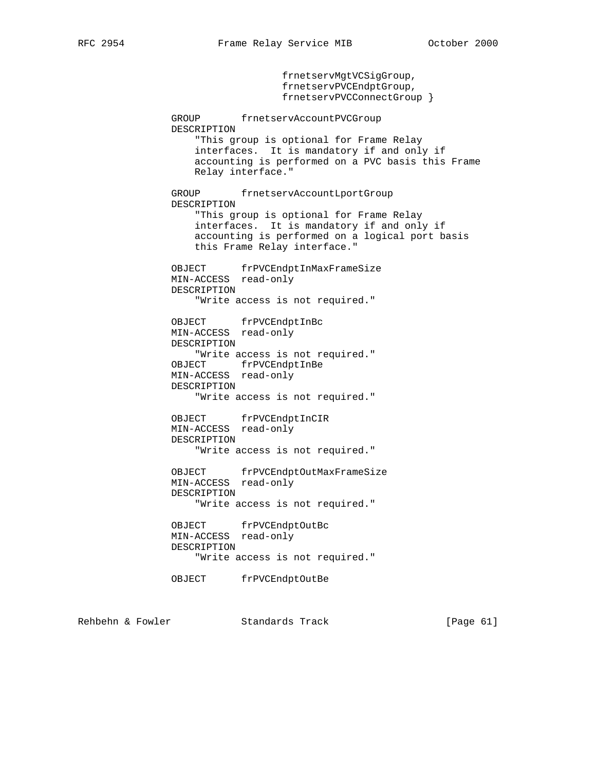```
                          frnetservMgtVCSigGroup,
                          frnetservPVCEndptGroup,
                          frnetservPVCConnectGroup }

            GROUP       frnetservAccountPVCGroup
            DESCRIPTION
                "This group is optional for Frame Relay
                interfaces.  It is mandatory if and only if
                accounting is performed on a PVC basis this Frame
                Relay interface."

            GROUP       frnetservAccountLportGroup
            DESCRIPTION
                "This group is optional for Frame Relay
                interfaces.  It is mandatory if and only if
                accounting is performed on a logical port basis
                this Frame Relay interface."

            OBJECT      frPVCEndptInMaxFrameSize
            MIN-ACCESS  read-only
            DESCRIPTION
                "Write access is not required."

            OBJECT      frPVCEndptInBc
            MIN-ACCESS  read-only
            DESCRIPTION
                "Write access is not required."
            OBJECT      frPVCEndptInBe
            MIN-ACCESS  read-only
            DESCRIPTION
                "Write access is not required."

            OBJECT      frPVCEndptInCIR
            MIN-ACCESS  read-only
            DESCRIPTION
                "Write access is not required."

            OBJECT      frPVCEndptOutMaxFrameSize
            MIN-ACCESS  read-only
            DESCRIPTION
                "Write access is not required."

            OBJECT      frPVCEndptOutBc
            MIN-ACCESS  read-only
            DESCRIPTION
                "Write access is not required."

            OBJECT      frPVCEndptOutBe
```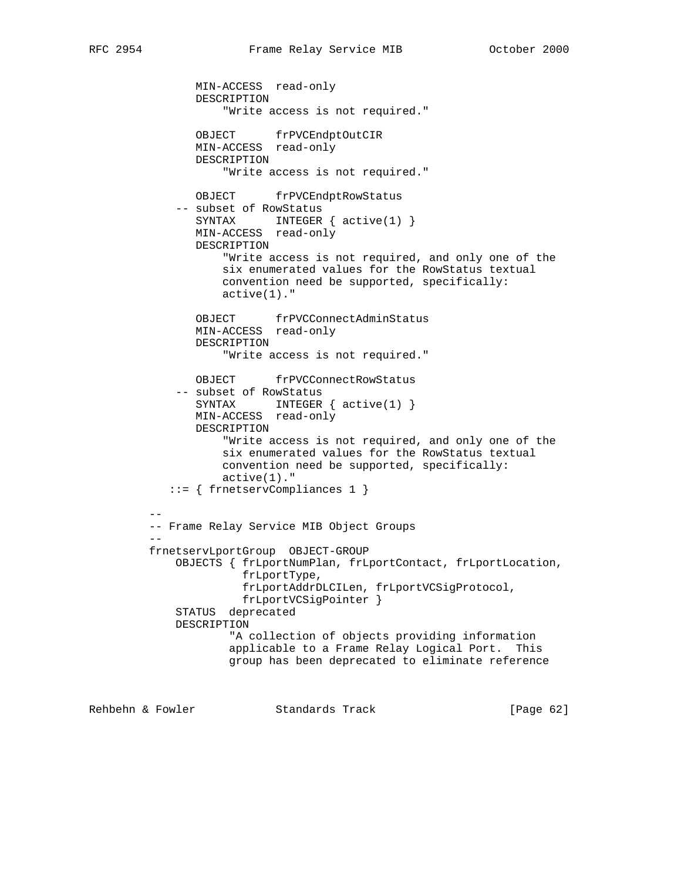```
            MIN-ACCESS  read-only
            DESCRIPTION
                "Write access is not required."

            OBJECT      frPVCEndptOutCIR
            MIN-ACCESS  read-only
            DESCRIPTION
                "Write access is not required."

            OBJECT      frPVCEndptRowStatus
         -- subset of RowStatus
            SYNTAX      INTEGER { active(1) }
            MIN-ACCESS  read-only
            DESCRIPTION
                "Write access is not required, and only one of the
                six enumerated values for the RowStatus textual
                convention need be supported, specifically:
                active(1)."

            OBJECT      frPVCConnectAdminStatus
            MIN-ACCESS  read-only
            DESCRIPTION
                "Write access is not required."

            OBJECT      frPVCConnectRowStatus
         -- subset of RowStatus
            SYNTAX      INTEGER { active(1) }
            MIN-ACCESS  read-only
            DESCRIPTION
                "Write access is not required, and only one of the
                six enumerated values for the RowStatus textual
                convention need be supported, specifically:
                active(1)."
        ::= { frnetservCompliances 1 }

    --
    -- Frame Relay Service MIB Object Groups
    --
    frnetservLportGroup  OBJECT-GROUP
        OBJECTS { frLportNumPlan, frLportContact, frLportLocation,
                  frLportType,
                  frLportAddrDLCILen, frLportVCSigProtocol,
                  frLportVCSigPointer }
        STATUS  deprecated
        DESCRIPTION
                "A collection of objects providing information
                applicable to a Frame Relay Logical Port.  This
                group has been deprecated to eliminate reference
```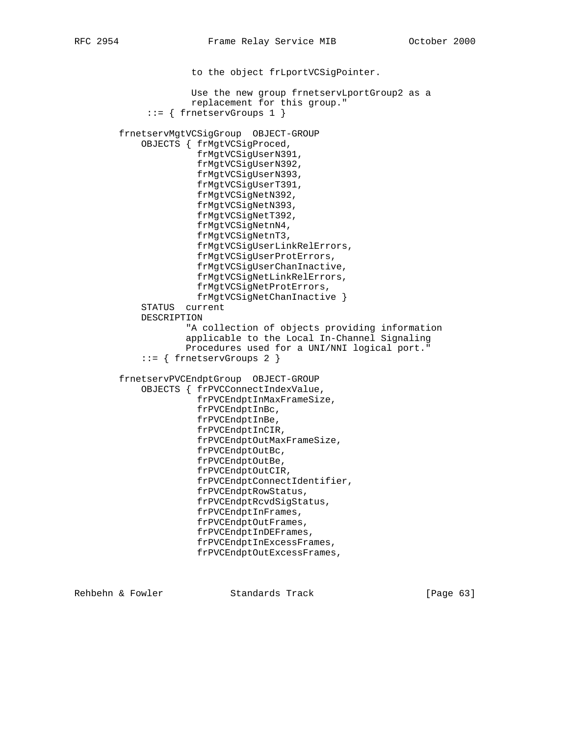```
                  to the object frLportVCSigPointer.

                  Use the new group frnetservLportGroup2 as a
                  replacement for this group."
          ::= { frnetservGroups 1 }

      frnetservMgtVCSigGroup  OBJECT-GROUP
          OBJECTS { frMgtVCSigProced,
                    frMgtVCSigUserN391,
                    frMgtVCSigUserN392,
                    frMgtVCSigUserN393,
                    frMgtVCSigUserT391,
                    frMgtVCSigNetN392,
                    frMgtVCSigNetN393,
                    frMgtVCSigNetT392,
                    frMgtVCSigNetnN4,
                    frMgtVCSigNetnT3,
                    frMgtVCSigUserLinkRelErrors,
                    frMgtVCSigUserProtErrors,
                    frMgtVCSigUserChanInactive,
                    frMgtVCSigNetLinkRelErrors,
                    frMgtVCSigNetProtErrors,
                    frMgtVCSigNetChanInactive }
          STATUS  current
          DESCRIPTION
                 "A collection of objects providing information
                 applicable to the Local In-Channel Signaling
                 Procedures used for a UNI/NNI logical port."
          ::= { frnetservGroups 2 }

      frnetservPVCEndptGroup  OBJECT-GROUP
          OBJECTS { frPVCConnectIndexValue,
                    frPVCEndptInMaxFrameSize,
                    frPVCEndptInBc,
                    frPVCEndptInBe,
                    frPVCEndptInCIR,
                    frPVCEndptOutMaxFrameSize,
                    frPVCEndptOutBc,
                    frPVCEndptOutBe,
                    frPVCEndptOutCIR,
                    frPVCEndptConnectIdentifier,
                    frPVCEndptRowStatus,
                    frPVCEndptRcvdSigStatus,
                    frPVCEndptInFrames,
                    frPVCEndptOutFrames,
                    frPVCEndptInDEFrames,
                    frPVCEndptInExcessFrames,
                    frPVCEndptOutExcessFrames,
```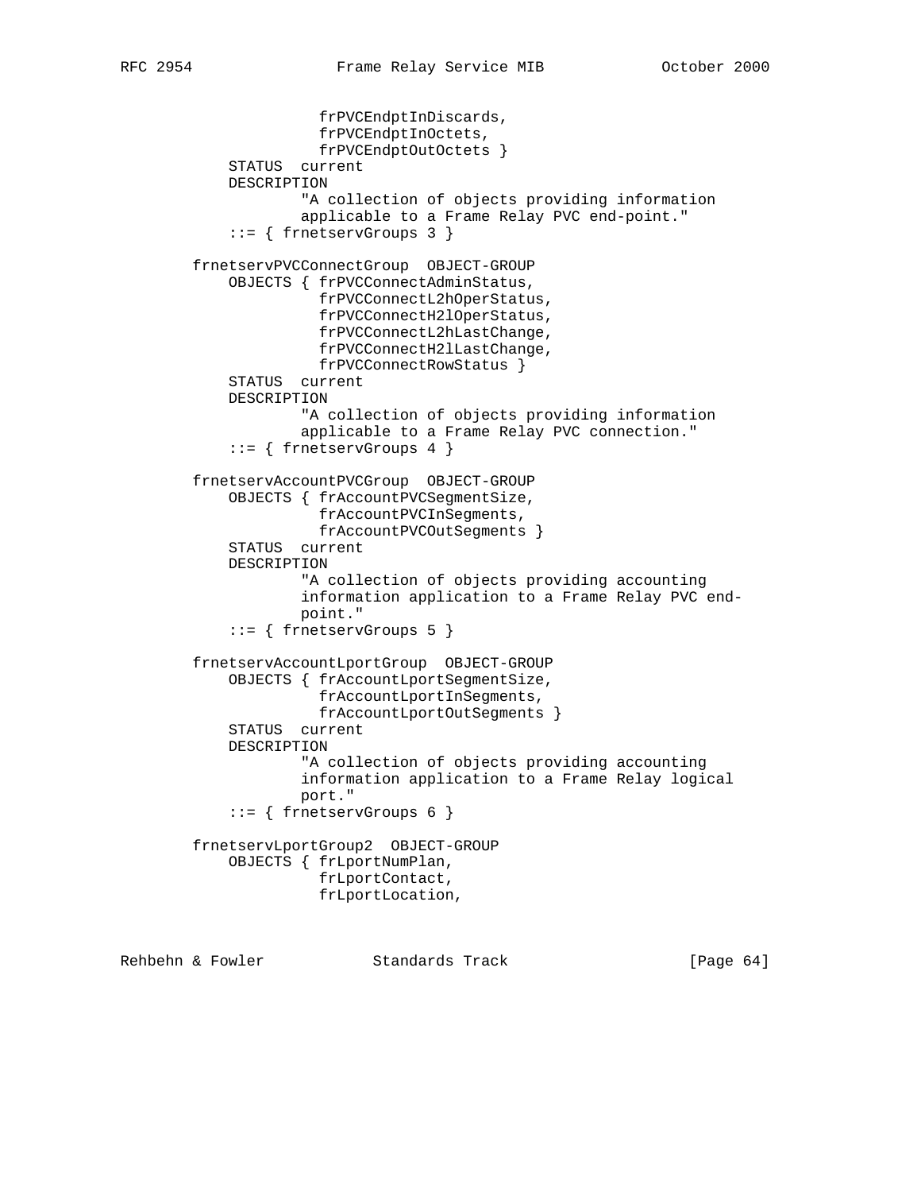```
                  frPVCEndptInDiscards,
                  frPVCEndptInOctets,
                  frPVCEndptOutOctets }
        STATUS  current
        DESCRIPTION
                "A collection of objects providing information
                applicable to a Frame Relay PVC end-point."
        ::= { frnetservGroups 3 }

    frnetservPVCConnectGroup  OBJECT-GROUP
        OBJECTS { frPVCConnectAdminStatus,
                  frPVCConnectL2hOperStatus,
                  frPVCConnectH2lOperStatus,
                  frPVCConnectL2hLastChange,
                  frPVCConnectH2lLastChange,
                  frPVCConnectRowStatus }
        STATUS  current
        DESCRIPTION
                "A collection of objects providing information
                applicable to a Frame Relay PVC connection."
        ::= { frnetservGroups 4 }

    frnetservAccountPVCGroup  OBJECT-GROUP
        OBJECTS { frAccountPVCSegmentSize,
                  frAccountPVCInSegments,
                  frAccountPVCOutSegments }
        STATUS  current
        DESCRIPTION
                "A collection of objects providing accounting
                information application to a Frame Relay PVC end-
                point."
        ::= { frnetservGroups 5 }

    frnetservAccountLportGroup  OBJECT-GROUP
        OBJECTS { frAccountLportSegmentSize,
                  frAccountLportInSegments,
                  frAccountLportOutSegments }
        STATUS  current
        DESCRIPTION
                "A collection of objects providing accounting
                information application to a Frame Relay logical
                port."
        ::= { frnetservGroups 6 }

    frnetservLportGroup2  OBJECT-GROUP
        OBJECTS { frLportNumPlan,
                  frLportContact,
                  frLportLocation,
```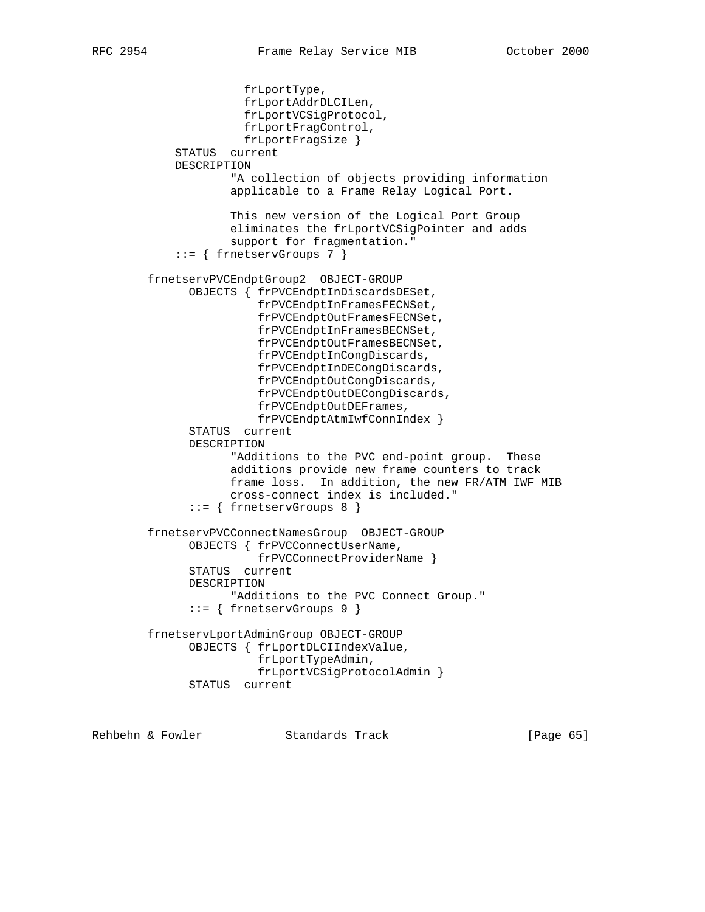```
                 frLportType,
                 frLportAddrDLCILen,
                 frLportVCSigProtocol,
                 frLportFragControl,
                 frLportFragSize }
        STATUS  current
        DESCRIPTION
                "A collection of objects providing information
                applicable to a Frame Relay Logical Port.

                This new version of the Logical Port Group
                eliminates the frLportVCSigPointer and adds
                support for fragmentation."
        ::= { frnetservGroups 7 }

    frnetservPVCEndptGroup2  OBJECT-GROUP
          OBJECTS { frPVCEndptInDiscardsDESet,
                    frPVCEndptInFramesFECNSet,
                    frPVCEndptOutFramesFECNSet,
                    frPVCEndptInFramesBECNSet,
                    frPVCEndptOutFramesBECNSet,
                    frPVCEndptInCongDiscards,
                    frPVCEndptInDECongDiscards,
                    frPVCEndptOutCongDiscards,
                    frPVCEndptOutDECongDiscards,
                    frPVCEndptOutDEFrames,
                    frPVCEndptAtmIwfConnIndex }
          STATUS  current
          DESCRIPTION
                "Additions to the PVC end-point group.  These
                additions provide new frame counters to track
                frame loss.  In addition, the new FR/ATM IWF MIB
                cross-connect index is included."
          ::= { frnetservGroups 8 }

    frnetservPVCConnectNamesGroup  OBJECT-GROUP
          OBJECTS { frPVCConnectUserName,
                    frPVCConnectProviderName }
          STATUS  current
          DESCRIPTION
                "Additions to the PVC Connect Group."
          ::= { frnetservGroups 9 }

    frnetservLportAdminGroup OBJECT-GROUP
          OBJECTS { frLportDLCIIndexValue,
                    frLportTypeAdmin,
                    frLportVCSigProtocolAdmin }
          STATUS  current
```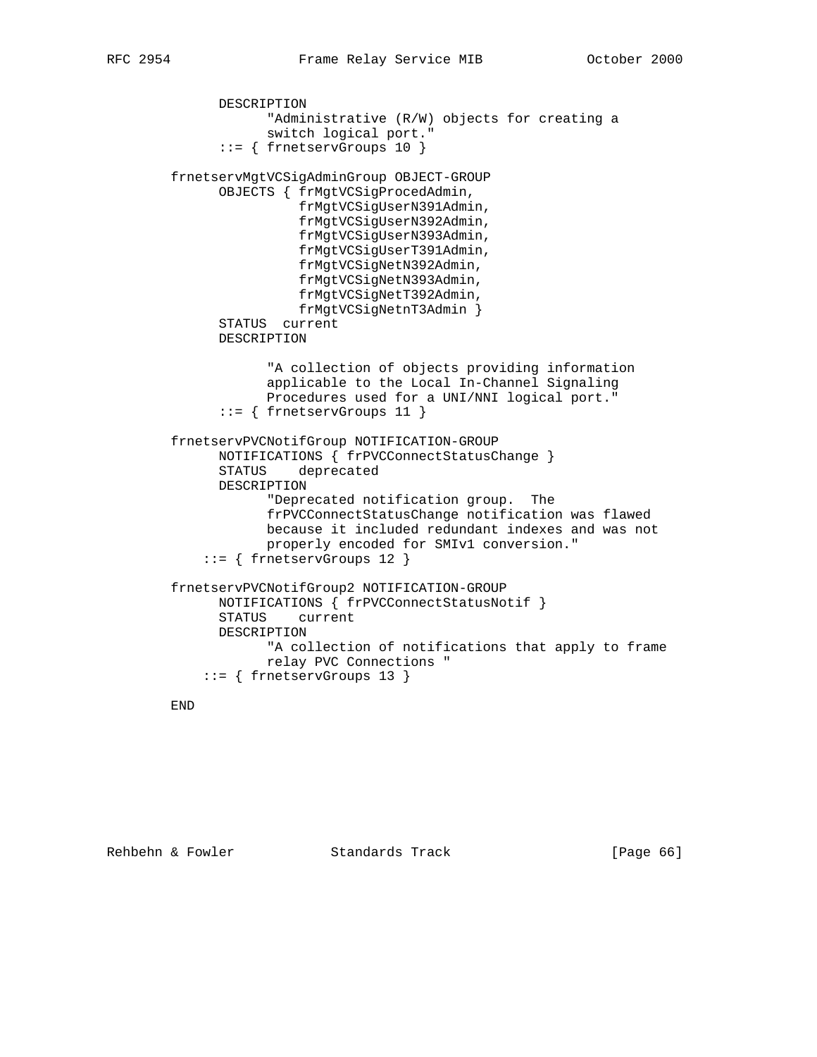```
      DESCRIPTION
            "Administrative (R/W) objects for creating a
            switch logical port."
      ::= { frnetservGroups 10 }

frnetservMgtVCSigAdminGroup OBJECT-GROUP
      OBJECTS { frMgtVCSigProcedAdmin,
                frMgtVCSigUserN391Admin,
                frMgtVCSigUserN392Admin,
                frMgtVCSigUserN393Admin,
                frMgtVCSigUserT391Admin,
                frMgtVCSigNetN392Admin,
                frMgtVCSigNetN393Admin,
                frMgtVCSigNetT392Admin,
                frMgtVCSigNetnT3Admin }
      STATUS  current
      DESCRIPTION

            "A collection of objects providing information
            applicable to the Local In-Channel Signaling
            Procedures used for a UNI/NNI logical port."
      ::= { frnetservGroups 11 }

frnetservPVCNotifGroup NOTIFICATION-GROUP
      NOTIFICATIONS { frPVCConnectStatusChange }
      STATUS    deprecated
      DESCRIPTION
            "Deprecated notification group.  The
            frPVCConnectStatusChange notification was flawed
            because it included redundant indexes and was not
            properly encoded for SMIv1 conversion."
    ::= { frnetservGroups 12 }

frnetservPVCNotifGroup2 NOTIFICATION-GROUP
      NOTIFICATIONS { frPVCConnectStatusNotif }
      STATUS    current
      DESCRIPTION
            "A collection of notifications that apply to frame
            relay PVC Connections "
    ::= { frnetservGroups 13 }

END
```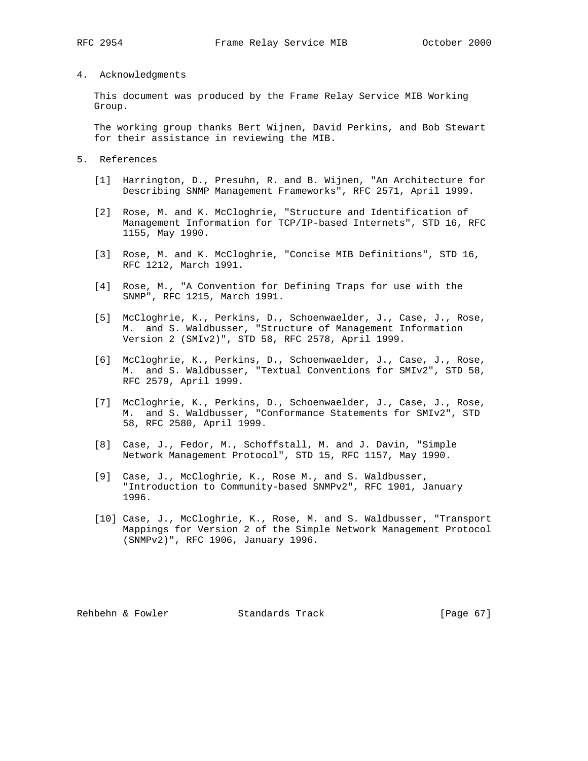## 4. Acknowledgments

This document was produced by the Frame Relay Service MIB Working Group.

The working group thanks Bert Wijnen, David Perkins, and Bob Stewart for their assistance in reviewing the MIB.

## 5. References

[1] Harrington, D., Presuhn, R. and B. Wijnen, "An Architecture for Describing SNMP Management Frameworks", RFC 2571, April 1999.

[2] Rose, M. and K. McCloghrie, "Structure and Identification of Management Information for TCP/IP-based Internets", STD 16, RFC 1155, May 1990.

[3] Rose, M. and K. McCloghrie, "Concise MIB Definitions", STD 16, RFC 1212, March 1991.

[4] Rose, M., "A Convention for Defining Traps for use with the SNMP", RFC 1215, March 1991.

[5] McCloghrie, K., Perkins, D., Schoenwaelder, J., Case, J., Rose, M. and S. Waldbusser, "Structure of Management Information Version 2 (SMIv2)", STD 58, RFC 2578, April 1999.

[6] McCloghrie, K., Perkins, D., Schoenwaelder, J., Case, J., Rose, M. and S. Waldbusser, "Textual Conventions for SMIv2", STD 58, RFC 2579, April 1999.

[7] McCloghrie, K., Perkins, D., Schoenwaelder, J., Case, J., Rose, M. and S. Waldbusser, "Conformance Statements for SMIv2", STD 58, RFC 2580, April 1999.

[8] Case, J., Fedor, M., Schoffstall, M. and J. Davin, "Simple Network Management Protocol", STD 15, RFC 1157, May 1990.

[9] Case, J., McCloghrie, K., Rose M., and S. Waldbusser, "Introduction to Community-based SNMPv2", RFC 1901, January 1996.

[10] Case, J., McCloghrie, K., Rose, M. and S. Waldbusser, "Transport Mappings for Version 2 of the Simple Network Management Protocol (SNMPv2)", RFC 1906, January 1996.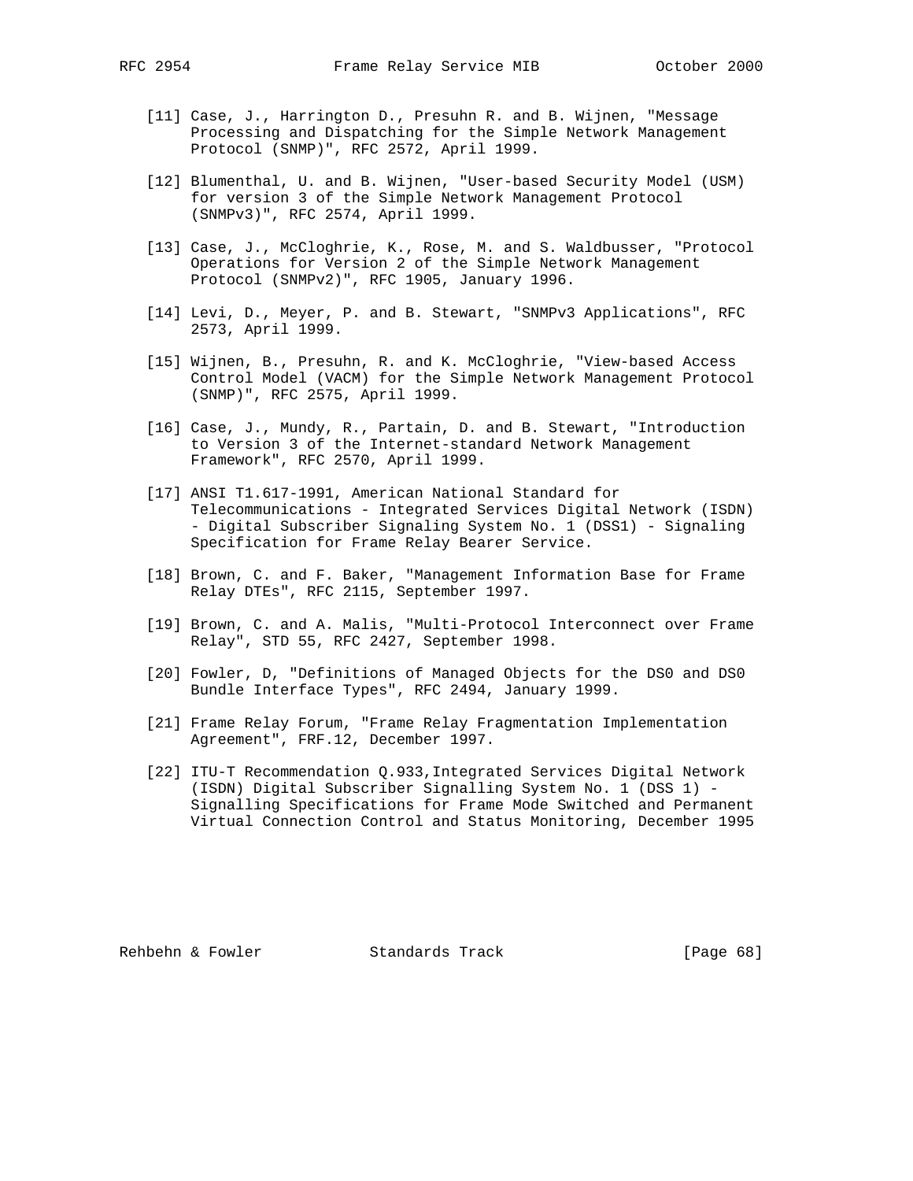[11] Case, J., Harrington D., Presuhn R. and B. Wijnen, "Message Processing and Dispatching for the Simple Network Management Protocol (SNMP)", RFC 2572, April 1999.

[12] Blumenthal, U. and B. Wijnen, "User-based Security Model (USM) for version 3 of the Simple Network Management Protocol (SNMPv3)", RFC 2574, April 1999.

[13] Case, J., McCloghrie, K., Rose, M. and S. Waldbusser, "Protocol Operations for Version 2 of the Simple Network Management Protocol (SNMPv2)", RFC 1905, January 1996.

[14] Levi, D., Meyer, P. and B. Stewart, "SNMPv3 Applications", RFC 2573, April 1999.

[15] Wijnen, B., Presuhn, R. and K. McCloghrie, "View-based Access Control Model (VACM) for the Simple Network Management Protocol (SNMP)", RFC 2575, April 1999.

[16] Case, J., Mundy, R., Partain, D. and B. Stewart, "Introduction to Version 3 of the Internet-standard Network Management Framework", RFC 2570, April 1999.

[17] ANSI T1.617-1991, American National Standard for Telecommunications - Integrated Services Digital Network (ISDN) - Digital Subscriber Signaling System No. 1 (DSS1) - Signaling Specification for Frame Relay Bearer Service.

[18] Brown, C. and F. Baker, "Management Information Base for Frame Relay DTEs", RFC 2115, September 1997.

[19] Brown, C. and A. Malis, "Multi-Protocol Interconnect over Frame Relay", STD 55, RFC 2427, September 1998.

[20] Fowler, D, "Definitions of Managed Objects for the DS0 and DS0 Bundle Interface Types", RFC 2494, January 1999.

[21] Frame Relay Forum, "Frame Relay Fragmentation Implementation Agreement", FRF.12, December 1997.

[22] ITU-T Recommendation Q.933,Integrated Services Digital Network (ISDN) Digital Subscriber Signalling System No. 1 (DSS 1) - Signalling Specifications for Frame Mode Switched and Permanent Virtual Connection Control and Status Monitoring, December 1995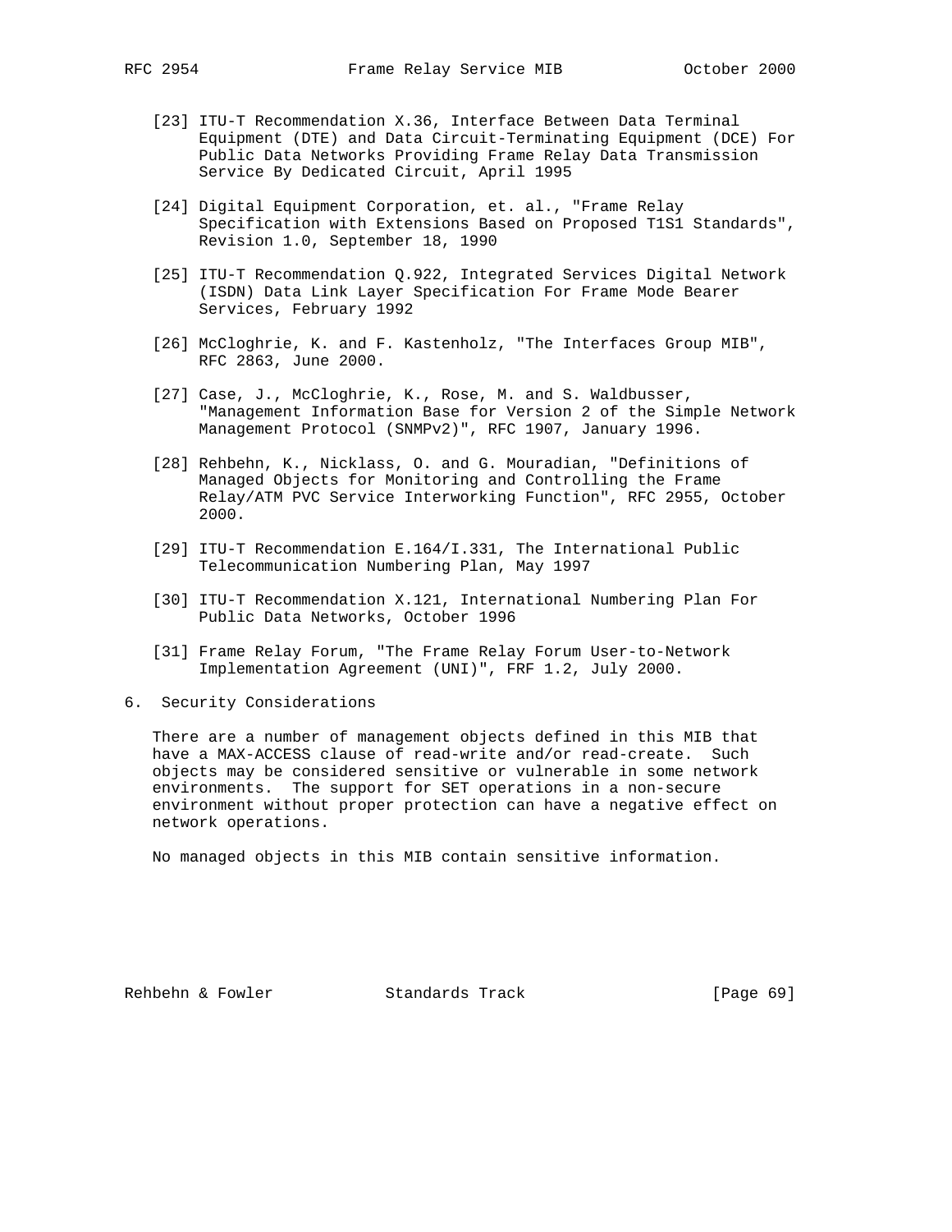[23] ITU-T Recommendation X.36, Interface Between Data Terminal Equipment (DTE) and Data Circuit-Terminating Equipment (DCE) For Public Data Networks Providing Frame Relay Data Transmission Service By Dedicated Circuit, April 1995

[24] Digital Equipment Corporation, et. al., "Frame Relay Specification with Extensions Based on Proposed T1S1 Standards", Revision 1.0, September 18, 1990

[25] ITU-T Recommendation Q.922, Integrated Services Digital Network (ISDN) Data Link Layer Specification For Frame Mode Bearer Services, February 1992

[26] McCloghrie, K. and F. Kastenholz, "The Interfaces Group MIB", RFC 2863, June 2000.

[27] Case, J., McCloghrie, K., Rose, M. and S. Waldbusser, "Management Information Base for Version 2 of the Simple Network Management Protocol (SNMPv2)", RFC 1907, January 1996.

[28] Rehbehn, K., Nicklass, O. and G. Mouradian, "Definitions of Managed Objects for Monitoring and Controlling the Frame Relay/ATM PVC Service Interworking Function", RFC 2955, October 2000.

[29] ITU-T Recommendation E.164/I.331, The International Public Telecommunication Numbering Plan, May 1997

[30] ITU-T Recommendation X.121, International Numbering Plan For Public Data Networks, October 1996

[31] Frame Relay Forum, "The Frame Relay Forum User-to-Network Implementation Agreement (UNI)", FRF 1.2, July 2000.

## 6. Security Considerations

There are a number of management objects defined in this MIB that have a MAX-ACCESS clause of read-write and/or read-create. Such objects may be considered sensitive or vulnerable in some network environments. The support for SET operations in a non-secure environment without proper protection can have a negative effect on network operations.

No managed objects in this MIB contain sensitive information.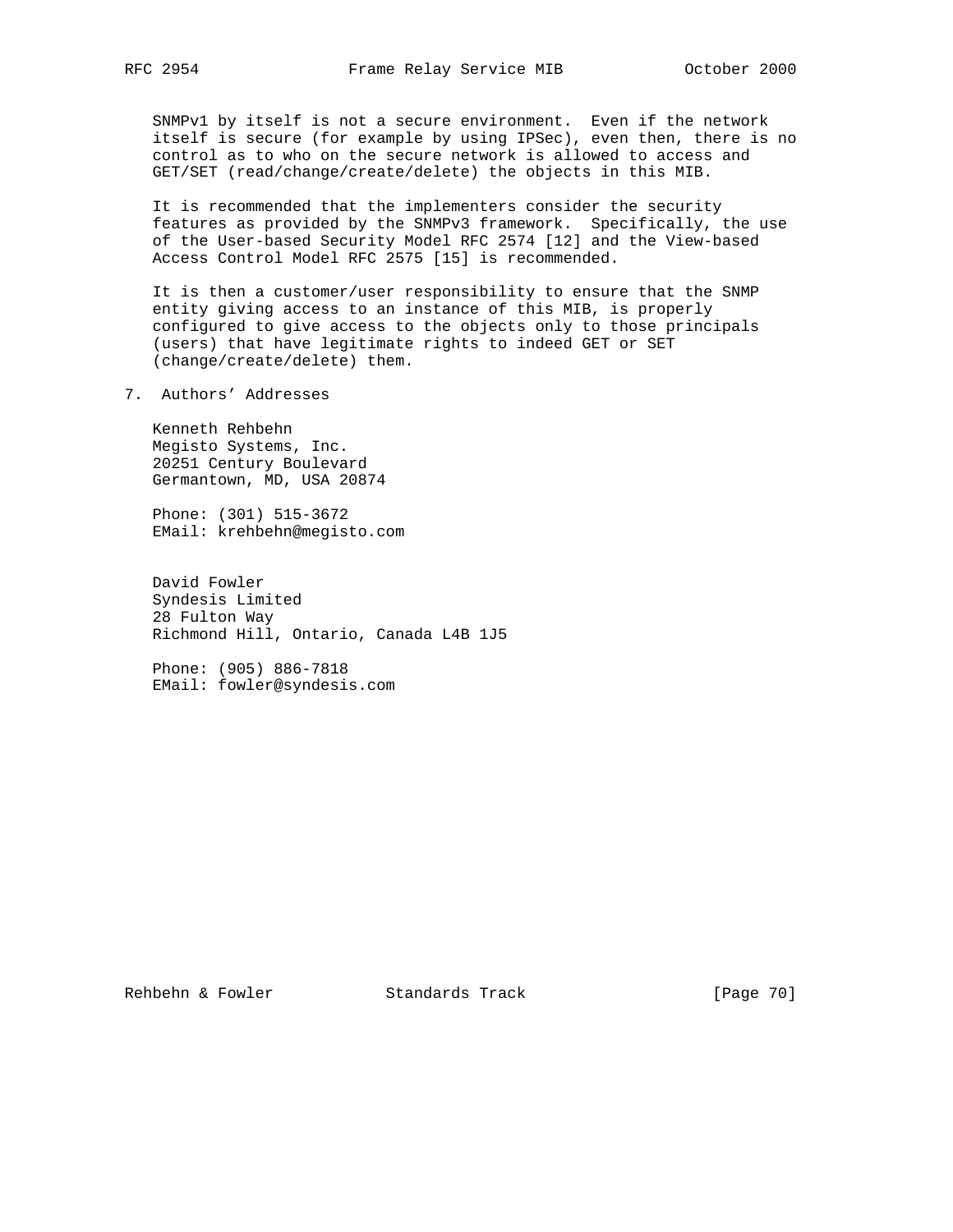SNMPv1 by itself is not a secure environment. Even if the network itself is secure (for example by using IPSec), even then, there is no control as to who on the secure network is allowed to access and GET/SET (read/change/create/delete) the objects in this MIB.

It is recommended that the implementers consider the security features as provided by the SNMPv3 framework. Specifically, the use of the User-based Security Model RFC 2574 [12] and the View-based Access Control Model RFC 2575 [15] is recommended.

It is then a customer/user responsibility to ensure that the SNMP entity giving access to an instance of this MIB, is properly configured to give access to the objects only to those principals (users) that have legitimate rights to indeed GET or SET (change/create/delete) them.

## 7. Authors' Addresses

Kenneth Rehbehn
Megisto Systems, Inc.
20251 Century Boulevard
Germantown, MD, USA 20874

Phone: (301) 515-3672
EMail: krehbehn@megisto.com

David Fowler
Syndesis Limited
28 Fulton Way
Richmond Hill, Ontario, Canada L4B 1J5

Phone: (905) 886-7818
EMail: fowler@syndesis.com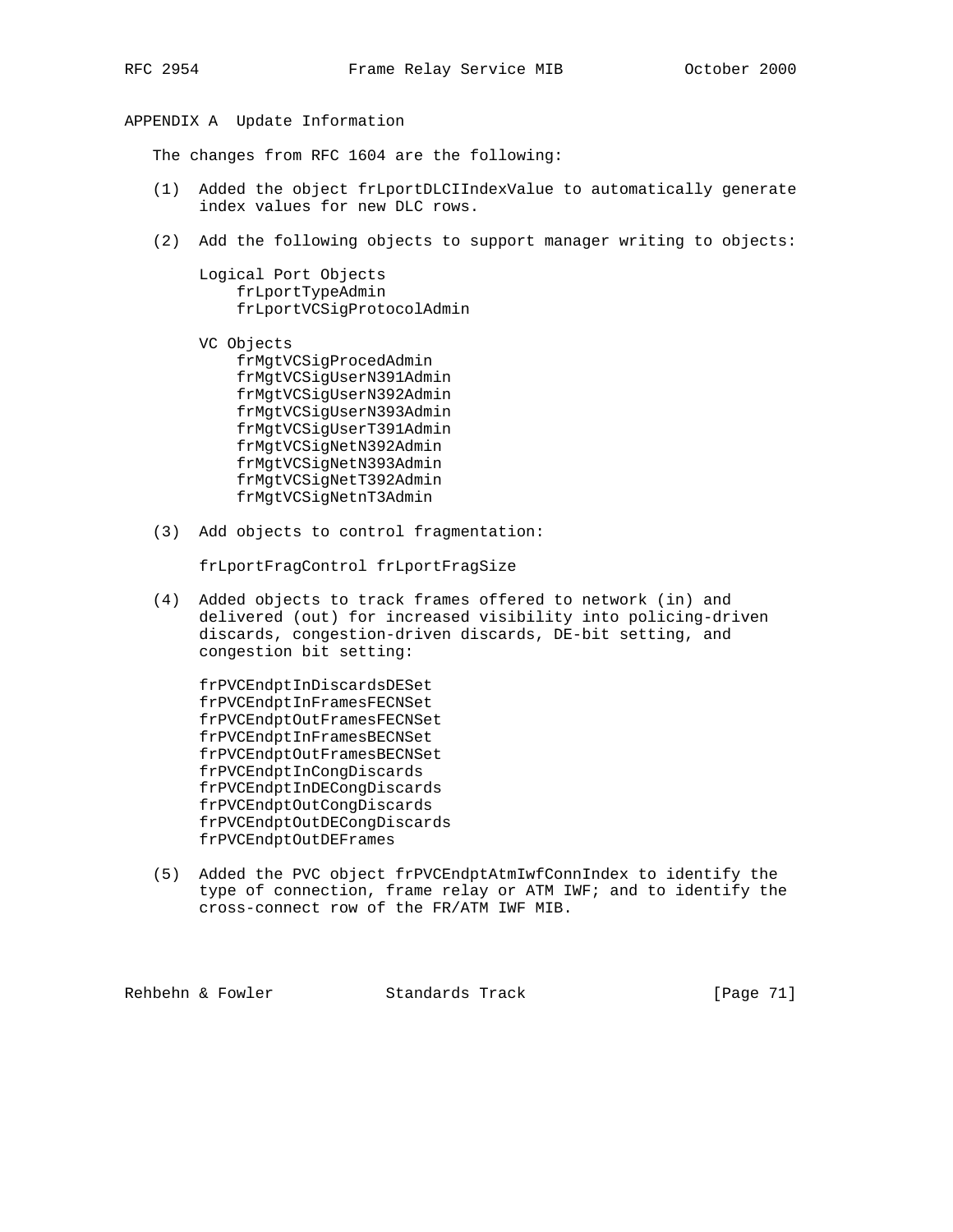## APPENDIX A  Update Information

The changes from RFC 1604 are the following:

(1) Added the object frLportDLCIIndexValue to automatically generate index values for new DLC rows.

(2) Add the following objects to support manager writing to objects:

Logical Port Objects
- frLportTypeAdmin
- frLportVCSigProtocolAdmin

VC Objects
- frMgtVCSigProcedAdmin
- frMgtVCSigUserN391Admin
- frMgtVCSigUserN392Admin
- frMgtVCSigUserN393Admin
- frMgtVCSigUserT391Admin
- frMgtVCSigNetN392Admin
- frMgtVCSigNetN393Admin
- frMgtVCSigNetT392Admin
- frMgtVCSigNetnT3Admin

(3) Add objects to control fragmentation:

frLportFragControl frLportFragSize

(4) Added objects to track frames offered to network (in) and delivered (out) for increased visibility into policing-driven discards, congestion-driven discards, DE-bit setting, and congestion bit setting:

- frPVCEndptInDiscardsDESet
- frPVCEndptInFramesFECNSet
- frPVCEndptOutFramesFECNSet
- frPVCEndptInFramesBECNSet
- frPVCEndptOutFramesBECNSet
- frPVCEndptInCongDiscards
- frPVCEndptInDECongDiscards
- frPVCEndptOutCongDiscards
- frPVCEndptOutDECongDiscards
- frPVCEndptOutDEFrames

(5) Added the PVC object frPVCEndptAtmIwfConnIndex to identify the type of connection, frame relay or ATM IWF; and to identify the cross-connect row of the FR/ATM IWF MIB.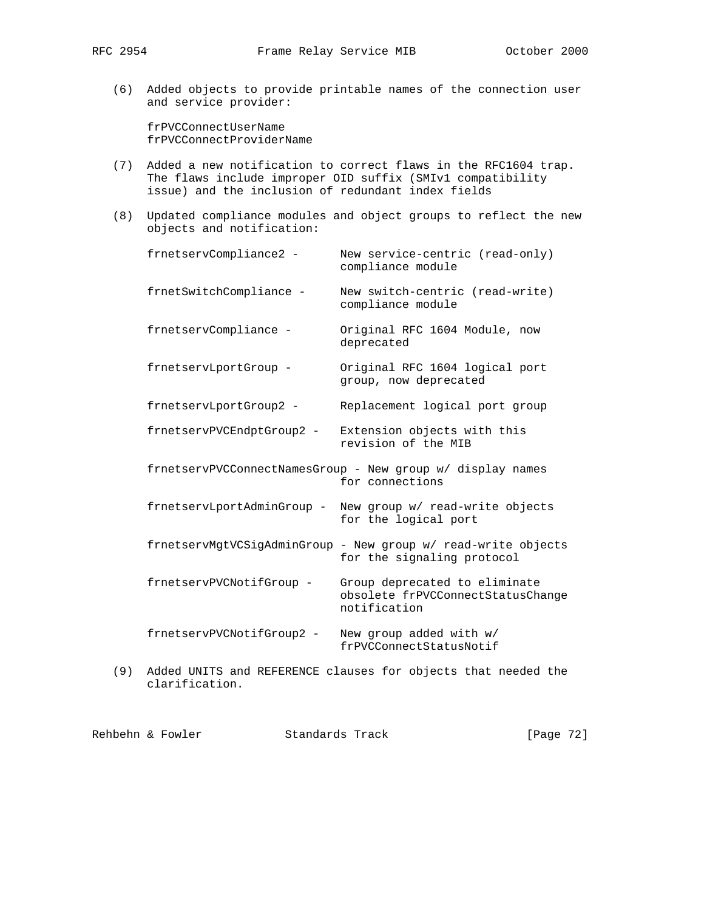(6) Added objects to provide printable names of the connection user and service provider:

    frPVCConnectUserName
    frPVCConnectProviderName

(7) Added a new notification to correct flaws in the RFC1604 trap. The flaws include improper OID suffix (SMIv1 compatibility issue) and the inclusion of redundant index fields

(8) Updated compliance modules and object groups to reflect the new objects and notification:

| | |
|---|---|
| frnetservCompliance2 - | New service-centric (read-only) compliance module |
| frnetSwitchCompliance - | New switch-centric (read-write) compliance module |
| frnetservCompliance - | Original RFC 1604 Module, now deprecated |
| frnetservLportGroup - | Original RFC 1604 logical port group, now deprecated |
| frnetservLportGroup2 - | Replacement logical port group |
| frnetservPVCEndptGroup2 - | Extension objects with this revision of the MIB |
| frnetservPVCConnectNamesGroup - | New group w/ display names for connections |
| frnetservLportAdminGroup - | New group w/ read-write objects for the logical port |
| frnetservMgtVCSigAdminGroup - | New group w/ read-write objects for the signaling protocol |
| frnetservPVCNotifGroup - | Group deprecated to eliminate obsolete frPVCConnectStatusChange notification |
| frnetservPVCNotifGroup2 - | New group added with w/ frPVCConnectStatusNotif |

(9) Added UNITS and REFERENCE clauses for objects that needed the clarification.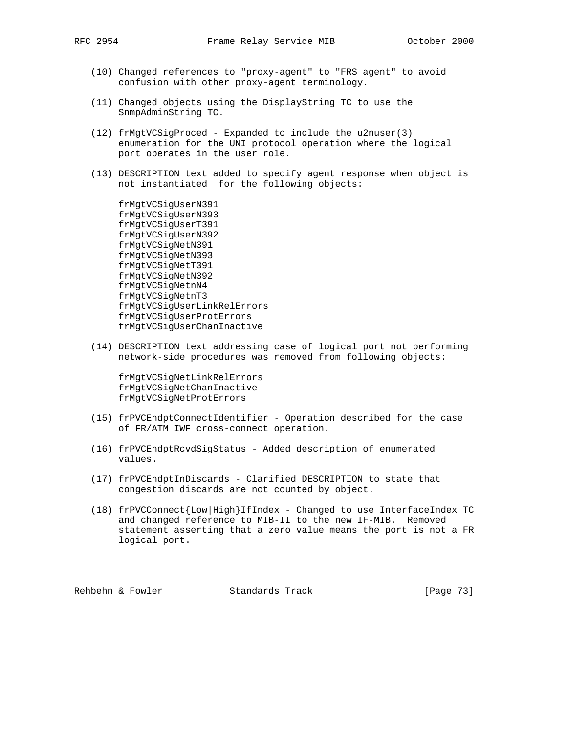(10) Changed references to "proxy-agent" to "FRS agent" to avoid confusion with other proxy-agent terminology.

(11) Changed objects using the DisplayString TC to use the SnmpAdminString TC.

(12) frMgtVCSigProced - Expanded to include the u2nuser(3) enumeration for the UNI protocol operation where the logical port operates in the user role.

(13) DESCRIPTION text added to specify agent response when object is not instantiated for the following objects:

```
frMgtVCSigUserN391
frMgtVCSigUserN393
frMgtVCSigUserT391
frMgtVCSigUserN392
frMgtVCSigNetN391
frMgtVCSigNetN393
frMgtVCSigNetT391
frMgtVCSigNetN392
frMgtVCSigNetnN4
frMgtVCSigNetnT3
frMgtVCSigUserLinkRelErrors
frMgtVCSigUserProtErrors
frMgtVCSigUserChanInactive
```

(14) DESCRIPTION text addressing case of logical port not performing network-side procedures was removed from following objects:

```
frMgtVCSigNetLinkRelErrors
frMgtVCSigNetChanInactive
frMgtVCSigNetProtErrors
```

(15) frPVCEndptConnectIdentifier - Operation described for the case of FR/ATM IWF cross-connect operation.

(16) frPVCEndptRcvdSigStatus - Added description of enumerated values.

(17) frPVCEndptInDiscards - Clarified DESCRIPTION to state that congestion discards are not counted by object.

(18) frPVCConnect{Low|High}IfIndex - Changed to use InterfaceIndex TC and changed reference to MIB-II to the new IF-MIB. Removed statement asserting that a zero value means the port is not a FR logical port.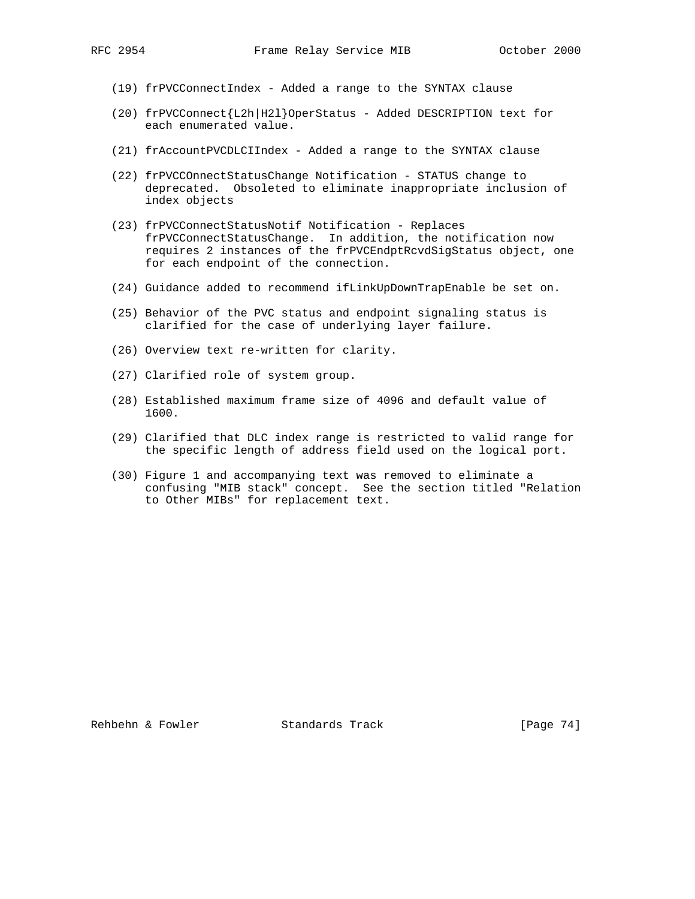(19) frPVCConnectIndex - Added a range to the SYNTAX clause

(20) frPVCConnect{L2h|H2l}OperStatus - Added DESCRIPTION text for each enumerated value.

(21) frAccountPVCDLCIIndex - Added a range to the SYNTAX clause

(22) frPVCCOnnectStatusChange Notification - STATUS change to deprecated. Obsoleted to eliminate inappropriate inclusion of index objects

(23) frPVCConnectStatusNotif Notification - Replaces frPVCConnectStatusChange. In addition, the notification now requires 2 instances of the frPVCEndptRcvdSigStatus object, one for each endpoint of the connection.

(24) Guidance added to recommend ifLinkUpDownTrapEnable be set on.

(25) Behavior of the PVC status and endpoint signaling status is clarified for the case of underlying layer failure.

(26) Overview text re-written for clarity.

(27) Clarified role of system group.

(28) Established maximum frame size of 4096 and default value of 1600.

(29) Clarified that DLC index range is restricted to valid range for the specific length of address field used on the logical port.

(30) Figure 1 and accompanying text was removed to eliminate a confusing "MIB stack" concept. See the section titled "Relation to Other MIBs" for replacement text.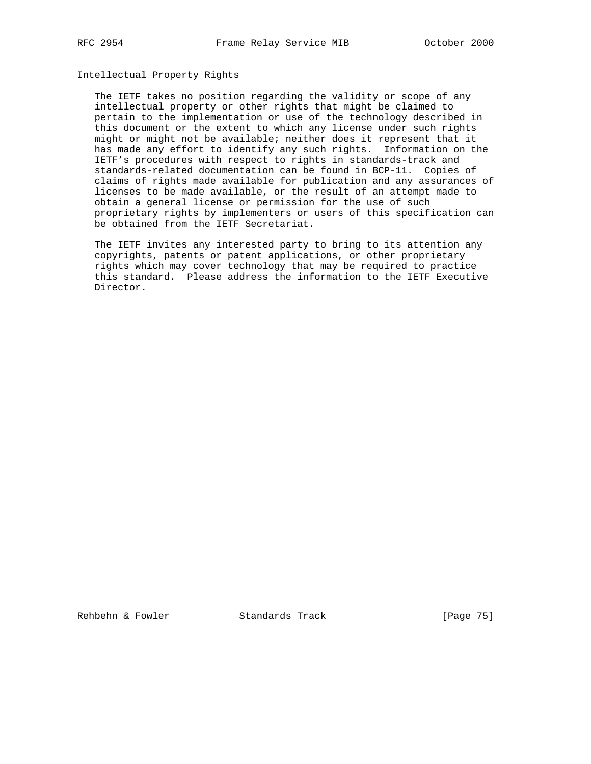## Intellectual Property Rights

The IETF takes no position regarding the validity or scope of any intellectual property or other rights that might be claimed to pertain to the implementation or use of the technology described in this document or the extent to which any license under such rights might or might not be available; neither does it represent that it has made any effort to identify any such rights. Information on the IETF's procedures with respect to rights in standards-track and standards-related documentation can be found in BCP-11. Copies of claims of rights made available for publication and any assurances of licenses to be made available, or the result of an attempt made to obtain a general license or permission for the use of such proprietary rights by implementers or users of this specification can be obtained from the IETF Secretariat.

The IETF invites any interested party to bring to its attention any copyrights, patents or patent applications, or other proprietary rights which may cover technology that may be required to practice this standard. Please address the information to the IETF Executive Director.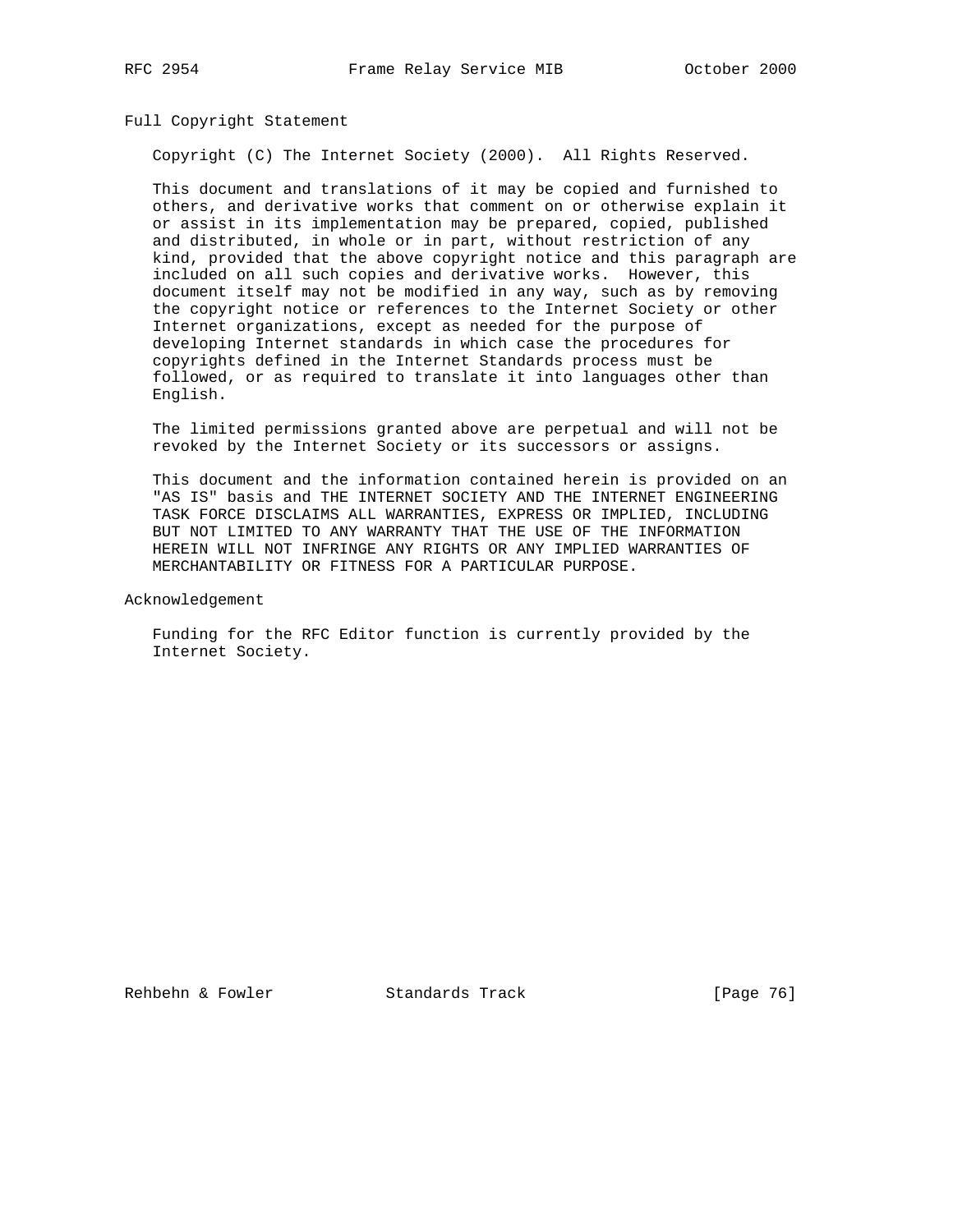## Full Copyright Statement

Copyright (C) The Internet Society (2000). All Rights Reserved.

This document and translations of it may be copied and furnished to others, and derivative works that comment on or otherwise explain it or assist in its implementation may be prepared, copied, published and distributed, in whole or in part, without restriction of any kind, provided that the above copyright notice and this paragraph are included on all such copies and derivative works. However, this document itself may not be modified in any way, such as by removing the copyright notice or references to the Internet Society or other Internet organizations, except as needed for the purpose of developing Internet standards in which case the procedures for copyrights defined in the Internet Standards process must be followed, or as required to translate it into languages other than English.

The limited permissions granted above are perpetual and will not be revoked by the Internet Society or its successors or assigns.

This document and the information contained herein is provided on an "AS IS" basis and THE INTERNET SOCIETY AND THE INTERNET ENGINEERING TASK FORCE DISCLAIMS ALL WARRANTIES, EXPRESS OR IMPLIED, INCLUDING BUT NOT LIMITED TO ANY WARRANTY THAT THE USE OF THE INFORMATION HEREIN WILL NOT INFRINGE ANY RIGHTS OR ANY IMPLIED WARRANTIES OF MERCHANTABILITY OR FITNESS FOR A PARTICULAR PURPOSE.

## Acknowledgement

Funding for the RFC Editor function is currently provided by the Internet Society.